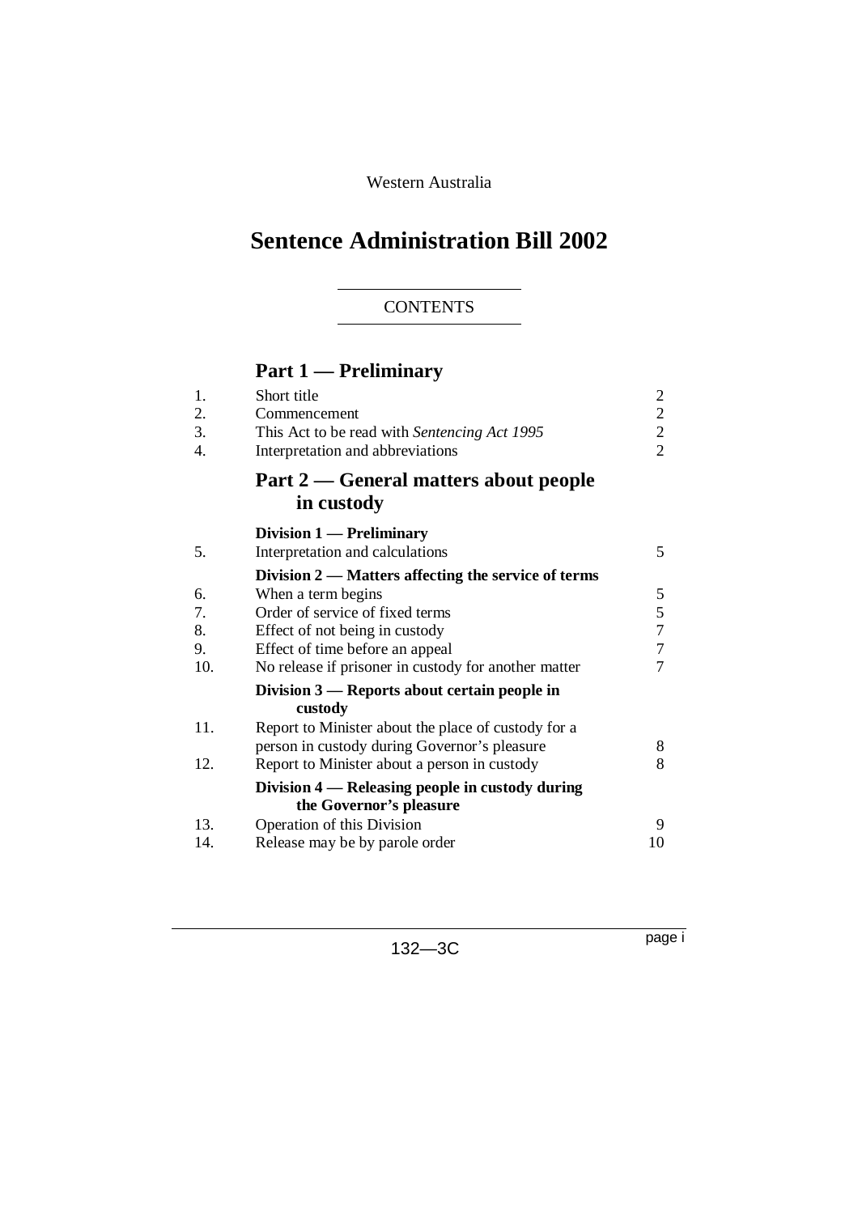Western Australia

# Sentence Administration Bill 2002

CONTENTS

## Part 1 — Preliminary

| | | |
|---|---|---|
| 1. | Short title | 2 |
| 2. | Commencement | 2 |
| 3. | This Act to be read with *Sentencing Act 1995* | 2 |
| 4. | Interpretation and abbreviations | 2 |

## Part 2 — General matters about people in custody

### Division 1 — Preliminary

| | | |
|---|---|---|
| 5. | Interpretation and calculations | 5 |

### Division 2 — Matters affecting the service of terms

| | | |
|---|---|---|
| 6. | When a term begins | 5 |
| 7. | Order of service of fixed terms | 5 |
| 8. | Effect of not being in custody | 7 |
| 9. | Effect of time before an appeal | 7 |
| 10. | No release if prisoner in custody for another matter | 7 |

### Division 3 — Reports about certain people in custody

| | | |
|---|---|---|
| 11. | Report to Minister about the place of custody for a person in custody during Governor's pleasure | 8 |
| 12. | Report to Minister about a person in custody | 8 |

### Division 4 — Releasing people in custody during the Governor's pleasure

| | | |
|---|---|---|
| 13. | Operation of this Division | 9 |
| 14. | Release may be by parole order | 10 |

132—3C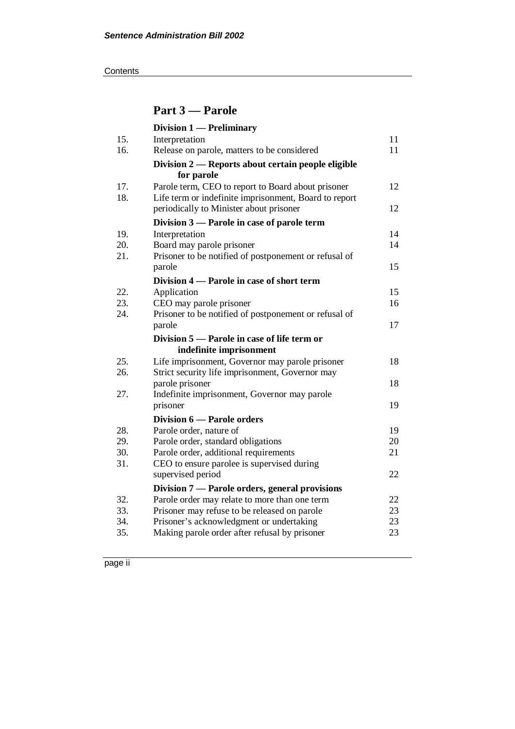## Part 3 — Parole

| | | |
|---|---|---|
| | **Division 1 — Preliminary** | |
| 15. | Interpretation | 11 |
| 16. | Release on parole, matters to be considered | 11 |
| | **Division 2 — Reports about certain people eligible for parole** | |
| 17. | Parole term, CEO to report to Board about prisoner | 12 |
| 18. | Life term or indefinite imprisonment, Board to report periodically to Minister about prisoner | 12 |
| | **Division 3 — Parole in case of parole term** | |
| 19. | Interpretation | 14 |
| 20. | Board may parole prisoner | 14 |
| 21. | Prisoner to be notified of postponement or refusal of parole | 15 |
| | **Division 4 — Parole in case of short term** | |
| 22. | Application | 15 |
| 23. | CEO may parole prisoner | 16 |
| 24. | Prisoner to be notified of postponement or refusal of parole | 17 |
| | **Division 5 — Parole in case of life term or indefinite imprisonment** | |
| 25. | Life imprisonment, Governor may parole prisoner | 18 |
| 26. | Strict security life imprisonment, Governor may parole prisoner | 18 |
| 27. | Indefinite imprisonment, Governor may parole prisoner | 19 |
| | **Division 6 — Parole orders** | |
| 28. | Parole order, nature of | 19 |
| 29. | Parole order, standard obligations | 20 |
| 30. | Parole order, additional requirements | 21 |
| 31. | CEO to ensure parolee is supervised during supervised period | 22 |
| | **Division 7 — Parole orders, general provisions** | |
| 32. | Parole order may relate to more than one term | 22 |
| 33. | Prisoner may refuse to be released on parole | 23 |
| 34. | Prisoner's acknowledgment or undertaking | 23 |
| 35. | Making parole order after refusal by prisoner | 23 |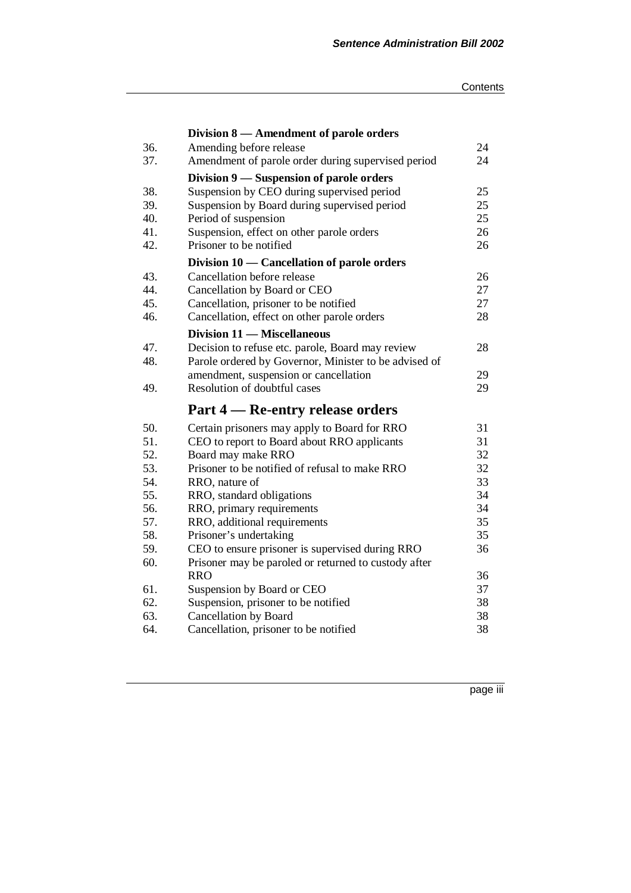| | | |
|---|---|---|
| | **Division 8 — Amendment of parole orders** | |
| 36. | Amending before release | 24 |
| 37. | Amendment of parole order during supervised period | 24 |
| | **Division 9 — Suspension of parole orders** | |
| 38. | Suspension by CEO during supervised period | 25 |
| 39. | Suspension by Board during supervised period | 25 |
| 40. | Period of suspension | 25 |
| 41. | Suspension, effect on other parole orders | 26 |
| 42. | Prisoner to be notified | 26 |
| | **Division 10 — Cancellation of parole orders** | |
| 43. | Cancellation before release | 26 |
| 44. | Cancellation by Board or CEO | 27 |
| 45. | Cancellation, prisoner to be notified | 27 |
| 46. | Cancellation, effect on other parole orders | 28 |
| | **Division 11 — Miscellaneous** | |
| 47. | Decision to refuse etc. parole, Board may review | 28 |
| 48. | Parole ordered by Governor, Minister to be advised of amendment, suspension or cancellation | 29 |
| 49. | Resolution of doubtful cases | 29 |

## Part 4 — Re-entry release orders

| | | |
|---|---|---|
| 50. | Certain prisoners may apply to Board for RRO | 31 |
| 51. | CEO to report to Board about RRO applicants | 31 |
| 52. | Board may make RRO | 32 |
| 53. | Prisoner to be notified of refusal to make RRO | 32 |
| 54. | RRO, nature of | 33 |
| 55. | RRO, standard obligations | 34 |
| 56. | RRO, primary requirements | 34 |
| 57. | RRO, additional requirements | 35 |
| 58. | Prisoner's undertaking | 35 |
| 59. | CEO to ensure prisoner is supervised during RRO | 36 |
| 60. | Prisoner may be paroled or returned to custody after RRO | 36 |
| 61. | Suspension by Board or CEO | 37 |
| 62. | Suspension, prisoner to be notified | 38 |
| 63. | Cancellation by Board | 38 |
| 64. | Cancellation, prisoner to be notified | 38 |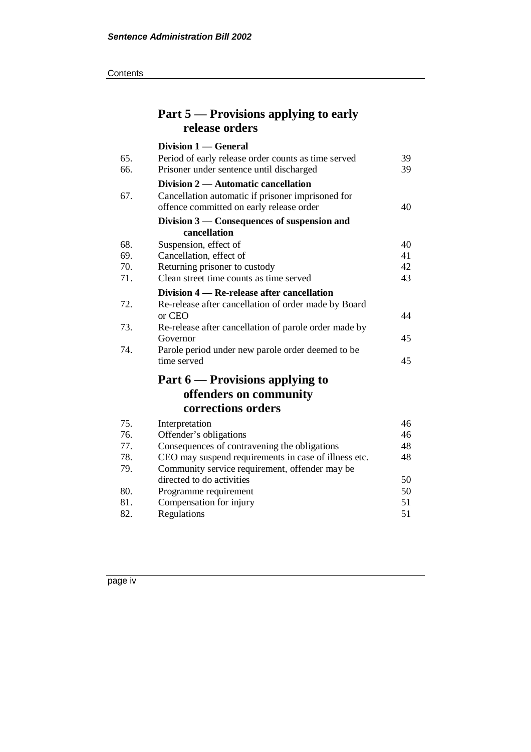## Part 5 — Provisions applying to early release orders

### Division 1 — General

| | | |
|---|---|---|
| 65. | Period of early release order counts as time served | 39 |
| 66. | Prisoner under sentence until discharged | 39 |

### Division 2 — Automatic cancellation

| | | |
|---|---|---|
| 67. | Cancellation automatic if prisoner imprisoned for offence committed on early release order | 40 |

### Division 3 — Consequences of suspension and cancellation

| | | |
|---|---|---|
| 68. | Suspension, effect of | 40 |
| 69. | Cancellation, effect of | 41 |
| 70. | Returning prisoner to custody | 42 |
| 71. | Clean street time counts as time served | 43 |

### Division 4 — Re-release after cancellation

| | | |
|---|---|---|
| 72. | Re-release after cancellation of order made by Board or CEO | 44 |
| 73. | Re-release after cancellation of parole order made by Governor | 45 |
| 74. | Parole period under new parole order deemed to be time served | 45 |

## Part 6 — Provisions applying to offenders on community corrections orders

| | | |
|---|---|---|
| 75. | Interpretation | 46 |
| 76. | Offender's obligations | 46 |
| 77. | Consequences of contravening the obligations | 48 |
| 78. | CEO may suspend requirements in case of illness etc. | 48 |
| 79. | Community service requirement, offender may be directed to do activities | 50 |
| 80. | Programme requirement | 50 |
| 81. | Compensation for injury | 51 |
| 82. | Regulations | 51 |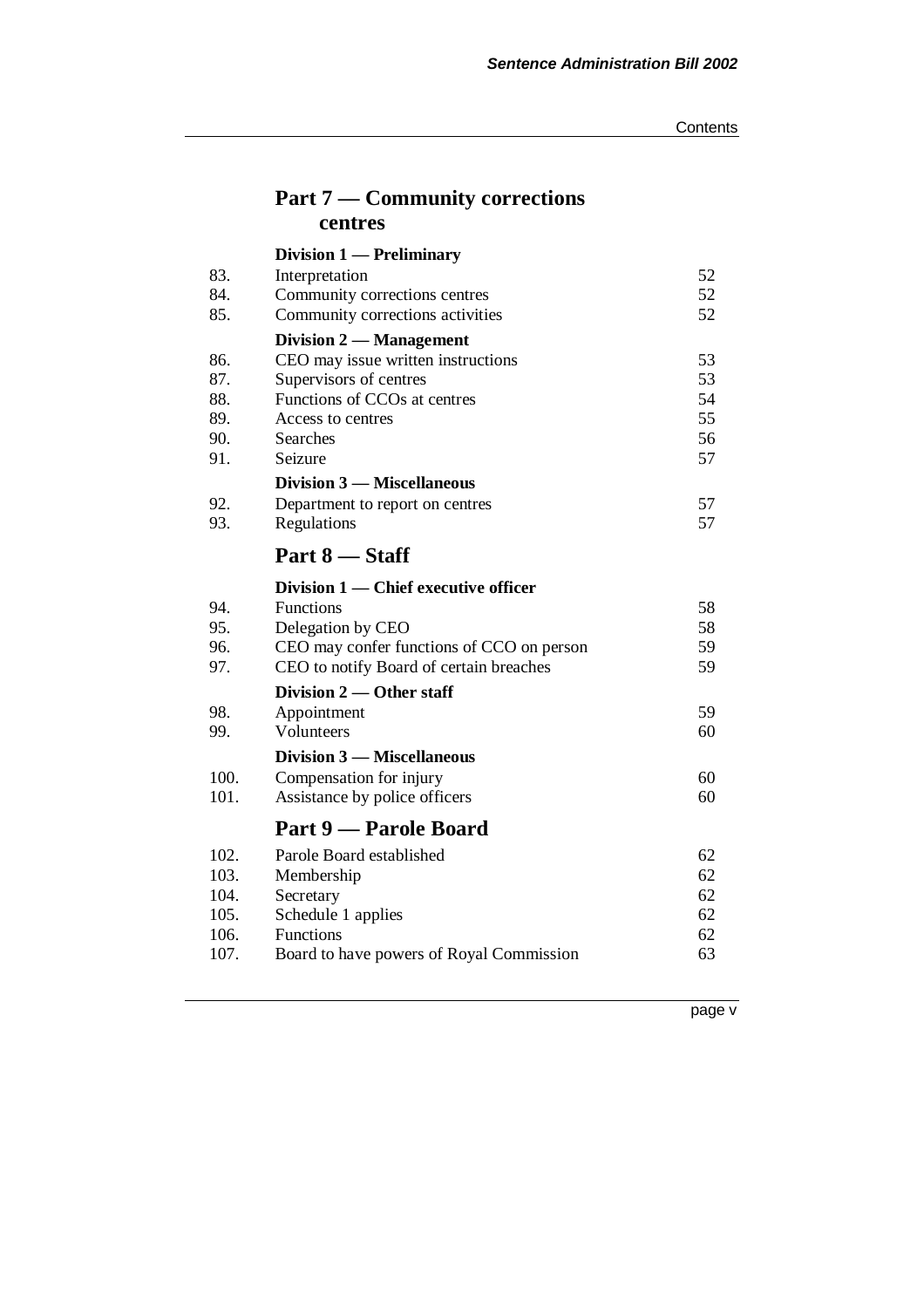## Part 7 — Community corrections centres

### Division 1 — Preliminary

| | | |
|---|---|---|
| 83. | Interpretation | 52 |
| 84. | Community corrections centres | 52 |
| 85. | Community corrections activities | 52 |

### Division 2 — Management

| | | |
|---|---|---|
| 86. | CEO may issue written instructions | 53 |
| 87. | Supervisors of centres | 53 |
| 88. | Functions of CCOs at centres | 54 |
| 89. | Access to centres | 55 |
| 90. | Searches | 56 |
| 91. | Seizure | 57 |

### Division 3 — Miscellaneous

| | | |
|---|---|---|
| 92. | Department to report on centres | 57 |
| 93. | Regulations | 57 |

## Part 8 — Staff

### Division 1 — Chief executive officer

| | | |
|---|---|---|
| 94. | Functions | 58 |
| 95. | Delegation by CEO | 58 |
| 96. | CEO may confer functions of CCO on person | 59 |
| 97. | CEO to notify Board of certain breaches | 59 |

### Division 2 — Other staff

| | | |
|---|---|---|
| 98. | Appointment | 59 |
| 99. | Volunteers | 60 |

### Division 3 — Miscellaneous

| | | |
|---|---|---|
| 100. | Compensation for injury | 60 |
| 101. | Assistance by police officers | 60 |

## Part 9 — Parole Board

| | | |
|---|---|---|
| 102. | Parole Board established | 62 |
| 103. | Membership | 62 |
| 104. | Secretary | 62 |
| 105. | Schedule 1 applies | 62 |
| 106. | Functions | 62 |
| 107. | Board to have powers of Royal Commission | 63 |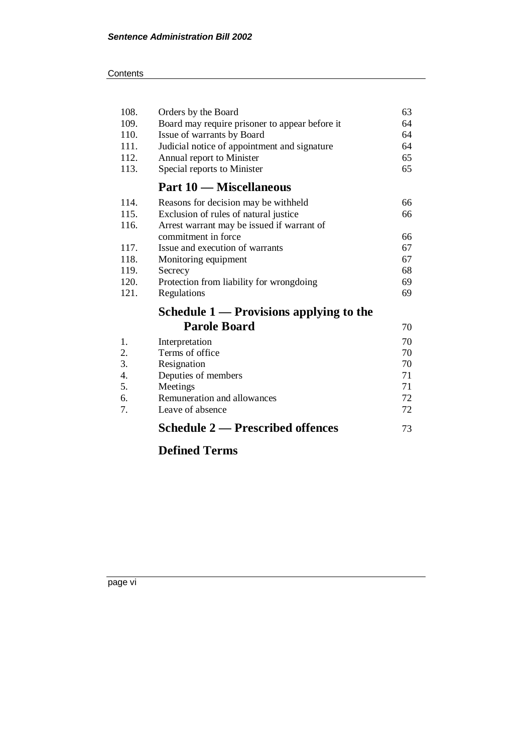| | | |
|---|---|---|
| 108. | Orders by the Board | 63 |
| 109. | Board may require prisoner to appear before it | 64 |
| 110. | Issue of warrants by Board | 64 |
| 111. | Judicial notice of appointment and signature | 64 |
| 112. | Annual report to Minister | 65 |
| 113. | Special reports to Minister | 65 |

## Part 10 — Miscellaneous

| | | |
|---|---|---|
| 114. | Reasons for decision may be withheld | 66 |
| 115. | Exclusion of rules of natural justice | 66 |
| 116. | Arrest warrant may be issued if warrant of commitment in force | 66 |
| 117. | Issue and execution of warrants | 67 |
| 118. | Monitoring equipment | 67 |
| 119. | Secrecy | 68 |
| 120. | Protection from liability for wrongdoing | 69 |
| 121. | Regulations | 69 |

## Schedule 1 — Provisions applying to the Parole Board 70

| | | |
|---|---|---|
| 1. | Interpretation | 70 |
| 2. | Terms of office | 70 |
| 3. | Resignation | 70 |
| 4. | Deputies of members | 71 |
| 5. | Meetings | 71 |
| 6. | Remuneration and allowances | 72 |
| 7. | Leave of absence | 72 |

## Schedule 2 — Prescribed offences 73

## Defined Terms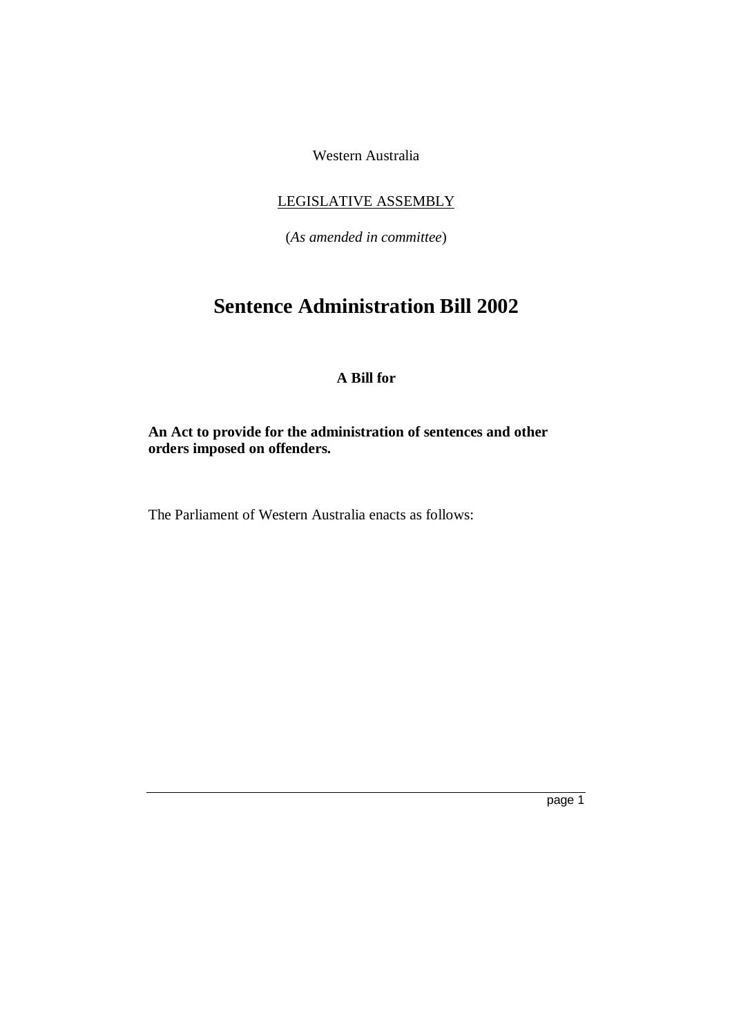Western Australia

LEGISLATIVE ASSEMBLY

(*As amended in committee*)

# Sentence Administration Bill 2002

**A Bill for**

**An Act to provide for the administration of sentences and other orders imposed on offenders.**

The Parliament of Western Australia enacts as follows: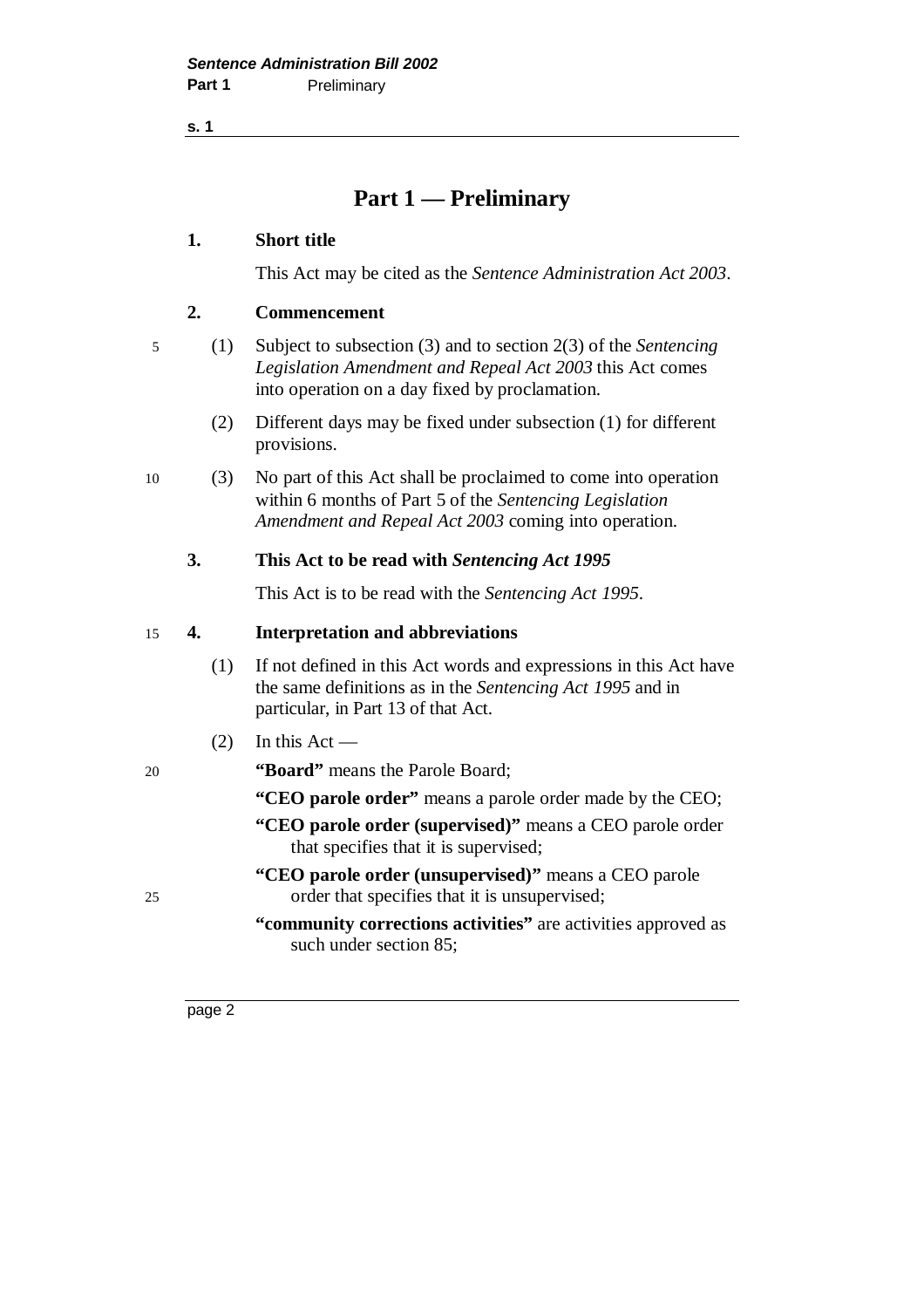# Part 1 — Preliminary

**1. Short title**

This Act may be cited as the *Sentence Administration Act 2003*.

**2. Commencement**

(1) Subject to subsection (3) and to section 2(3) of the *Sentencing Legislation Amendment and Repeal Act 2003* this Act comes into operation on a day fixed by proclamation.

(2) Different days may be fixed under subsection (1) for different provisions.

(3) No part of this Act shall be proclaimed to come into operation within 6 months of Part 5 of the *Sentencing Legislation Amendment and Repeal Act 2003* coming into operation.

**3. This Act to be read with *Sentencing Act 1995***

This Act is to be read with the *Sentencing Act 1995*.

**4. Interpretation and abbreviations**

(1) If not defined in this Act words and expressions in this Act have the same definitions as in the *Sentencing Act 1995* and in particular, in Part 13 of that Act.

(2) In this Act —

**"Board"** means the Parole Board;

**"CEO parole order"** means a parole order made by the CEO;

**"CEO parole order (supervised)"** means a CEO parole order that specifies that it is supervised;

**"CEO parole order (unsupervised)"** means a CEO parole order that specifies that it is unsupervised;

**"community corrections activities"** are activities approved as such under section 85;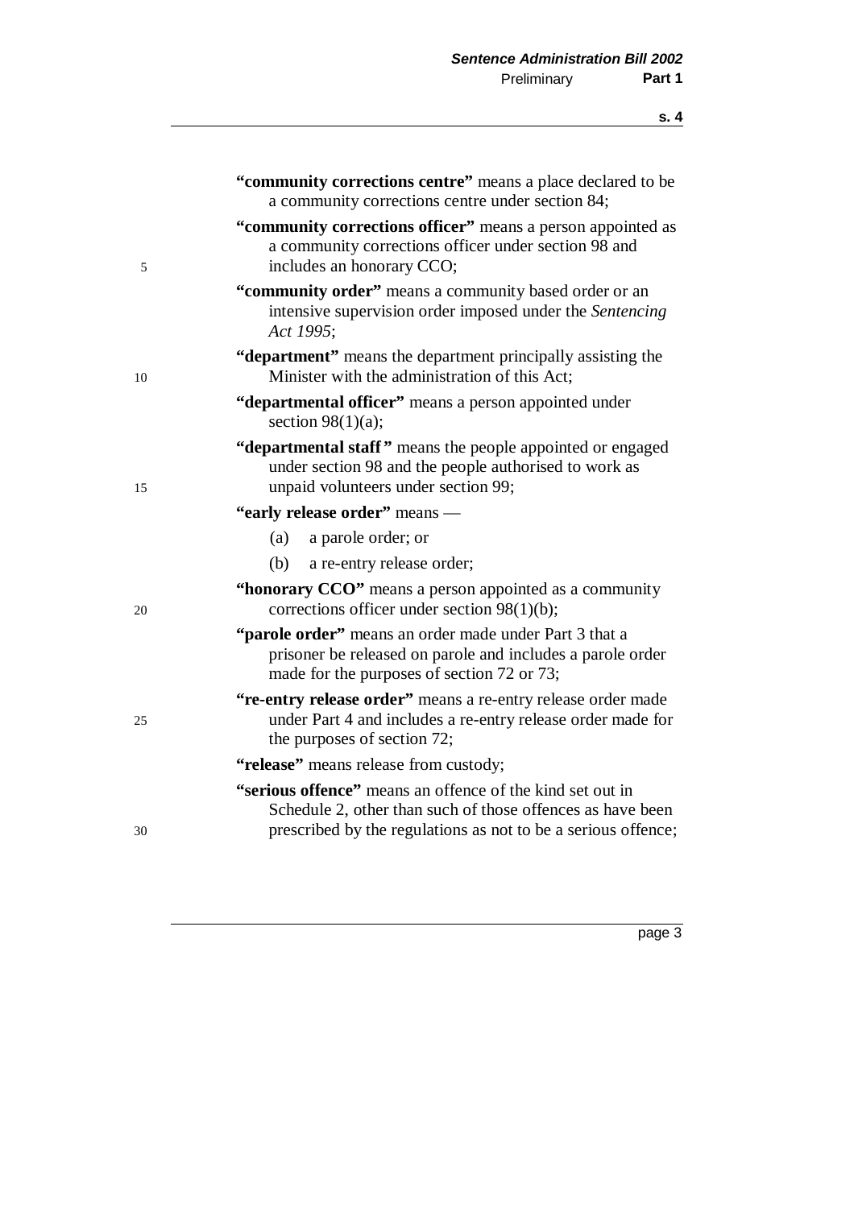**"community corrections centre"** means a place declared to be a community corrections centre under section 84;

**"community corrections officer"** means a person appointed as a community corrections officer under section 98 and includes an honorary CCO;

**"community order"** means a community based order or an intensive supervision order imposed under the *Sentencing Act 1995*;

**"department"** means the department principally assisting the Minister with the administration of this Act;

**"departmental officer"** means a person appointed under section 98(1)(a);

**"departmental staff"** means the people appointed or engaged under section 98 and the people authorised to work as unpaid volunteers under section 99;

**"early release order"** means —

(a) a parole order; or

(b) a re-entry release order;

**"honorary CCO"** means a person appointed as a community corrections officer under section 98(1)(b);

**"parole order"** means an order made under Part 3 that a prisoner be released on parole and includes a parole order made for the purposes of section 72 or 73;

**"re-entry release order"** means a re-entry release order made under Part 4 and includes a re-entry release order made for the purposes of section 72;

**"release"** means release from custody;

**"serious offence"** means an offence of the kind set out in Schedule 2, other than such of those offences as have been prescribed by the regulations as not to be a serious offence;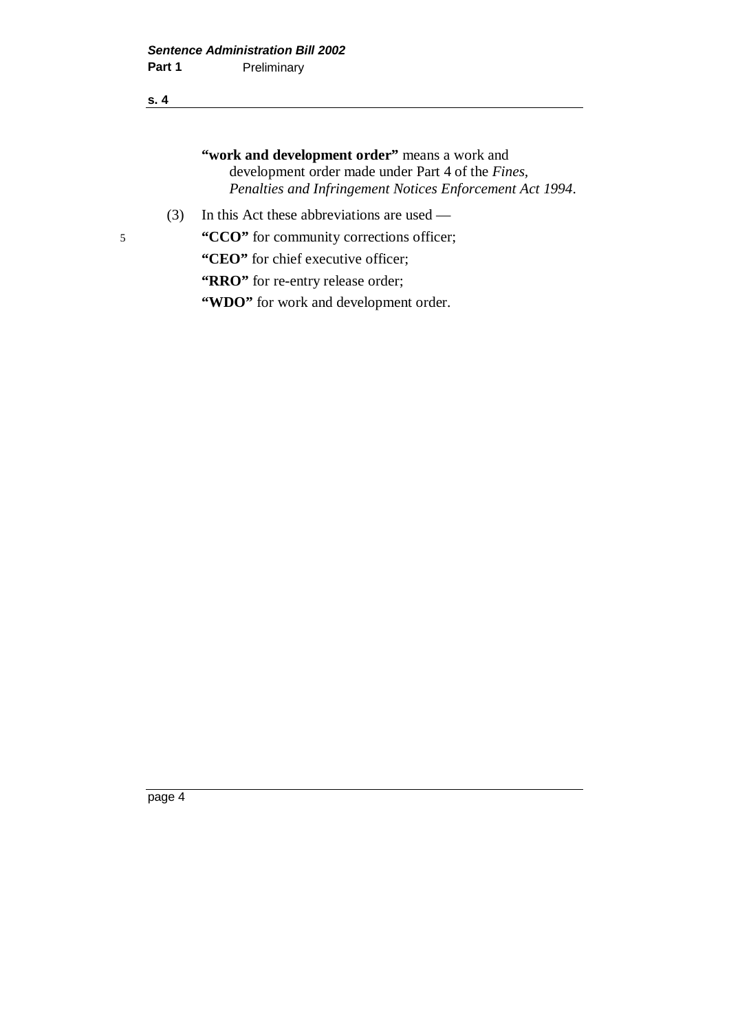**"work and development order"** means a work and development order made under Part 4 of the *Fines, Penalties and Infringement Notices Enforcement Act 1994*.

(3) In this Act these abbreviations are used —

**"CCO"** for community corrections officer;

**"CEO"** for chief executive officer;

**"RRO"** for re-entry release order;

**"WDO"** for work and development order.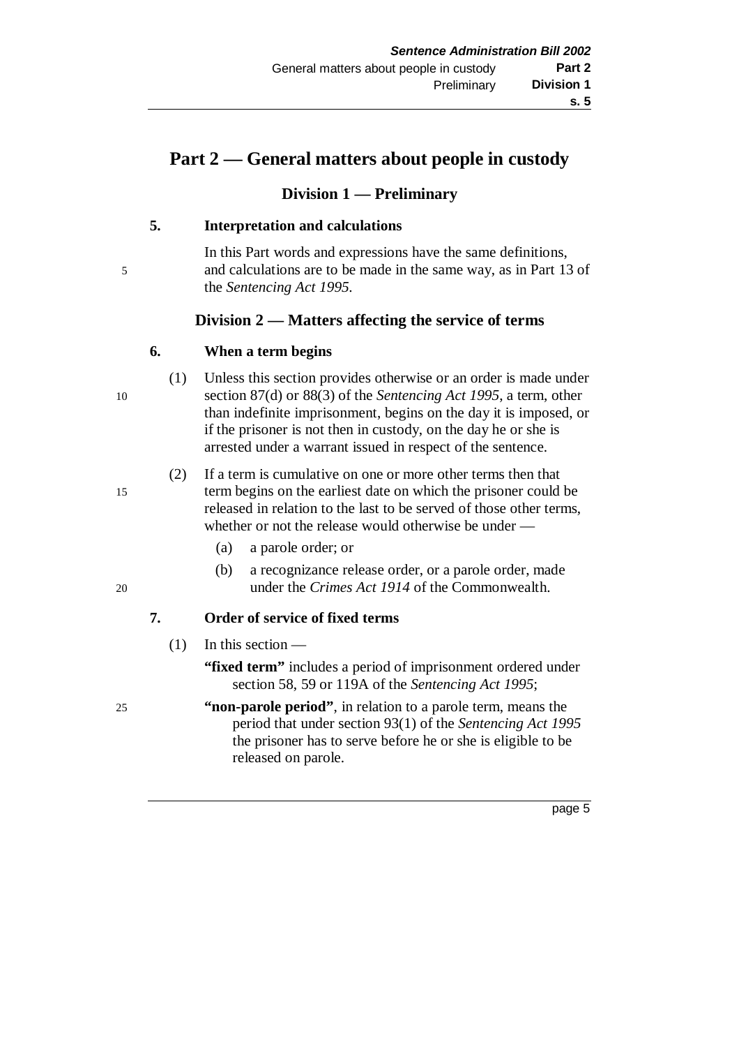# Part 2 — General matters about people in custody

## Division 1 — Preliminary

### 5. Interpretation and calculations

In this Part words and expressions have the same definitions, and calculations are to be made in the same way, as in Part 13 of the *Sentencing Act 1995*.

## Division 2 — Matters affecting the service of terms

### 6. When a term begins

(1) Unless this section provides otherwise or an order is made under section 87(d) or 88(3) of the *Sentencing Act 1995*, a term, other than indefinite imprisonment, begins on the day it is imposed, or if the prisoner is not then in custody, on the day he or she is arrested under a warrant issued in respect of the sentence.

(2) If a term is cumulative on one or more other terms then that term begins on the earliest date on which the prisoner could be released in relation to the last to be served of those other terms, whether or not the release would otherwise be under —

(a) a parole order; or

(b) a recognizance release order, or a parole order, made under the *Crimes Act 1914* of the Commonwealth.

### 7. Order of service of fixed terms

(1) In this section —

**"fixed term"** includes a period of imprisonment ordered under section 58, 59 or 119A of the *Sentencing Act 1995*;

**"non-parole period"**, in relation to a parole term, means the period that under section 93(1) of the *Sentencing Act 1995* the prisoner has to serve before he or she is eligible to be released on parole.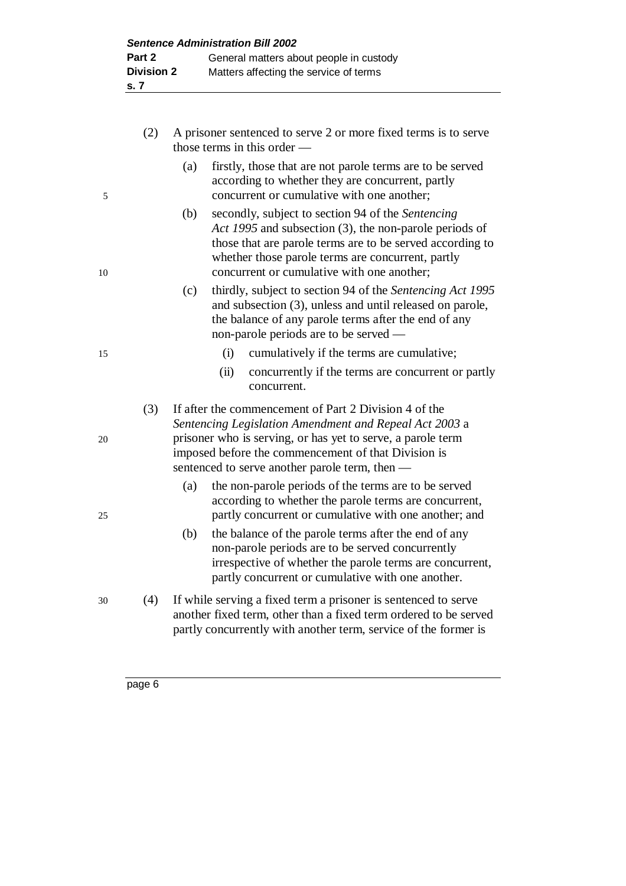(2) A prisoner sentenced to serve 2 or more fixed terms is to serve those terms in this order —

(a) firstly, those that are not parole terms are to be served according to whether they are concurrent, partly concurrent or cumulative with one another;

(b) secondly, subject to section 94 of the *Sentencing Act 1995* and subsection (3), the non-parole periods of those that are parole terms are to be served according to whether those parole terms are concurrent, partly concurrent or cumulative with one another;

(c) thirdly, subject to section 94 of the *Sentencing Act 1995* and subsection (3), unless and until released on parole, the balance of any parole terms after the end of any non-parole periods are to be served —

(i) cumulatively if the terms are cumulative;

(ii) concurrently if the terms are concurrent or partly concurrent.

(3) If after the commencement of Part 2 Division 4 of the *Sentencing Legislation Amendment and Repeal Act 2003* a prisoner who is serving, or has yet to serve, a parole term imposed before the commencement of that Division is sentenced to serve another parole term, then —

(a) the non-parole periods of the terms are to be served according to whether the parole terms are concurrent, partly concurrent or cumulative with one another; and

(b) the balance of the parole terms after the end of any non-parole periods are to be served concurrently irrespective of whether the parole terms are concurrent, partly concurrent or cumulative with one another.

(4) If while serving a fixed term a prisoner is sentenced to serve another fixed term, other than a fixed term ordered to be served partly concurrently with another term, service of the former is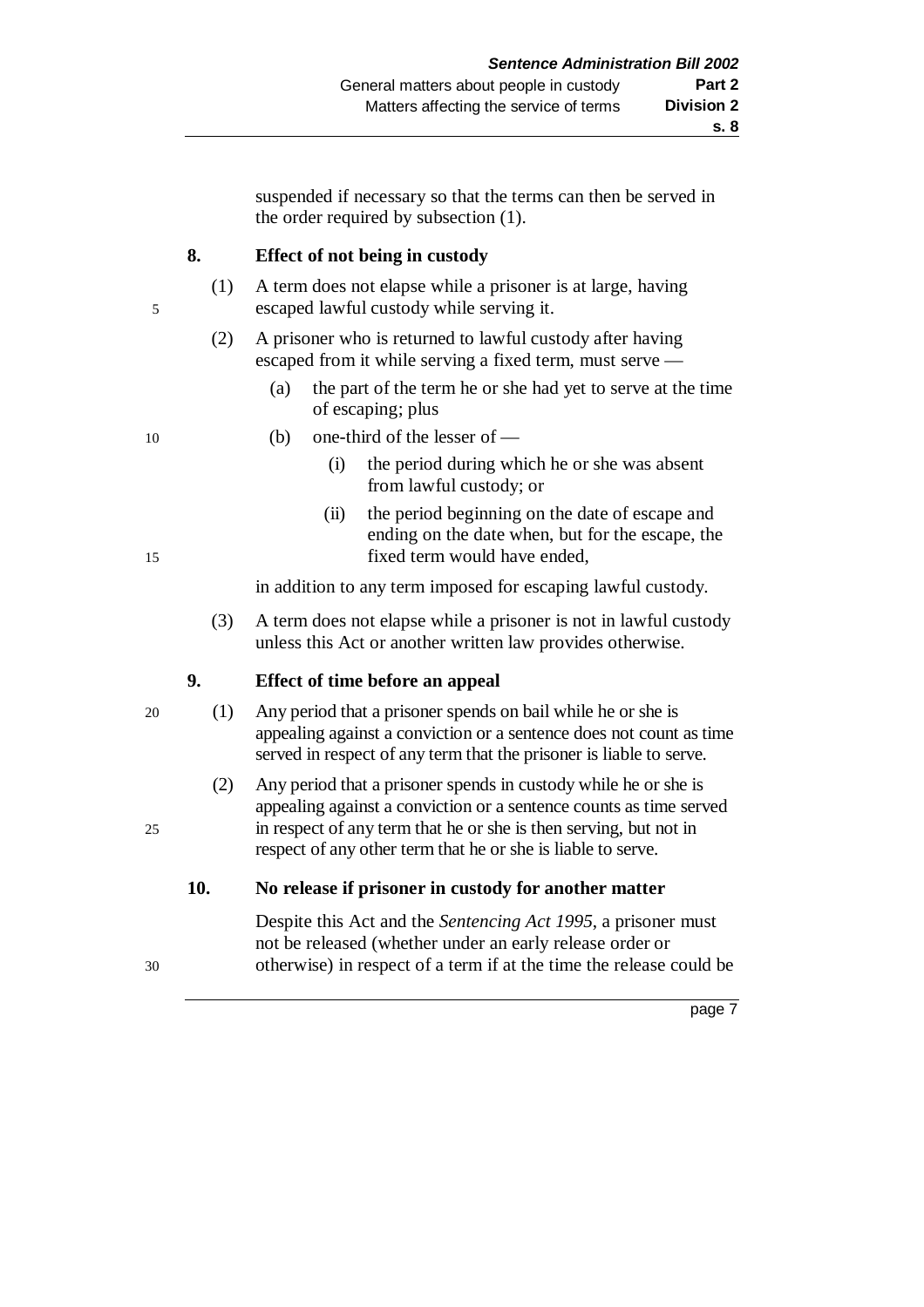suspended if necessary so that the terms can then be served in the order required by subsection (1).

### 8. Effect of not being in custody

(1) A term does not elapse while a prisoner is at large, having escaped lawful custody while serving it.

(2) A prisoner who is returned to lawful custody after having escaped from it while serving a fixed term, must serve —

- (a) the part of the term he or she had yet to serve at the time of escaping; plus
- (b) one-third of the lesser of —
  - (i) the period during which he or she was absent from lawful custody; or
  - (ii) the period beginning on the date of escape and ending on the date when, but for the escape, the fixed term would have ended,

in addition to any term imposed for escaping lawful custody.

(3) A term does not elapse while a prisoner is not in lawful custody unless this Act or another written law provides otherwise.

### 9. Effect of time before an appeal

(1) Any period that a prisoner spends on bail while he or she is appealing against a conviction or a sentence does not count as time served in respect of any term that the prisoner is liable to serve.

(2) Any period that a prisoner spends in custody while he or she is appealing against a conviction or a sentence counts as time served in respect of any term that he or she is then serving, but not in respect of any other term that he or she is liable to serve.

### 10. No release if prisoner in custody for another matter

Despite this Act and the *Sentencing Act 1995*, a prisoner must not be released (whether under an early release order or otherwise) in respect of a term if at the time the release could be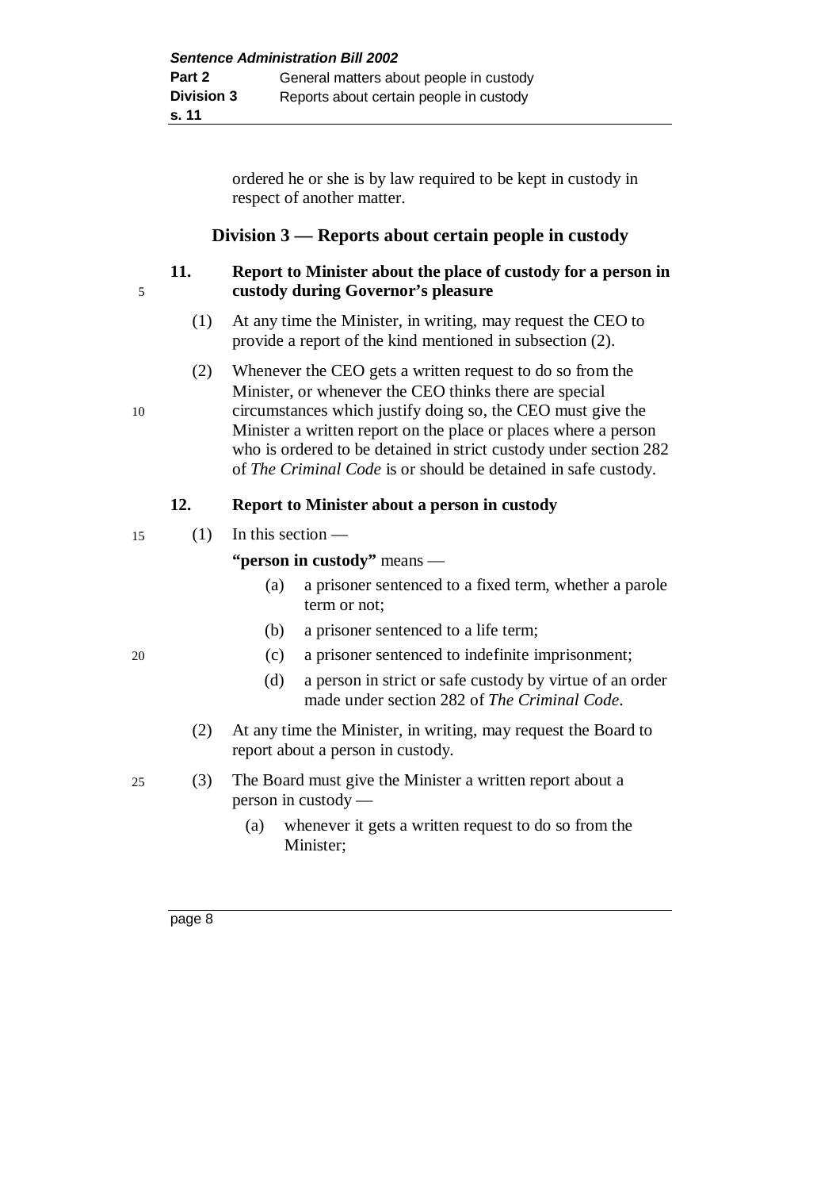ordered he or she is by law required to be kept in custody in respect of another matter.

## Division 3 — Reports about certain people in custody

### 11. Report to Minister about the place of custody for a person in custody during Governor's pleasure

(1) At any time the Minister, in writing, may request the CEO to provide a report of the kind mentioned in subsection (2).

(2) Whenever the CEO gets a written request to do so from the Minister, or whenever the CEO thinks there are special circumstances which justify doing so, the CEO must give the Minister a written report on the place or places where a person who is ordered to be detained in strict custody under section 282 of *The Criminal Code* is or should be detained in safe custody.

### 12. Report to Minister about a person in custody

(1) In this section —

**"person in custody"** means —

- (a) a prisoner sentenced to a fixed term, whether a parole term or not;
- (b) a prisoner sentenced to a life term;
- (c) a prisoner sentenced to indefinite imprisonment;
- (d) a person in strict or safe custody by virtue of an order made under section 282 of *The Criminal Code*.

(2) At any time the Minister, in writing, may request the Board to report about a person in custody.

(3) The Board must give the Minister a written report about a person in custody —

- (a) whenever it gets a written request to do so from the Minister;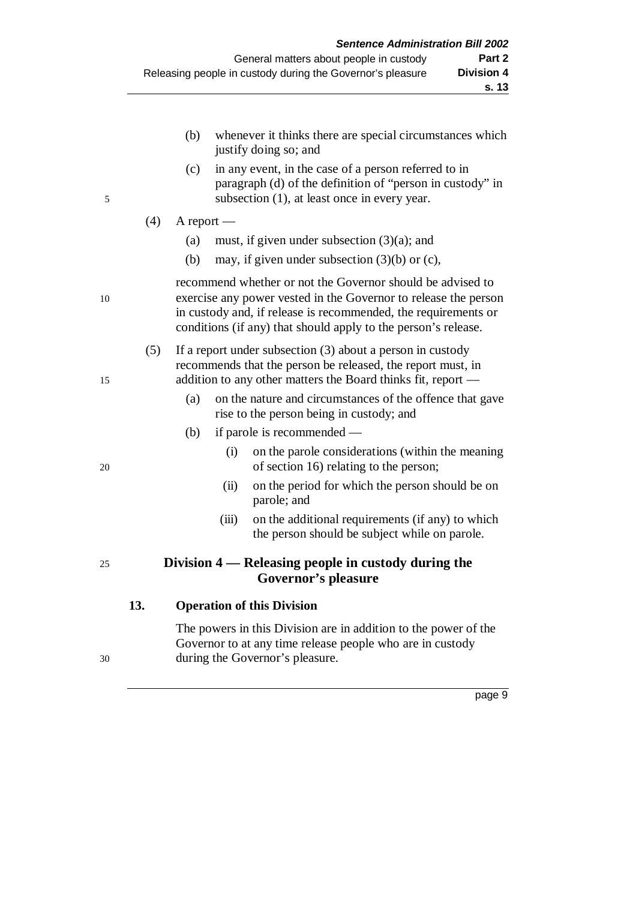(b) whenever it thinks there are special circumstances which justify doing so; and

(c) in any event, in the case of a person referred to in paragraph (d) of the definition of "person in custody" in subsection (1), at least once in every year.

(4) A report —

(a) must, if given under subsection (3)(a); and

(b) may, if given under subsection (3)(b) or (c),

recommend whether or not the Governor should be advised to exercise any power vested in the Governor to release the person in custody and, if release is recommended, the requirements or conditions (if any) that should apply to the person's release.

(5) If a report under subsection (3) about a person in custody recommends that the person be released, the report must, in addition to any other matters the Board thinks fit, report —

(a) on the nature and circumstances of the offence that gave rise to the person being in custody; and

(b) if parole is recommended —

(i) on the parole considerations (within the meaning of section 16) relating to the person;

(ii) on the period for which the person should be on parole; and

(iii) on the additional requirements (if any) to which the person should be subject while on parole.

## Division 4 — Releasing people in custody during the Governor's pleasure

### 13. Operation of this Division

The powers in this Division are in addition to the power of the Governor to at any time release people who are in custody during the Governor's pleasure.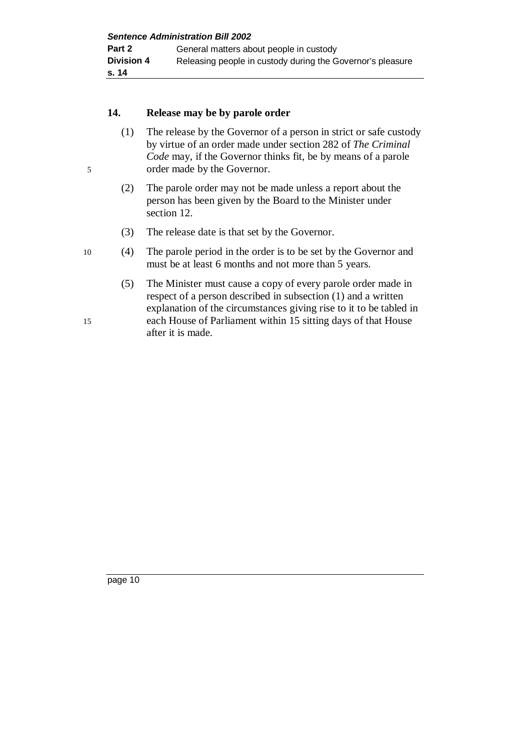### 14. Release may be by parole order

(1) The release by the Governor of a person in strict or safe custody by virtue of an order made under section 282 of *The Criminal Code* may, if the Governor thinks fit, be by means of a parole order made by the Governor.

(2) The parole order may not be made unless a report about the person has been given by the Board to the Minister under section 12.

(3) The release date is that set by the Governor.

(4) The parole period in the order is to be set by the Governor and must be at least 6 months and not more than 5 years.

(5) The Minister must cause a copy of every parole order made in respect of a person described in subsection (1) and a written explanation of the circumstances giving rise to it to be tabled in each House of Parliament within 15 sitting days of that House after it is made.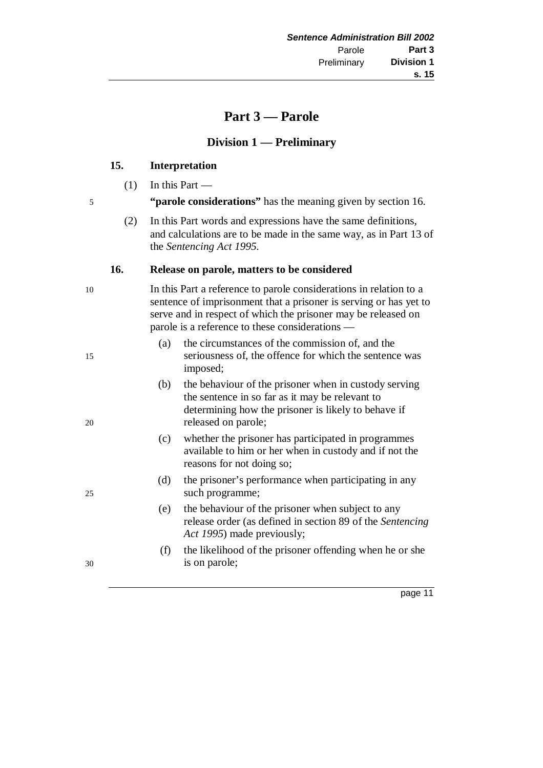# Part 3 — Parole

## Division 1 — Preliminary

### 15. Interpretation

(1) In this Part —

**"parole considerations"** has the meaning given by section 16.

(2) In this Part words and expressions have the same definitions, and calculations are to be made in the same way, as in Part 13 of the *Sentencing Act 1995*.

### 16. Release on parole, matters to be considered

In this Part a reference to parole considerations in relation to a sentence of imprisonment that a prisoner is serving or has yet to serve and in respect of which the prisoner may be released on parole is a reference to these considerations —

(a) the circumstances of the commission of, and the seriousness of, the offence for which the sentence was imposed;

(b) the behaviour of the prisoner when in custody serving the sentence in so far as it may be relevant to determining how the prisoner is likely to behave if released on parole;

(c) whether the prisoner has participated in programmes available to him or her when in custody and if not the reasons for not doing so;

(d) the prisoner's performance when participating in any such programme;

(e) the behaviour of the prisoner when subject to any release order (as defined in section 89 of the *Sentencing Act 1995*) made previously;

(f) the likelihood of the prisoner offending when he or she is on parole;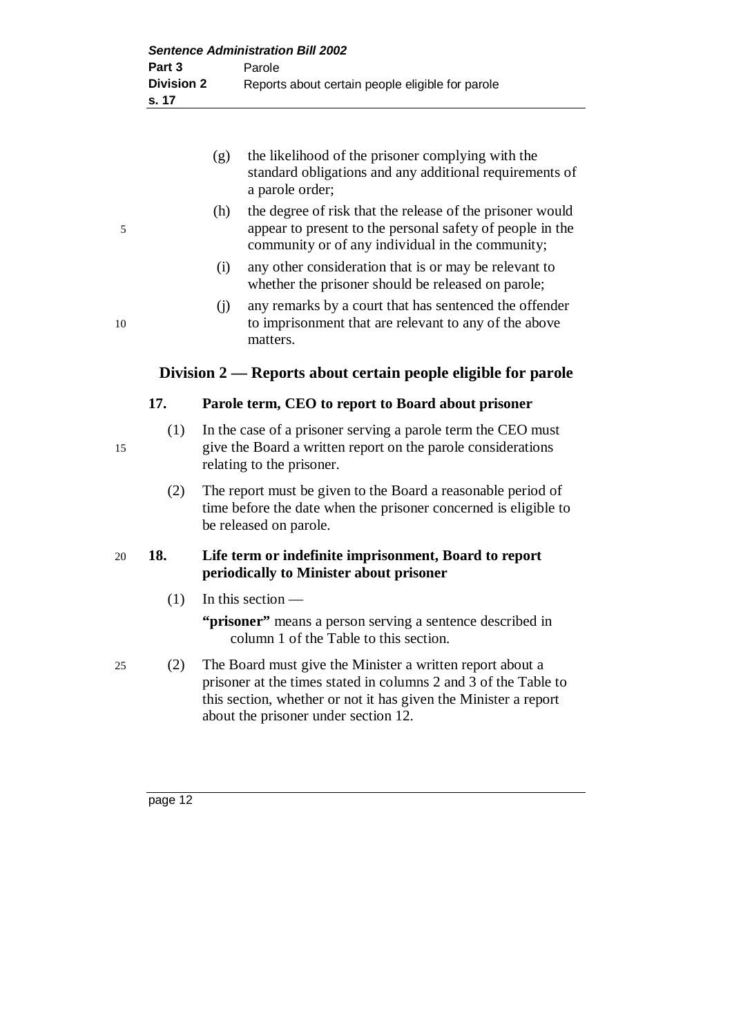(g) the likelihood of the prisoner complying with the standard obligations and any additional requirements of a parole order;

(h) the degree of risk that the release of the prisoner would appear to present to the personal safety of people in the community or of any individual in the community;

(i) any other consideration that is or may be relevant to whether the prisoner should be released on parole;

(j) any remarks by a court that has sentenced the offender to imprisonment that are relevant to any of the above matters.

## Division 2 — Reports about certain people eligible for parole

### 17. Parole term, CEO to report to Board about prisoner

(1) In the case of a prisoner serving a parole term the CEO must give the Board a written report on the parole considerations relating to the prisoner.

(2) The report must be given to the Board a reasonable period of time before the date when the prisoner concerned is eligible to be released on parole.

### 18. Life term or indefinite imprisonment, Board to report periodically to Minister about prisoner

(1) In this section —

**"prisoner"** means a person serving a sentence described in column 1 of the Table to this section.

(2) The Board must give the Minister a written report about a prisoner at the times stated in columns 2 and 3 of the Table to this section, whether or not it has given the Minister a report about the prisoner under section 12.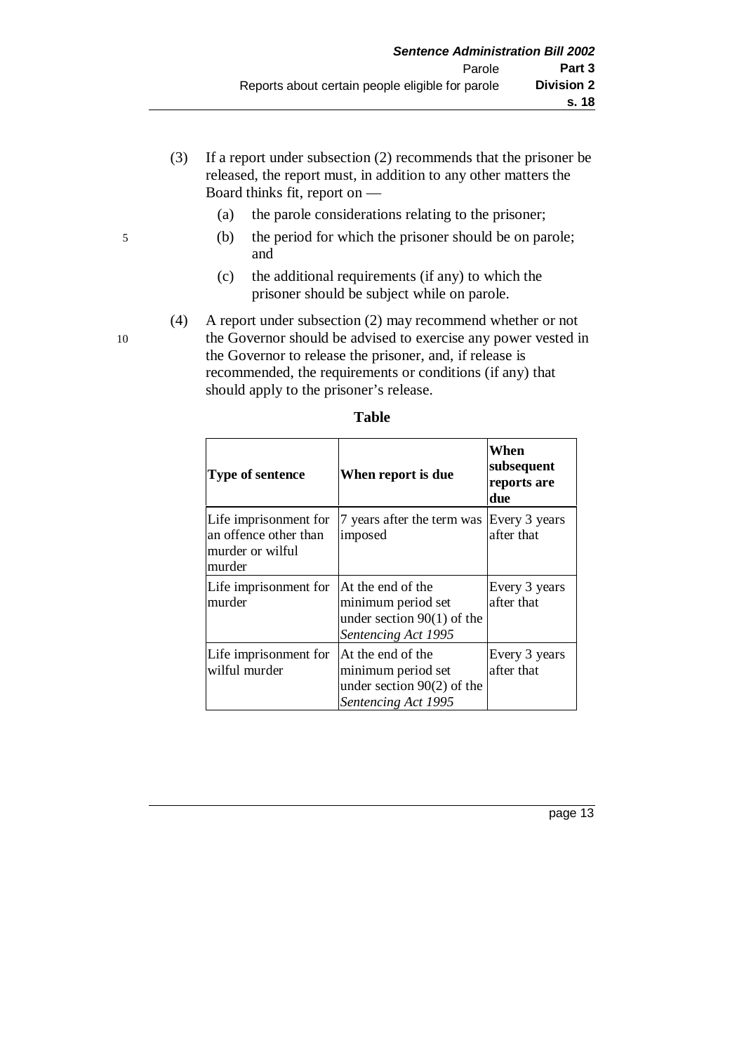(3) If a report under subsection (2) recommends that the prisoner be released, the report must, in addition to any other matters the Board thinks fit, report on —

(a) the parole considerations relating to the prisoner;

(b) the period for which the prisoner should be on parole; and

(c) the additional requirements (if any) to which the prisoner should be subject while on parole.

(4) A report under subsection (2) may recommend whether or not the Governor should be advised to exercise any power vested in the Governor to release the prisoner, and, if release is recommended, the requirements or conditions (if any) that should apply to the prisoner's release.

**Table**

| Type of sentence | When report is due | When subsequent reports are due |
|---|---|---|
| Life imprisonment for an offence other than murder or wilful murder | 7 years after the term was imposed | Every 3 years after that |
| Life imprisonment for murder | At the end of the minimum period set under section 90(1) of the *Sentencing Act 1995* | Every 3 years after that |
| Life imprisonment for wilful murder | At the end of the minimum period set under section 90(2) of the *Sentencing Act 1995* | Every 3 years after that |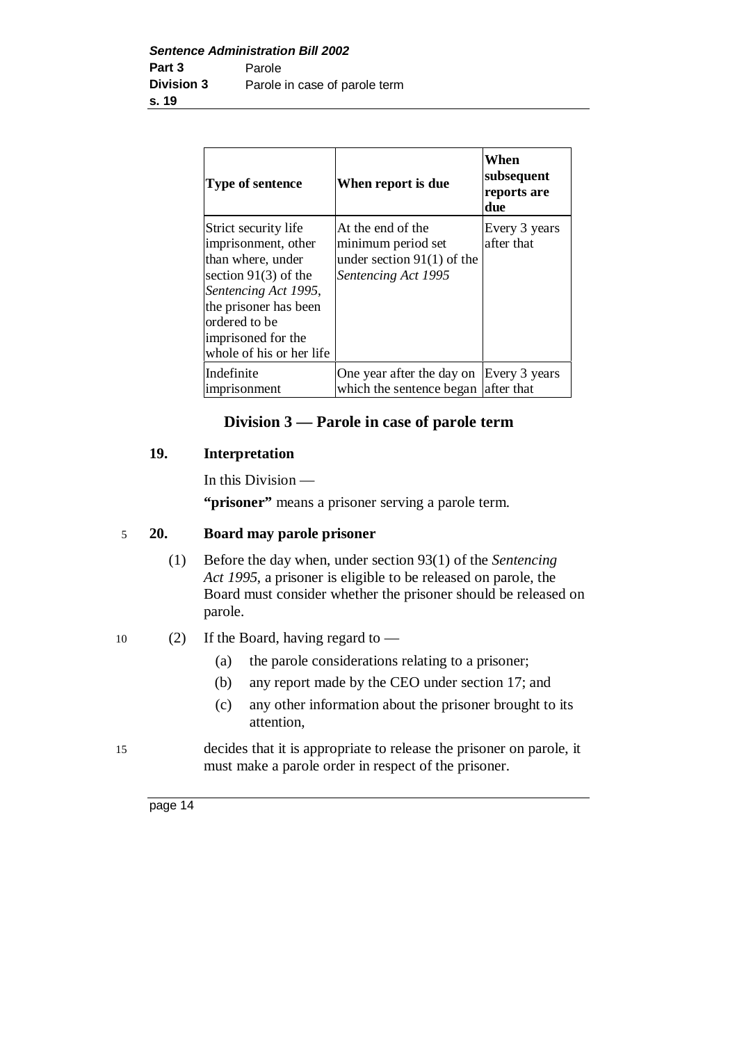| Type of sentence | When report is due | When subsequent reports are due |
|---|---|---|
| Strict security life imprisonment, other than where, under section 91(3) of the *Sentencing Act 1995*, the prisoner has been ordered to be imprisoned for the whole of his or her life | At the end of the minimum period set under section 91(1) of the *Sentencing Act 1995* | Every 3 years after that |
| Indefinite imprisonment | One year after the day on which the sentence began | Every 3 years after that |

## Division 3 — Parole in case of parole term

### 19. Interpretation

In this Division —

**"prisoner"** means a prisoner serving a parole term.

### 20. Board may parole prisoner

(1) Before the day when, under section 93(1) of the *Sentencing Act 1995*, a prisoner is eligible to be released on parole, the Board must consider whether the prisoner should be released on parole.

(2) If the Board, having regard to —

- (a) the parole considerations relating to a prisoner;
- (b) any report made by the CEO under section 17; and
- (c) any other information about the prisoner brought to its attention,

decides that it is appropriate to release the prisoner on parole, it must make a parole order in respect of the prisoner.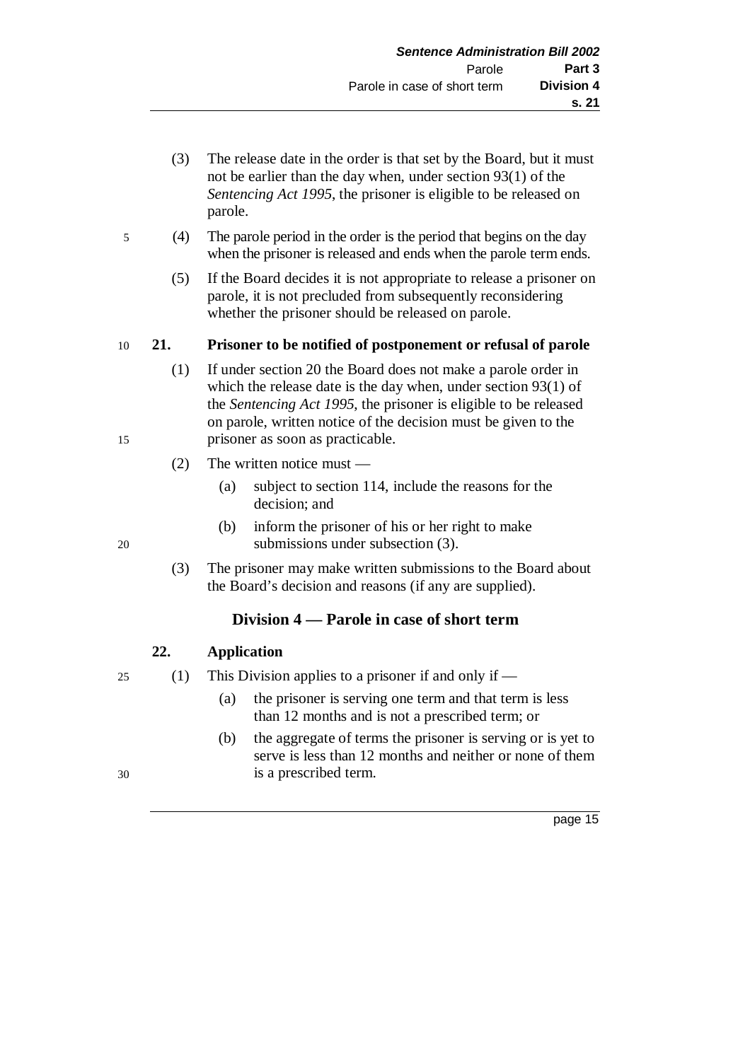(3) The release date in the order is that set by the Board, but it must not be earlier than the day when, under section 93(1) of the *Sentencing Act 1995*, the prisoner is eligible to be released on parole.

(4) The parole period in the order is the period that begins on the day when the prisoner is released and ends when the parole term ends.

(5) If the Board decides it is not appropriate to release a prisoner on parole, it is not precluded from subsequently reconsidering whether the prisoner should be released on parole.

**21. Prisoner to be notified of postponement or refusal of parole**

(1) If under section 20 the Board does not make a parole order in which the release date is the day when, under section 93(1) of the *Sentencing Act 1995*, the prisoner is eligible to be released on parole, written notice of the decision must be given to the prisoner as soon as practicable.

(2) The written notice must —

- (a) subject to section 114, include the reasons for the decision; and
- (b) inform the prisoner of his or her right to make submissions under subsection (3).

(3) The prisoner may make written submissions to the Board about the Board's decision and reasons (if any are supplied).

## Division 4 — Parole in case of short term

**22. Application**

(1) This Division applies to a prisoner if and only if —

- (a) the prisoner is serving one term and that term is less than 12 months and is not a prescribed term; or
- (b) the aggregate of terms the prisoner is serving or is yet to serve is less than 12 months and neither or none of them is a prescribed term.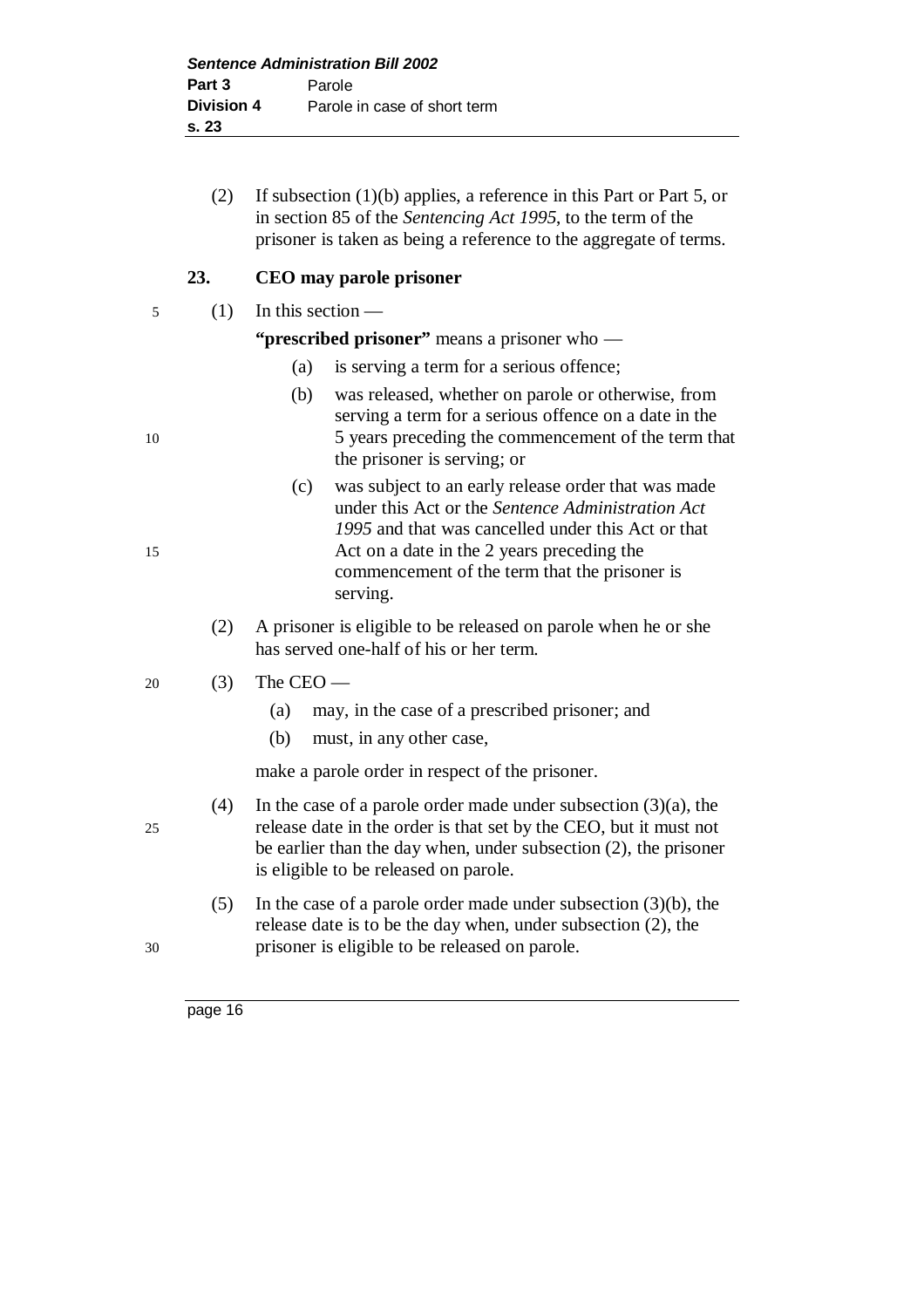(2) If subsection (1)(b) applies, a reference in this Part or Part 5, or in section 85 of the *Sentencing Act 1995*, to the term of the prisoner is taken as being a reference to the aggregate of terms.

### 23. CEO may parole prisoner

(1) In this section —

**"prescribed prisoner"** means a prisoner who —

(a) is serving a term for a serious offence;

(b) was released, whether on parole or otherwise, from serving a term for a serious offence on a date in the 5 years preceding the commencement of the term that the prisoner is serving; or

(c) was subject to an early release order that was made under this Act or the *Sentence Administration Act 1995* and that was cancelled under this Act or that Act on a date in the 2 years preceding the commencement of the term that the prisoner is serving.

(2) A prisoner is eligible to be released on parole when he or she has served one-half of his or her term.

(3) The CEO —

(a) may, in the case of a prescribed prisoner; and

(b) must, in any other case,

make a parole order in respect of the prisoner.

(4) In the case of a parole order made under subsection (3)(a), the release date in the order is that set by the CEO, but it must not be earlier than the day when, under subsection (2), the prisoner is eligible to be released on parole.

(5) In the case of a parole order made under subsection (3)(b), the release date is to be the day when, under subsection (2), the prisoner is eligible to be released on parole.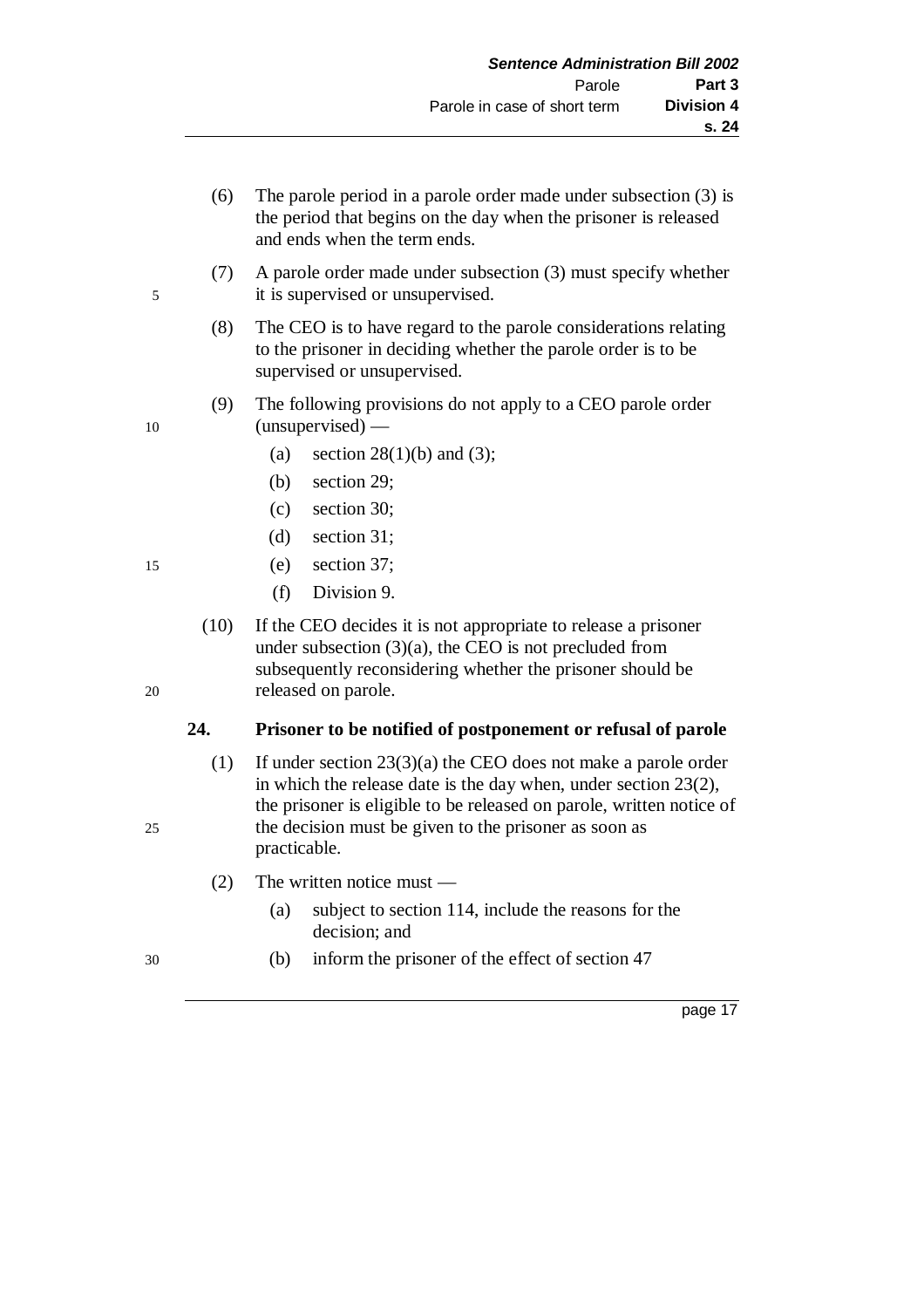(6) The parole period in a parole order made under subsection (3) is the period that begins on the day when the prisoner is released and ends when the term ends.

(7) A parole order made under subsection (3) must specify whether it is supervised or unsupervised.

(8) The CEO is to have regard to the parole considerations relating to the prisoner in deciding whether the parole order is to be supervised or unsupervised.

(9) The following provisions do not apply to a CEO parole order (unsupervised) —

- (a) section 28(1)(b) and (3);
- (b) section 29;
- (c) section 30;
- (d) section 31;
- (e) section 37;
- (f) Division 9.

(10) If the CEO decides it is not appropriate to release a prisoner under subsection (3)(a), the CEO is not precluded from subsequently reconsidering whether the prisoner should be released on parole.

### 24. Prisoner to be notified of postponement or refusal of parole

(1) If under section 23(3)(a) the CEO does not make a parole order in which the release date is the day when, under section 23(2), the prisoner is eligible to be released on parole, written notice of the decision must be given to the prisoner as soon as practicable.

(2) The written notice must —

- (a) subject to section 114, include the reasons for the decision; and
- (b) inform the prisoner of the effect of section 47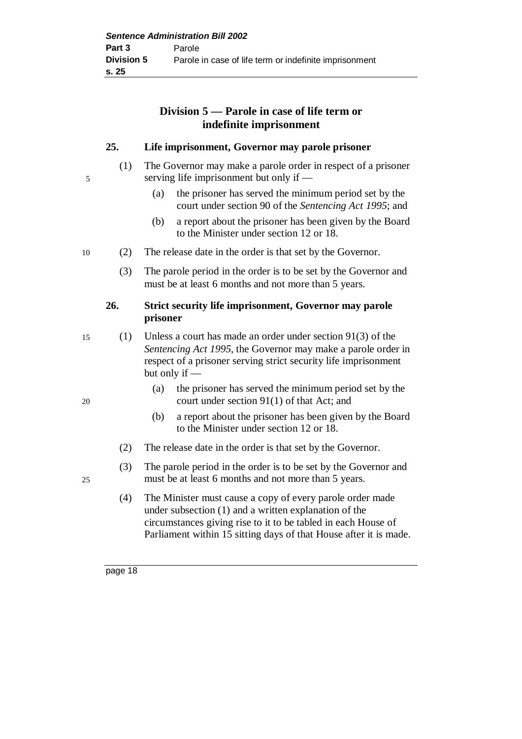## Division 5 — Parole in case of life term or indefinite imprisonment

**25. Life imprisonment, Governor may parole prisoner**

(1) The Governor may make a parole order in respect of a prisoner serving life imprisonment but only if —

(a) the prisoner has served the minimum period set by the court under section 90 of the *Sentencing Act 1995*; and

(b) a report about the prisoner has been given by the Board to the Minister under section 12 or 18.

(2) The release date in the order is that set by the Governor.

(3) The parole period in the order is to be set by the Governor and must be at least 6 months and not more than 5 years.

**26. Strict security life imprisonment, Governor may parole prisoner**

(1) Unless a court has made an order under section 91(3) of the *Sentencing Act 1995*, the Governor may make a parole order in respect of a prisoner serving strict security life imprisonment but only if —

(a) the prisoner has served the minimum period set by the court under section 91(1) of that Act; and

(b) a report about the prisoner has been given by the Board to the Minister under section 12 or 18.

(2) The release date in the order is that set by the Governor.

(3) The parole period in the order is to be set by the Governor and must be at least 6 months and not more than 5 years.

(4) The Minister must cause a copy of every parole order made under subsection (1) and a written explanation of the circumstances giving rise to it to be tabled in each House of Parliament within 15 sitting days of that House after it is made.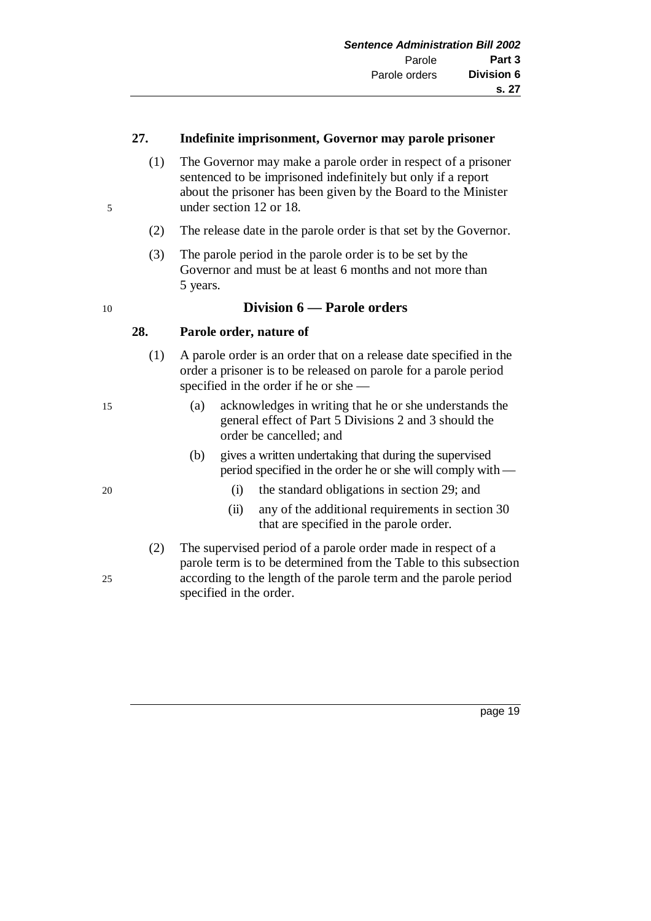### 27. Indefinite imprisonment, Governor may parole prisoner

(1) The Governor may make a parole order in respect of a prisoner sentenced to be imprisoned indefinitely but only if a report about the prisoner has been given by the Board to the Minister under section 12 or 18.

(2) The release date in the parole order is that set by the Governor.

(3) The parole period in the parole order is to be set by the Governor and must be at least 6 months and not more than 5 years.

## Division 6 — Parole orders

### 28. Parole order, nature of

(1) A parole order is an order that on a release date specified in the order a prisoner is to be released on parole for a parole period specified in the order if he or she —

(a) acknowledges in writing that he or she understands the general effect of Part 5 Divisions 2 and 3 should the order be cancelled; and

(b) gives a written undertaking that during the supervised period specified in the order he or she will comply with —

(i) the standard obligations in section 29; and

(ii) any of the additional requirements in section 30 that are specified in the parole order.

(2) The supervised period of a parole order made in respect of a parole term is to be determined from the Table to this subsection according to the length of the parole term and the parole period specified in the order.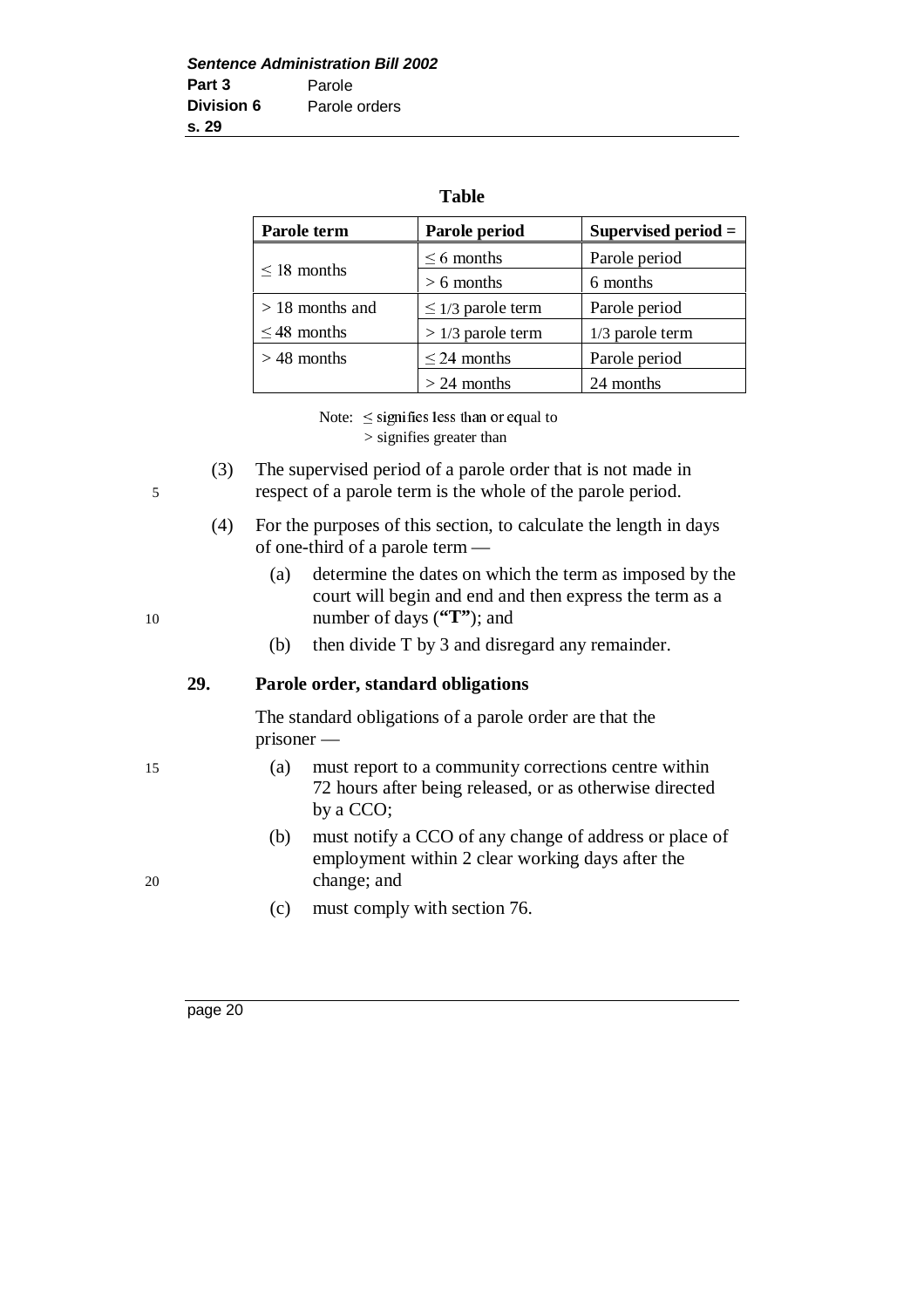**Table**

| Parole term | Parole period | Supervised period = |
|---|---|---|
| ≤ 18 months | ≤ 6 months | Parole period |
| | > 6 months | 6 months |
| > 18 months and ≤ 48 months | ≤ 1/3 parole term | Parole period |
| | > 1/3 parole term | 1/3 parole term |
| > 48 months | ≤ 24 months | Parole period |
| | > 24 months | 24 months |

Note: ≤ signifies less than or equal to
> signifies greater than

(3) The supervised period of a parole order that is not made in respect of a parole term is the whole of the parole period.

(4) For the purposes of this section, to calculate the length in days of one-third of a parole term —

(a) determine the dates on which the term as imposed by the court will begin and end and then express the term as a number of days (**"T"**); and

(b) then divide T by 3 and disregard any remainder.

**29. Parole order, standard obligations**

The standard obligations of a parole order are that the prisoner —

(a) must report to a community corrections centre within 72 hours after being released, or as otherwise directed by a CCO;

(b) must notify a CCO of any change of address or place of employment within 2 clear working days after the change; and

(c) must comply with section 76.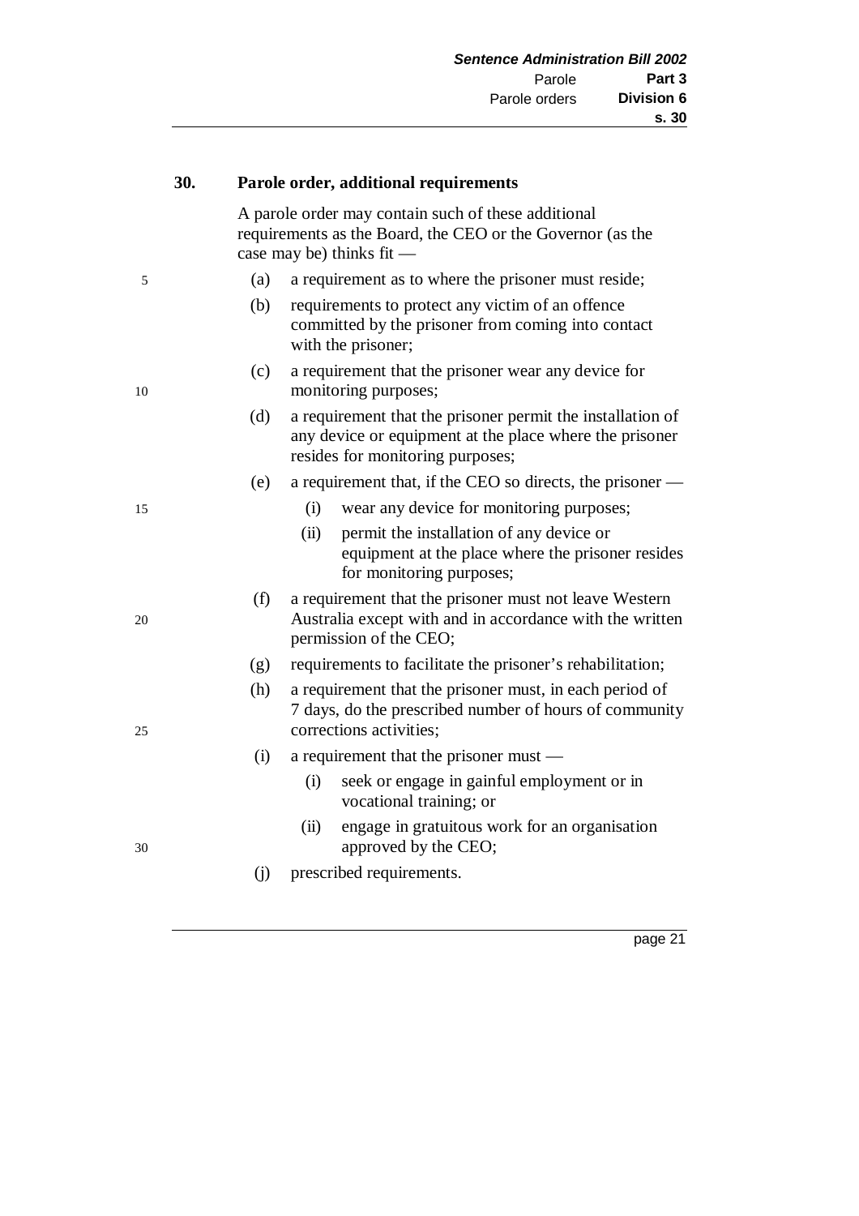### 30. Parole order, additional requirements

A parole order may contain such of these additional requirements as the Board, the CEO or the Governor (as the case may be) thinks fit —

(a) a requirement as to where the prisoner must reside;

(b) requirements to protect any victim of an offence committed by the prisoner from coming into contact with the prisoner;

(c) a requirement that the prisoner wear any device for monitoring purposes;

(d) a requirement that the prisoner permit the installation of any device or equipment at the place where the prisoner resides for monitoring purposes;

(e) a requirement that, if the CEO so directs, the prisoner —

(i) wear any device for monitoring purposes;

(ii) permit the installation of any device or equipment at the place where the prisoner resides for monitoring purposes;

(f) a requirement that the prisoner must not leave Western Australia except with and in accordance with the written permission of the CEO;

(g) requirements to facilitate the prisoner's rehabilitation;

(h) a requirement that the prisoner must, in each period of 7 days, do the prescribed number of hours of community corrections activities;

(i) a requirement that the prisoner must —

(i) seek or engage in gainful employment or in vocational training; or

(ii) engage in gratuitous work for an organisation approved by the CEO;

(j) prescribed requirements.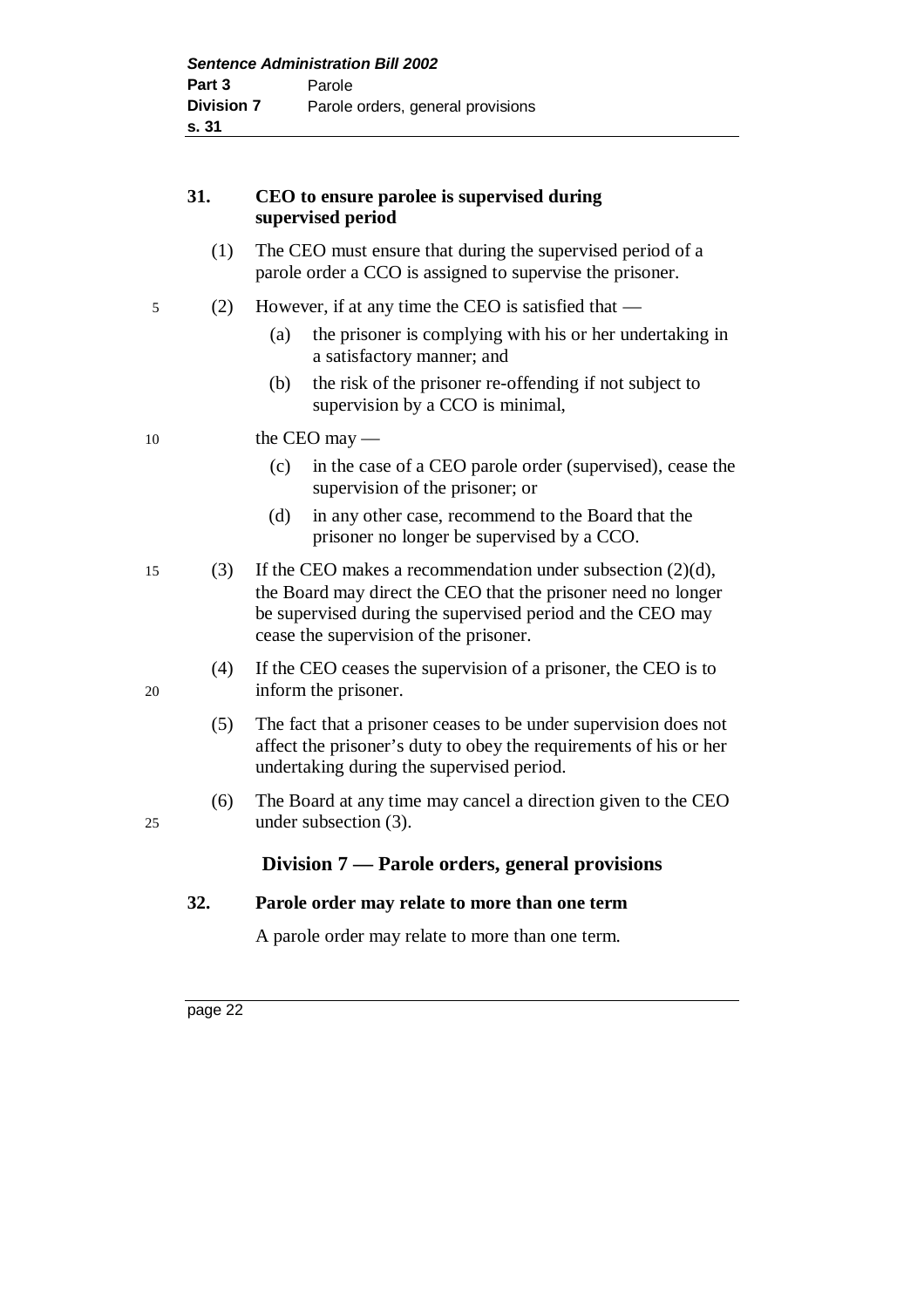**31. CEO to ensure parolee is supervised during supervised period**

(1) The CEO must ensure that during the supervised period of a parole order a CCO is assigned to supervise the prisoner.

(2) However, if at any time the CEO is satisfied that —

(a) the prisoner is complying with his or her undertaking in a satisfactory manner; and

(b) the risk of the prisoner re-offending if not subject to supervision by a CCO is minimal,

the CEO may —

(c) in the case of a CEO parole order (supervised), cease the supervision of the prisoner; or

(d) in any other case, recommend to the Board that the prisoner no longer be supervised by a CCO.

(3) If the CEO makes a recommendation under subsection (2)(d), the Board may direct the CEO that the prisoner need no longer be supervised during the supervised period and the CEO may cease the supervision of the prisoner.

(4) If the CEO ceases the supervision of a prisoner, the CEO is to inform the prisoner.

(5) The fact that a prisoner ceases to be under supervision does not affect the prisoner's duty to obey the requirements of his or her undertaking during the supervised period.

(6) The Board at any time may cancel a direction given to the CEO under subsection (3).

## Division 7 — Parole orders, general provisions

**32. Parole order may relate to more than one term**

A parole order may relate to more than one term.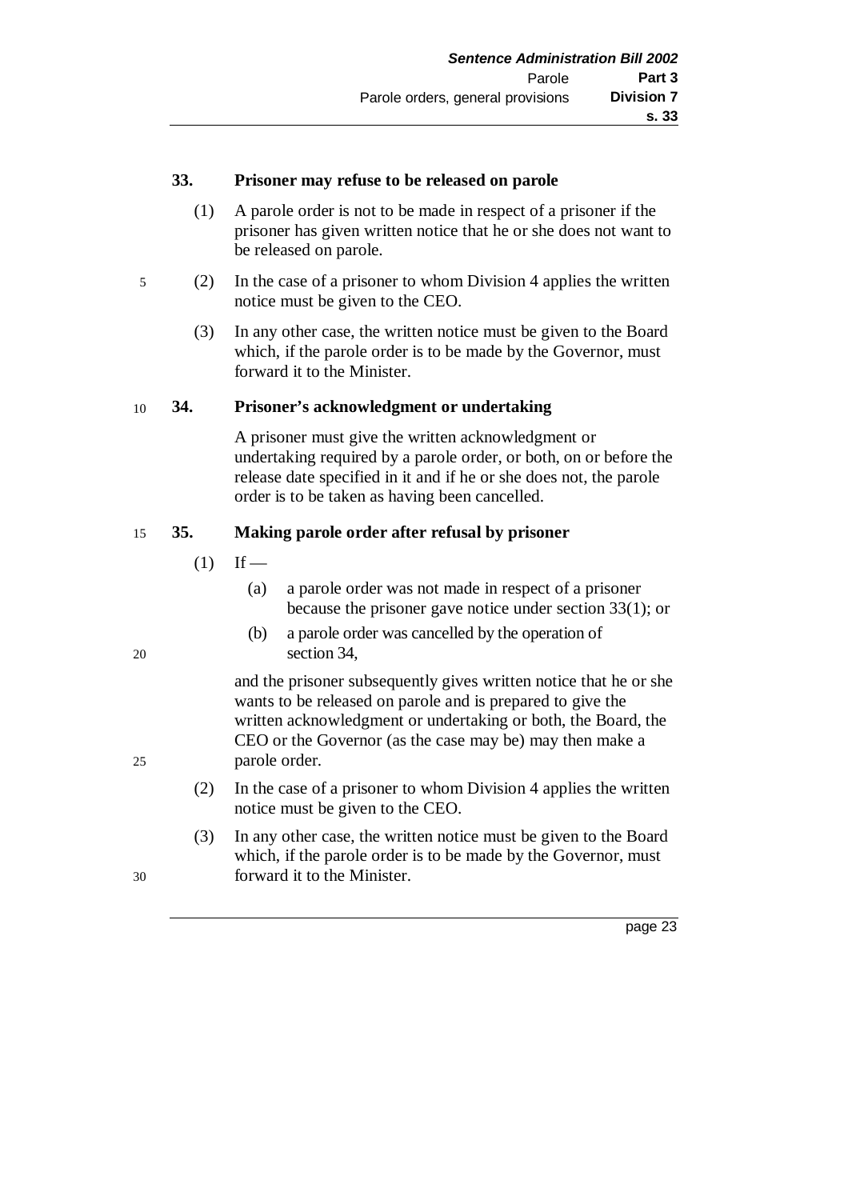### 33. Prisoner may refuse to be released on parole

(1) A parole order is not to be made in respect of a prisoner if the prisoner has given written notice that he or she does not want to be released on parole.

(2) In the case of a prisoner to whom Division 4 applies the written notice must be given to the CEO.

(3) In any other case, the written notice must be given to the Board which, if the parole order is to be made by the Governor, must forward it to the Minister.

### 34. Prisoner's acknowledgment or undertaking

A prisoner must give the written acknowledgment or undertaking required by a parole order, or both, on or before the release date specified in it and if he or she does not, the parole order is to be taken as having been cancelled.

### 35. Making parole order after refusal by prisoner

(1) If —

(a) a parole order was not made in respect of a prisoner because the prisoner gave notice under section 33(1); or

(b) a parole order was cancelled by the operation of section 34,

and the prisoner subsequently gives written notice that he or she wants to be released on parole and is prepared to give the written acknowledgment or undertaking or both, the Board, the CEO or the Governor (as the case may be) may then make a parole order.

(2) In the case of a prisoner to whom Division 4 applies the written notice must be given to the CEO.

(3) In any other case, the written notice must be given to the Board which, if the parole order is to be made by the Governor, must forward it to the Minister.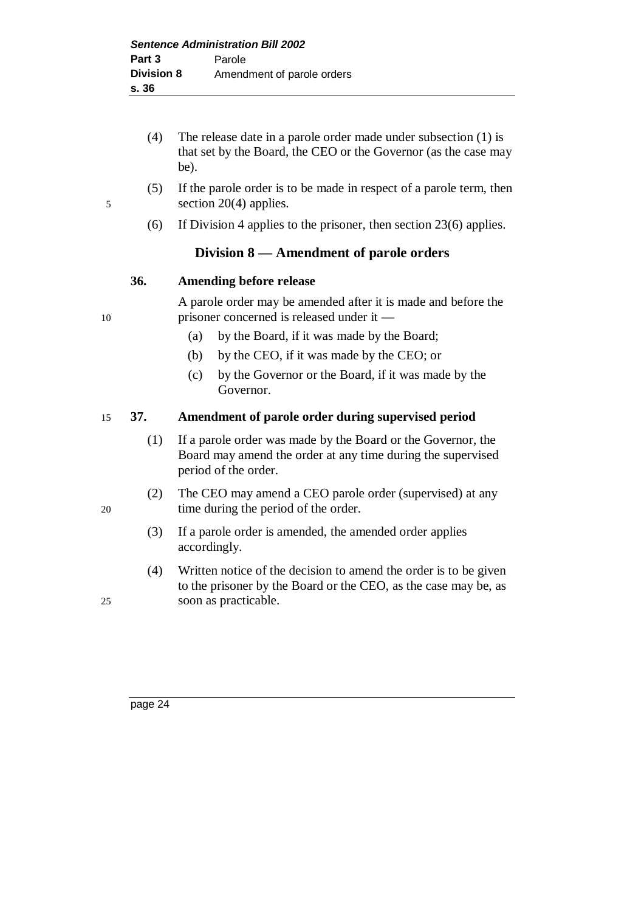(4) The release date in a parole order made under subsection (1) is that set by the Board, the CEO or the Governor (as the case may be).

(5) If the parole order is to be made in respect of a parole term, then section 20(4) applies.

(6) If Division 4 applies to the prisoner, then section 23(6) applies.

## Division 8 — Amendment of parole orders

### 36. Amending before release

A parole order may be amended after it is made and before the prisoner concerned is released under it —

(a) by the Board, if it was made by the Board;

(b) by the CEO, if it was made by the CEO; or

(c) by the Governor or the Board, if it was made by the Governor.

### 37. Amendment of parole order during supervised period

(1) If a parole order was made by the Board or the Governor, the Board may amend the order at any time during the supervised period of the order.

(2) The CEO may amend a CEO parole order (supervised) at any time during the period of the order.

(3) If a parole order is amended, the amended order applies accordingly.

(4) Written notice of the decision to amend the order is to be given to the prisoner by the Board or the CEO, as the case may be, as soon as practicable.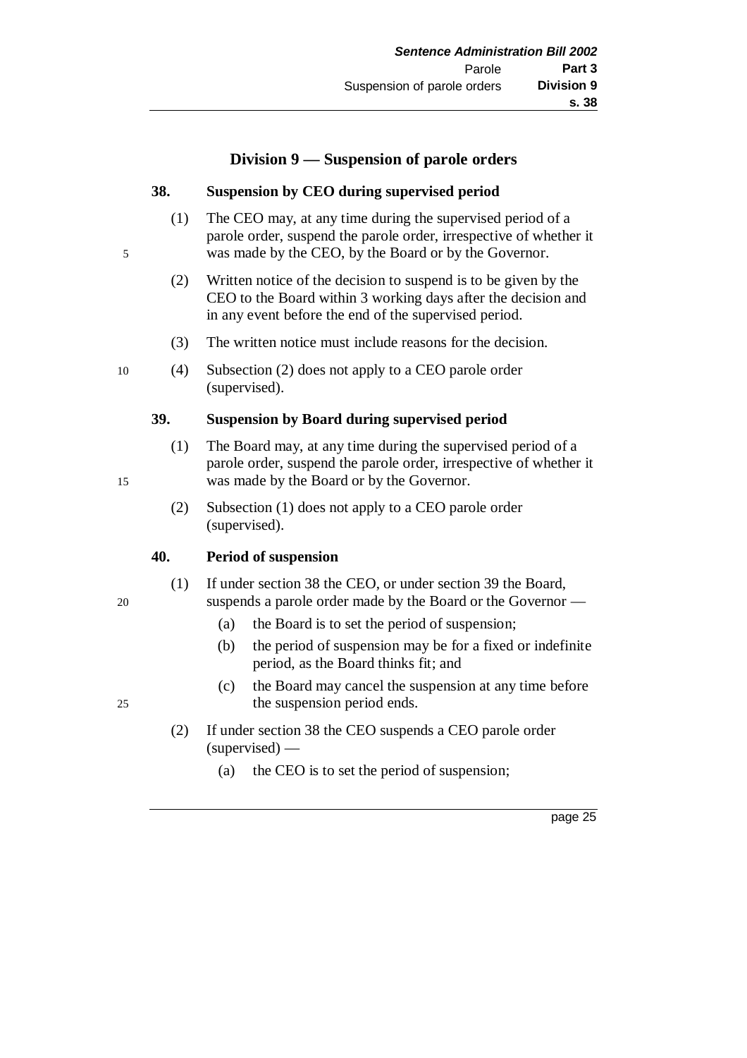## Division 9 — Suspension of parole orders

### 38. Suspension by CEO during supervised period

(1) The CEO may, at any time during the supervised period of a parole order, suspend the parole order, irrespective of whether it was made by the CEO, by the Board or by the Governor.

(2) Written notice of the decision to suspend is to be given by the CEO to the Board within 3 working days after the decision and in any event before the end of the supervised period.

(3) The written notice must include reasons for the decision.

(4) Subsection (2) does not apply to a CEO parole order (supervised).

### 39. Suspension by Board during supervised period

(1) The Board may, at any time during the supervised period of a parole order, suspend the parole order, irrespective of whether it was made by the Board or by the Governor.

(2) Subsection (1) does not apply to a CEO parole order (supervised).

### 40. Period of suspension

(1) If under section 38 the CEO, or under section 39 the Board, suspends a parole order made by the Board or the Governor —

- (a) the Board is to set the period of suspension;
- (b) the period of suspension may be for a fixed or indefinite period, as the Board thinks fit; and
- (c) the Board may cancel the suspension at any time before the suspension period ends.

(2) If under section 38 the CEO suspends a CEO parole order (supervised) —

- (a) the CEO is to set the period of suspension;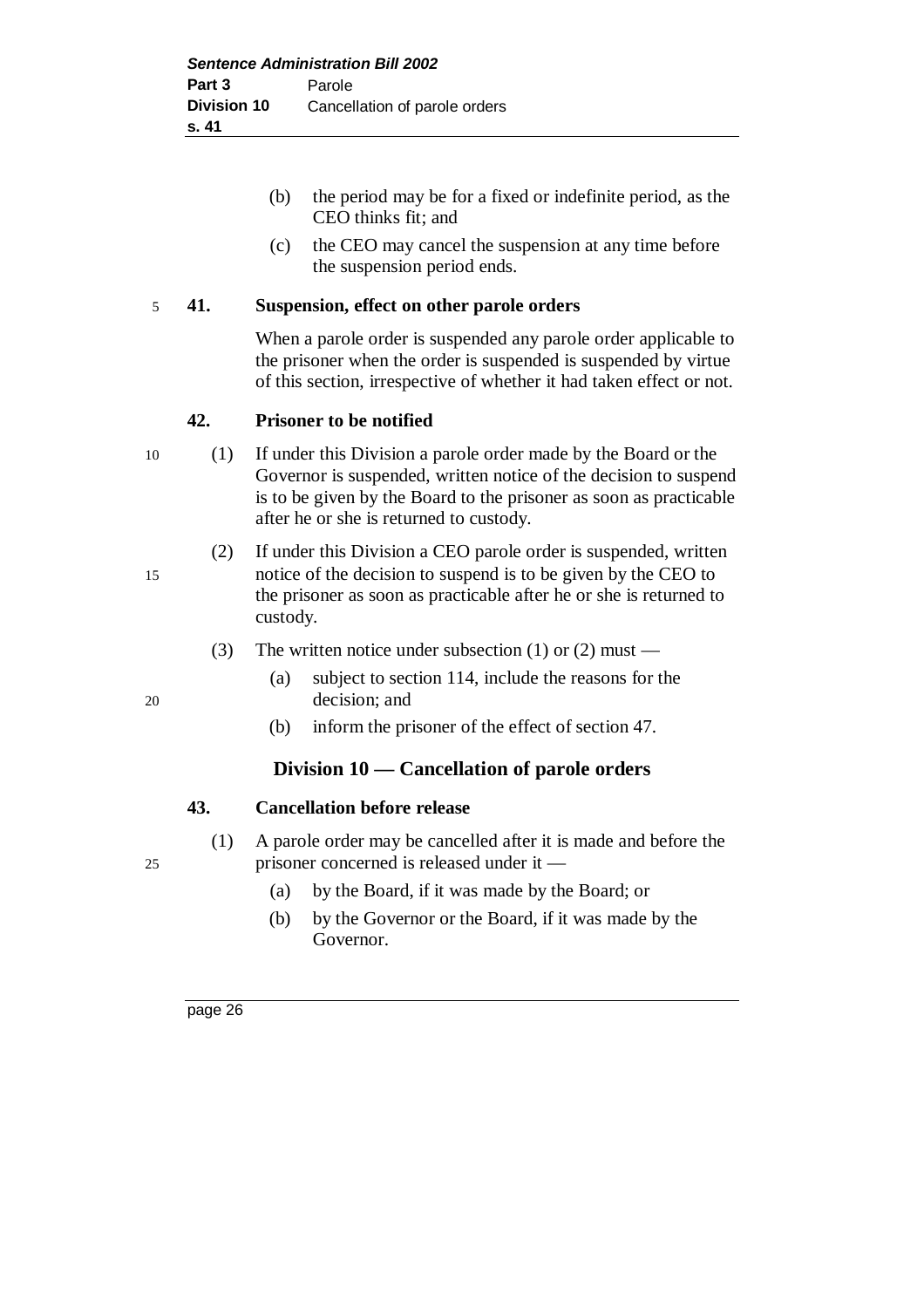(b) the period may be for a fixed or indefinite period, as the CEO thinks fit; and

(c) the CEO may cancel the suspension at any time before the suspension period ends.

**41. Suspension, effect on other parole orders**

When a parole order is suspended any parole order applicable to the prisoner when the order is suspended is suspended by virtue of this section, irrespective of whether it had taken effect or not.

**42. Prisoner to be notified**

(1) If under this Division a parole order made by the Board or the Governor is suspended, written notice of the decision to suspend is to be given by the Board to the prisoner as soon as practicable after he or she is returned to custody.

(2) If under this Division a CEO parole order is suspended, written notice of the decision to suspend is to be given by the CEO to the prisoner as soon as practicable after he or she is returned to custody.

(3) The written notice under subsection (1) or (2) must —

(a) subject to section 114, include the reasons for the decision; and

(b) inform the prisoner of the effect of section 47.

## Division 10 — Cancellation of parole orders

**43. Cancellation before release**

(1) A parole order may be cancelled after it is made and before the prisoner concerned is released under it —

(a) by the Board, if it was made by the Board; or

(b) by the Governor or the Board, if it was made by the Governor.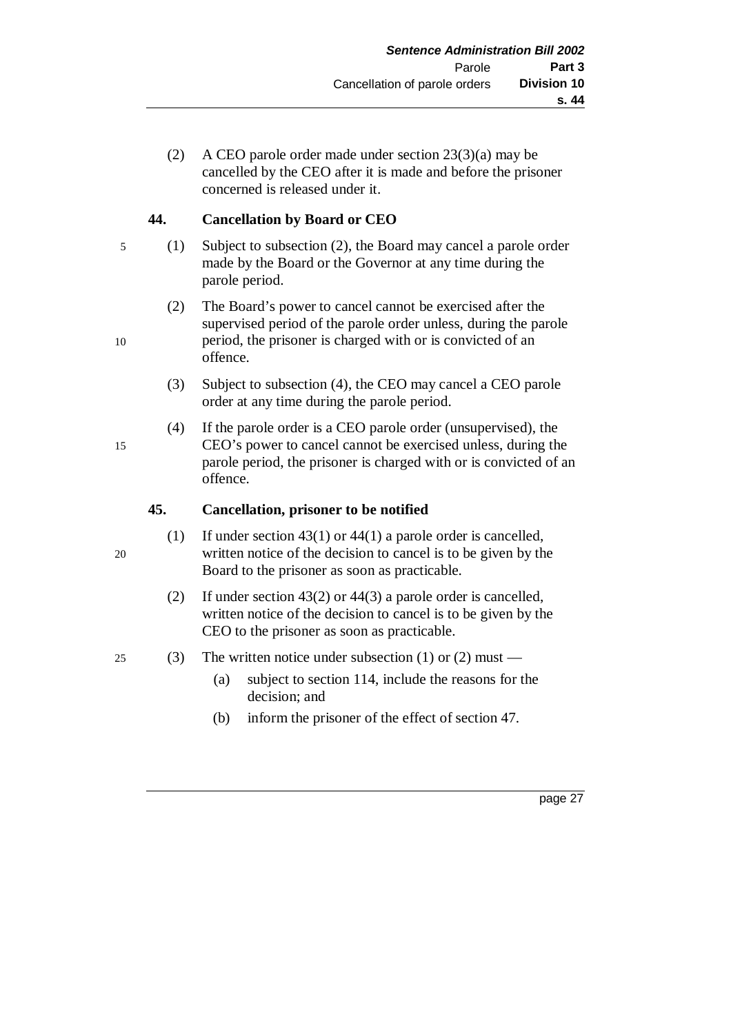(2) A CEO parole order made under section 23(3)(a) may be cancelled by the CEO after it is made and before the prisoner concerned is released under it.

### 44. Cancellation by Board or CEO

(1) Subject to subsection (2), the Board may cancel a parole order made by the Board or the Governor at any time during the parole period.

(2) The Board's power to cancel cannot be exercised after the supervised period of the parole order unless, during the parole period, the prisoner is charged with or is convicted of an offence.

(3) Subject to subsection (4), the CEO may cancel a CEO parole order at any time during the parole period.

(4) If the parole order is a CEO parole order (unsupervised), the CEO's power to cancel cannot be exercised unless, during the parole period, the prisoner is charged with or is convicted of an offence.

### 45. Cancellation, prisoner to be notified

(1) If under section 43(1) or 44(1) a parole order is cancelled, written notice of the decision to cancel is to be given by the Board to the prisoner as soon as practicable.

(2) If under section 43(2) or 44(3) a parole order is cancelled, written notice of the decision to cancel is to be given by the CEO to the prisoner as soon as practicable.

(3) The written notice under subsection (1) or (2) must —

- (a) subject to section 114, include the reasons for the decision; and
- (b) inform the prisoner of the effect of section 47.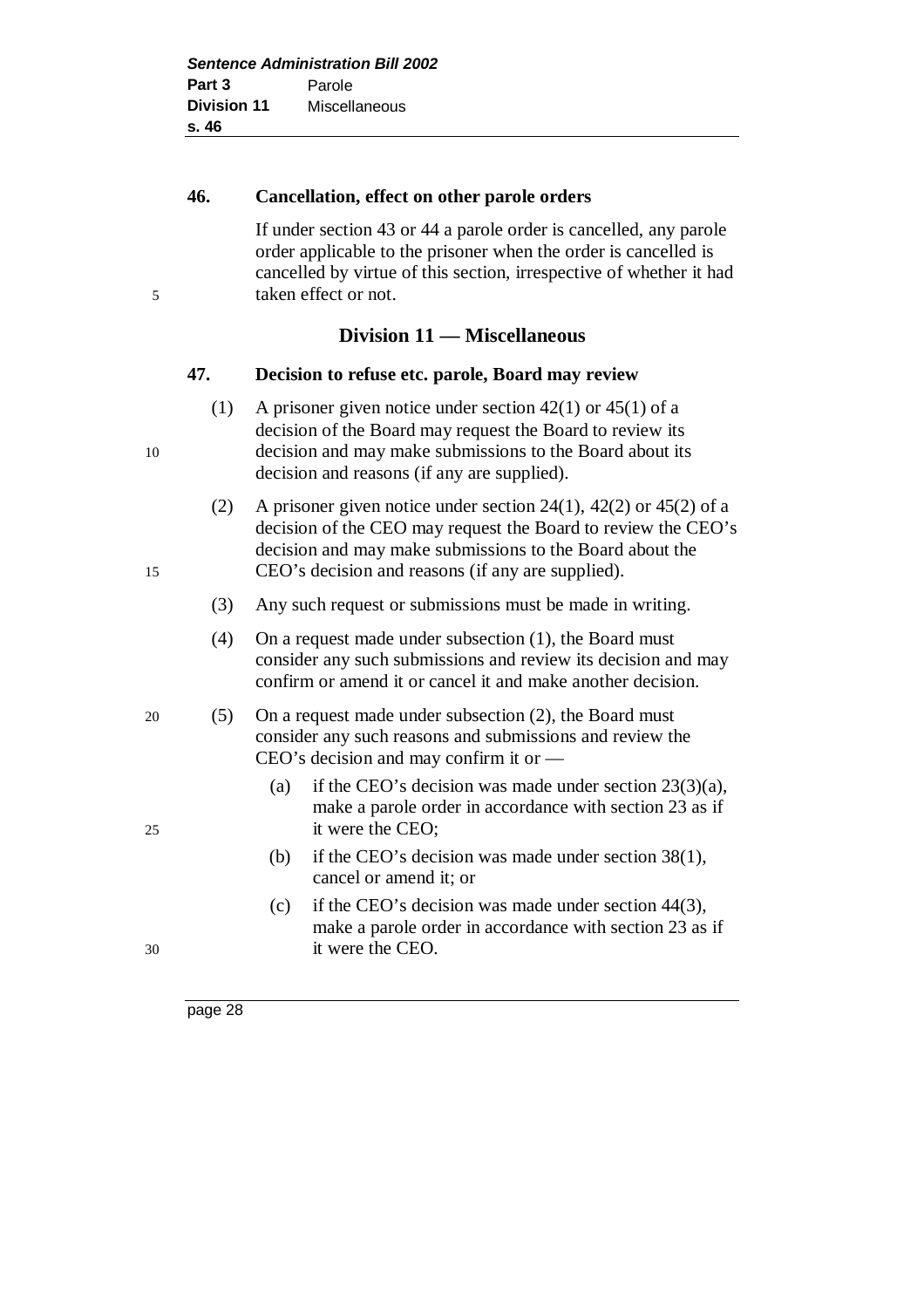### 46. Cancellation, effect on other parole orders

If under section 43 or 44 a parole order is cancelled, any parole order applicable to the prisoner when the order is cancelled is cancelled by virtue of this section, irrespective of whether it had taken effect or not.

## Division 11 — Miscellaneous

### 47. Decision to refuse etc. parole, Board may review

(1) A prisoner given notice under section 42(1) or 45(1) of a decision of the Board may request the Board to review its decision and may make submissions to the Board about its decision and reasons (if any are supplied).

(2) A prisoner given notice under section 24(1), 42(2) or 45(2) of a decision of the CEO may request the Board to review the CEO's decision and may make submissions to the Board about the CEO's decision and reasons (if any are supplied).

(3) Any such request or submissions must be made in writing.

(4) On a request made under subsection (1), the Board must consider any such submissions and review its decision and may confirm or amend it or cancel it and make another decision.

(5) On a request made under subsection (2), the Board must consider any such reasons and submissions and review the CEO's decision and may confirm it or —

- (a) if the CEO's decision was made under section 23(3)(a), make a parole order in accordance with section 23 as if it were the CEO;
- (b) if the CEO's decision was made under section 38(1), cancel or amend it; or
- (c) if the CEO's decision was made under section 44(3), make a parole order in accordance with section 23 as if it were the CEO.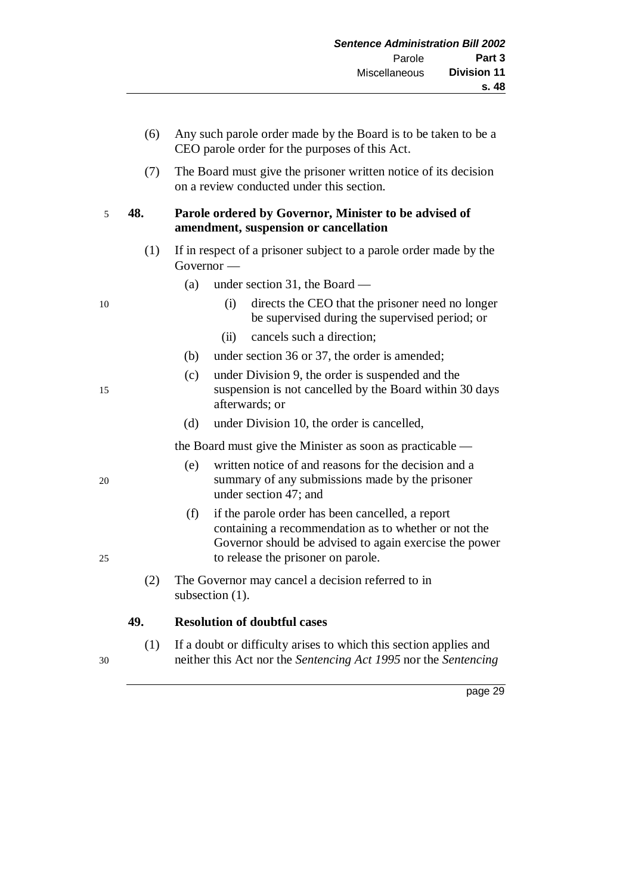(6) Any such parole order made by the Board is to be taken to be a CEO parole order for the purposes of this Act.

(7) The Board must give the prisoner written notice of its decision on a review conducted under this section.

**48. Parole ordered by Governor, Minister to be advised of amendment, suspension or cancellation**

(1) If in respect of a prisoner subject to a parole order made by the Governor —

- (a) under section 31, the Board —
  - (i) directs the CEO that the prisoner need no longer be supervised during the supervised period; or
  - (ii) cancels such a direction;
- (b) under section 36 or 37, the order is amended;
- (c) under Division 9, the order is suspended and the suspension is not cancelled by the Board within 30 days afterwards; or
- (d) under Division 10, the order is cancelled,

the Board must give the Minister as soon as practicable —

- (e) written notice of and reasons for the decision and a summary of any submissions made by the prisoner under section 47; and
- (f) if the parole order has been cancelled, a report containing a recommendation as to whether or not the Governor should be advised to again exercise the power to release the prisoner on parole.

(2) The Governor may cancel a decision referred to in subsection (1).

**49. Resolution of doubtful cases**

(1) If a doubt or difficulty arises to which this section applies and neither this Act nor the *Sentencing Act 1995* nor the *Sentencing*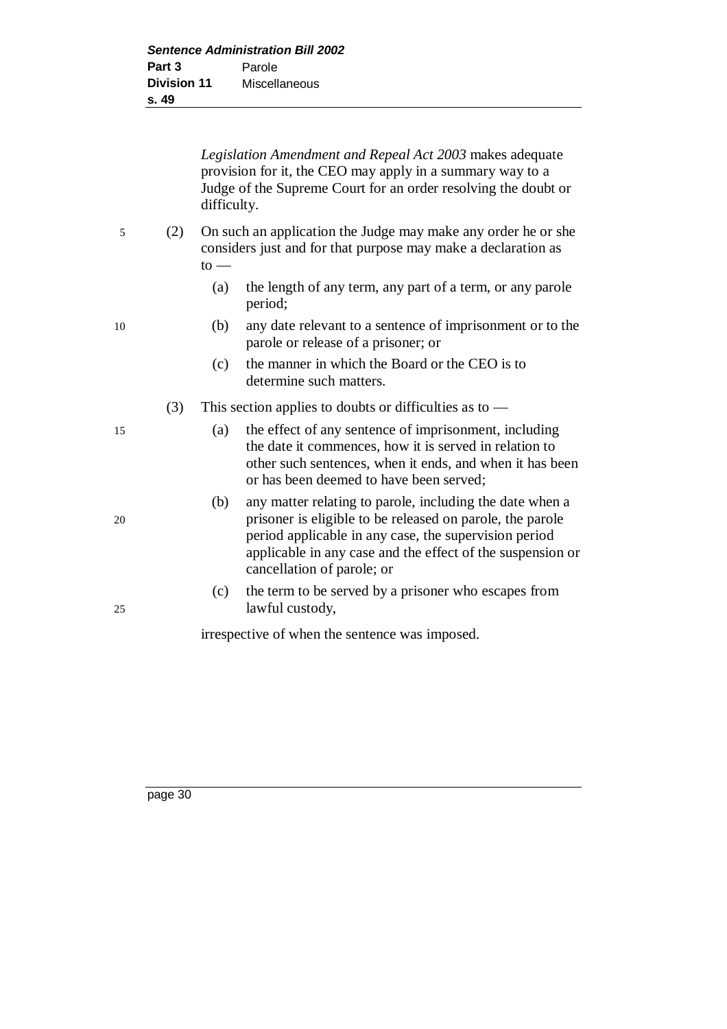*Legislation Amendment and Repeal Act 2003* makes adequate provision for it, the CEO may apply in a summary way to a Judge of the Supreme Court for an order resolving the doubt or difficulty.

(2) On such an application the Judge may make any order he or she considers just and for that purpose may make a declaration as to —

(a) the length of any term, any part of a term, or any parole period;

(b) any date relevant to a sentence of imprisonment or to the parole or release of a prisoner; or

(c) the manner in which the Board or the CEO is to determine such matters.

(3) This section applies to doubts or difficulties as to —

(a) the effect of any sentence of imprisonment, including the date it commences, how it is served in relation to other such sentences, when it ends, and when it has been or has been deemed to have been served;

(b) any matter relating to parole, including the date when a prisoner is eligible to be released on parole, the parole period applicable in any case, the supervision period applicable in any case and the effect of the suspension or cancellation of parole; or

(c) the term to be served by a prisoner who escapes from lawful custody,

irrespective of when the sentence was imposed.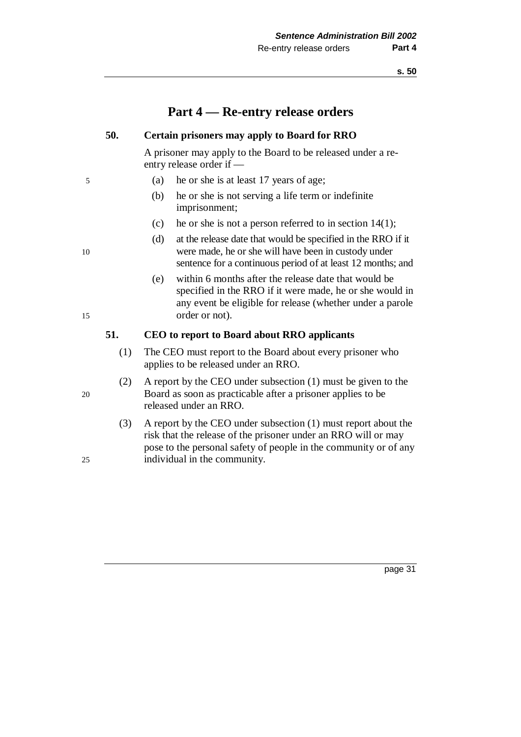# Part 4 — Re-entry release orders

## 50. Certain prisoners may apply to Board for RRO

A prisoner may apply to the Board to be released under a re-entry release order if —

- (a) he or she is at least 17 years of age;
- (b) he or she is not serving a life term or indefinite imprisonment;
- (c) he or she is not a person referred to in section 14(1);
- (d) at the release date that would be specified in the RRO if it were made, he or she will have been in custody under sentence for a continuous period of at least 12 months; and
- (e) within 6 months after the release date that would be specified in the RRO if it were made, he or she would in any event be eligible for release (whether under a parole order or not).

## 51. CEO to report to Board about RRO applicants

(1) The CEO must report to the Board about every prisoner who applies to be released under an RRO.

(2) A report by the CEO under subsection (1) must be given to the Board as soon as practicable after a prisoner applies to be released under an RRO.

(3) A report by the CEO under subsection (1) must report about the risk that the release of the prisoner under an RRO will or may pose to the personal safety of people in the community or of any individual in the community.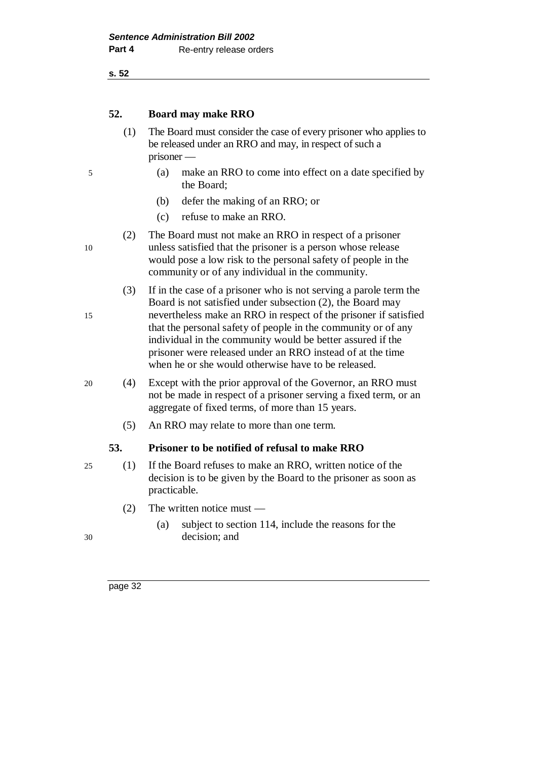### 52. Board may make RRO

(1) The Board must consider the case of every prisoner who applies to be released under an RRO and may, in respect of such a prisoner —

(a) make an RRO to come into effect on a date specified by the Board;

(b) defer the making of an RRO; or

(c) refuse to make an RRO.

(2) The Board must not make an RRO in respect of a prisoner unless satisfied that the prisoner is a person whose release would pose a low risk to the personal safety of people in the community or of any individual in the community.

(3) If in the case of a prisoner who is not serving a parole term the Board is not satisfied under subsection (2), the Board may nevertheless make an RRO in respect of the prisoner if satisfied that the personal safety of people in the community or of any individual in the community would be better assured if the prisoner were released under an RRO instead of at the time when he or she would otherwise have to be released.

(4) Except with the prior approval of the Governor, an RRO must not be made in respect of a prisoner serving a fixed term, or an aggregate of fixed terms, of more than 15 years.

(5) An RRO may relate to more than one term.

### 53. Prisoner to be notified of refusal to make RRO

(1) If the Board refuses to make an RRO, written notice of the decision is to be given by the Board to the prisoner as soon as practicable.

(2) The written notice must —

(a) subject to section 114, include the reasons for the decision; and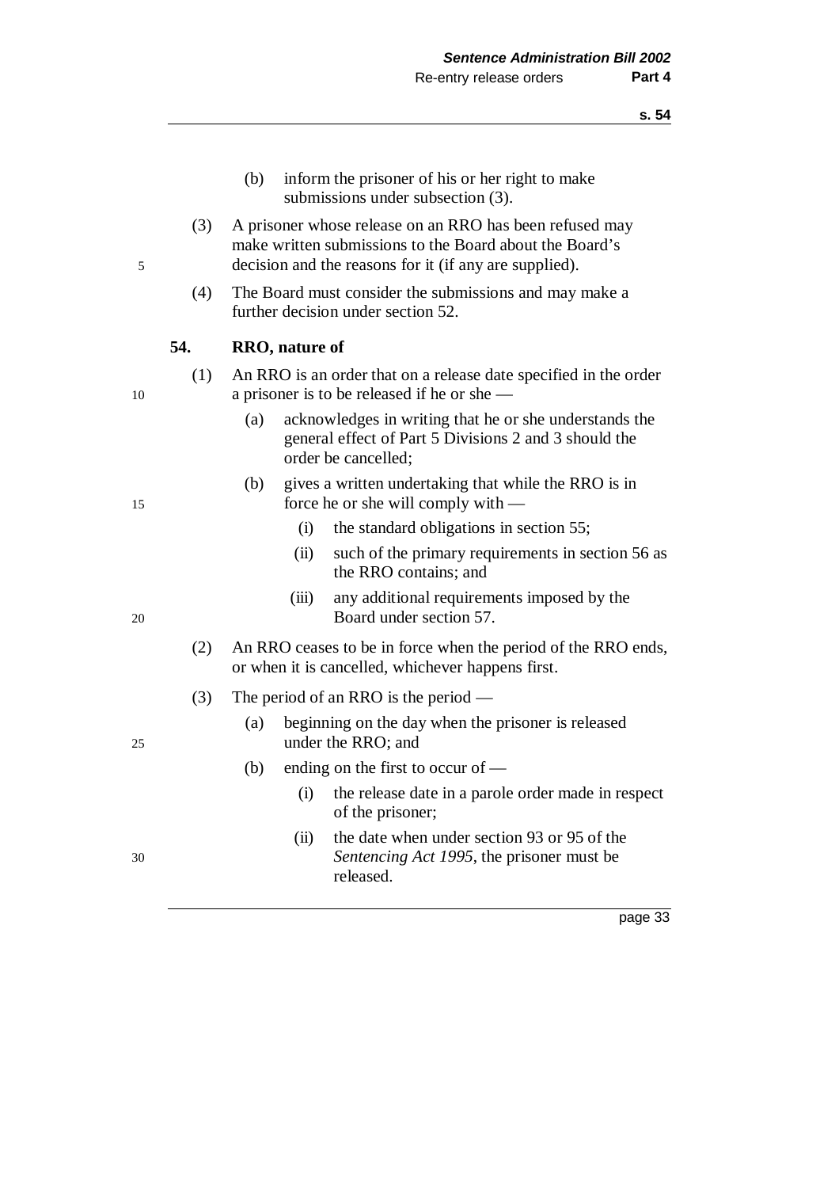(b) inform the prisoner of his or her right to make submissions under subsection (3).

(3) A prisoner whose release on an RRO has been refused may make written submissions to the Board about the Board's decision and the reasons for it (if any are supplied).

(4) The Board must consider the submissions and may make a further decision under section 52.

### 54. RRO, nature of

(1) An RRO is an order that on a release date specified in the order a prisoner is to be released if he or she —

(a) acknowledges in writing that he or she understands the general effect of Part 5 Divisions 2 and 3 should the order be cancelled;

(b) gives a written undertaking that while the RRO is in force he or she will comply with —

(i) the standard obligations in section 55;

(ii) such of the primary requirements in section 56 as the RRO contains; and

(iii) any additional requirements imposed by the Board under section 57.

(2) An RRO ceases to be in force when the period of the RRO ends, or when it is cancelled, whichever happens first.

(3) The period of an RRO is the period —

(a) beginning on the day when the prisoner is released under the RRO; and

(b) ending on the first to occur of —

(i) the release date in a parole order made in respect of the prisoner;

(ii) the date when under section 93 or 95 of the *Sentencing Act 1995*, the prisoner must be released.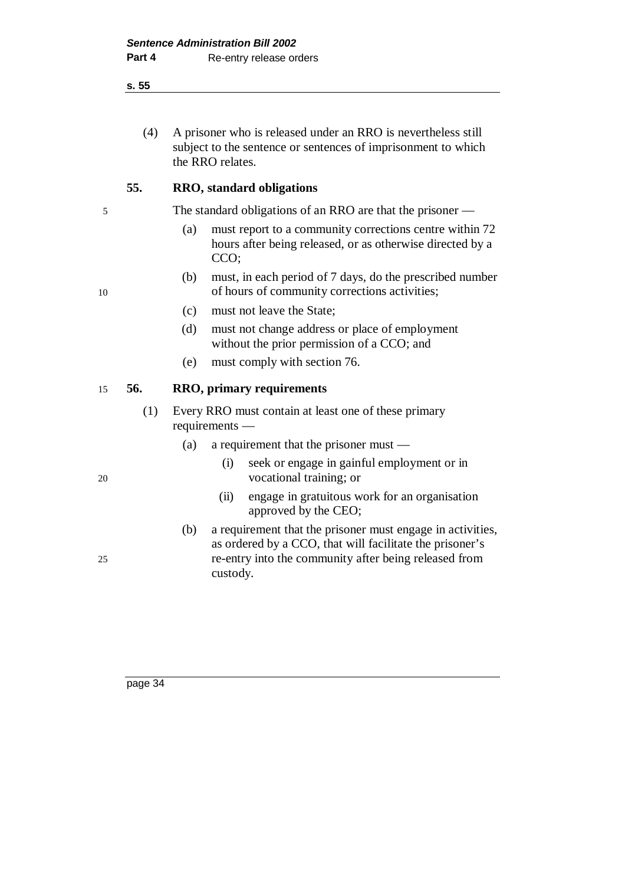(4) A prisoner who is released under an RRO is nevertheless still subject to the sentence or sentences of imprisonment to which the RRO relates.

**55. RRO, standard obligations**

The standard obligations of an RRO are that the prisoner —

(a) must report to a community corrections centre within 72 hours after being released, or as otherwise directed by a CCO;

(b) must, in each period of 7 days, do the prescribed number of hours of community corrections activities;

(c) must not leave the State;

(d) must not change address or place of employment without the prior permission of a CCO; and

(e) must comply with section 76.

**56. RRO, primary requirements**

(1) Every RRO must contain at least one of these primary requirements —

(a) a requirement that the prisoner must —

(i) seek or engage in gainful employment or in vocational training; or

(ii) engage in gratuitous work for an organisation approved by the CEO;

(b) a requirement that the prisoner must engage in activities, as ordered by a CCO, that will facilitate the prisoner's re-entry into the community after being released from custody.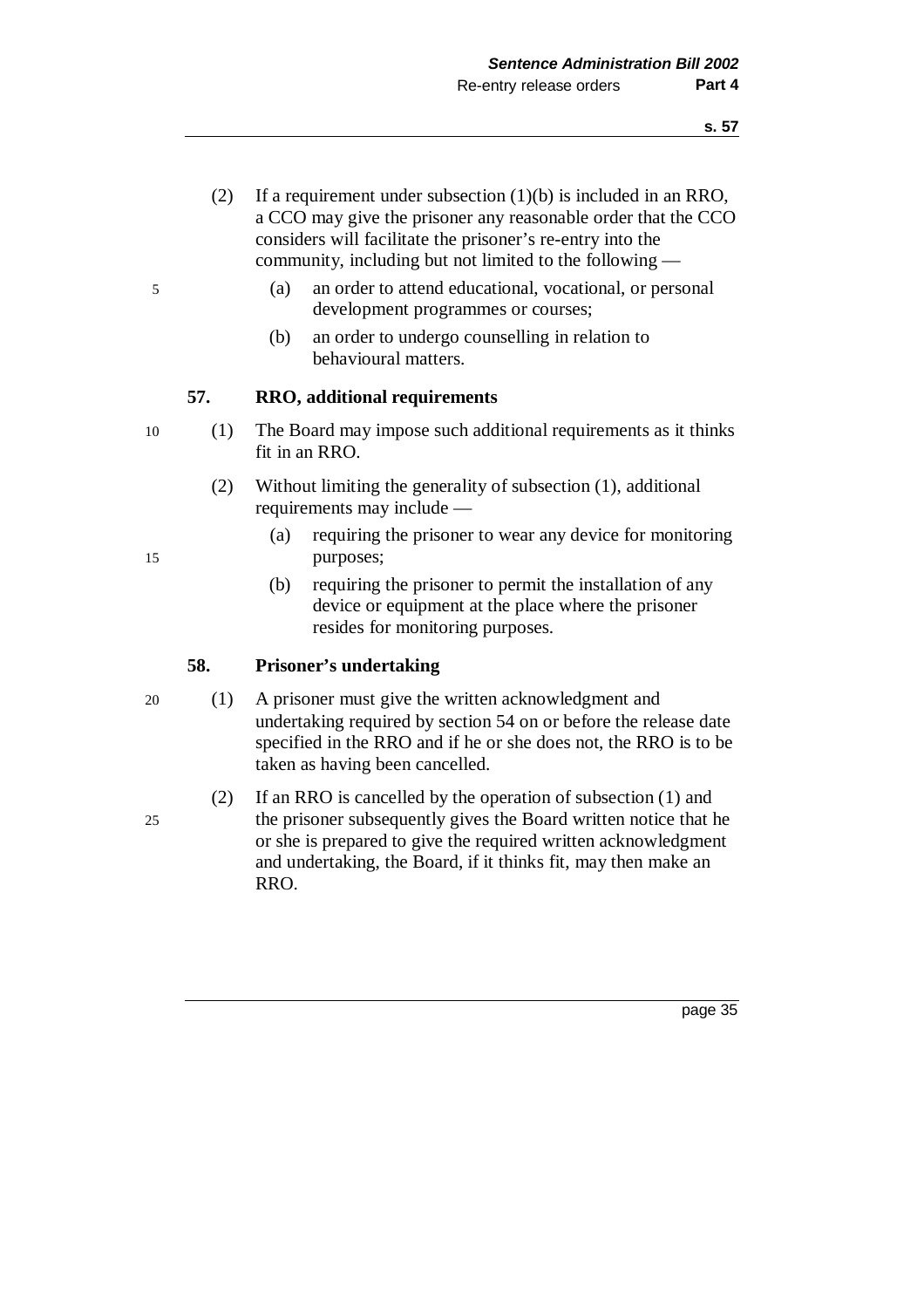(2) If a requirement under subsection (1)(b) is included in an RRO, a CCO may give the prisoner any reasonable order that the CCO considers will facilitate the prisoner's re-entry into the community, including but not limited to the following —

(a) an order to attend educational, vocational, or personal development programmes or courses;

(b) an order to undergo counselling in relation to behavioural matters.

### 57. RRO, additional requirements

(1) The Board may impose such additional requirements as it thinks fit in an RRO.

(2) Without limiting the generality of subsection (1), additional requirements may include —

(a) requiring the prisoner to wear any device for monitoring purposes;

(b) requiring the prisoner to permit the installation of any device or equipment at the place where the prisoner resides for monitoring purposes.

### 58. Prisoner's undertaking

(1) A prisoner must give the written acknowledgment and undertaking required by section 54 on or before the release date specified in the RRO and if he or she does not, the RRO is to be taken as having been cancelled.

(2) If an RRO is cancelled by the operation of subsection (1) and the prisoner subsequently gives the Board written notice that he or she is prepared to give the required written acknowledgment and undertaking, the Board, if it thinks fit, may then make an RRO.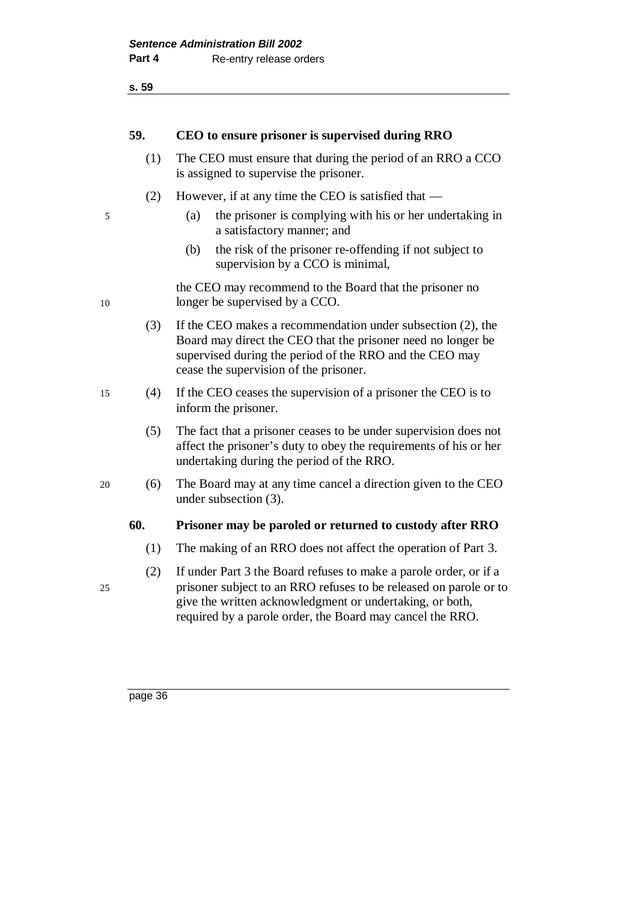### 59. CEO to ensure prisoner is supervised during RRO

(1) The CEO must ensure that during the period of an RRO a CCO is assigned to supervise the prisoner.

(2) However, if at any time the CEO is satisfied that —

(a) the prisoner is complying with his or her undertaking in a satisfactory manner; and

(b) the risk of the prisoner re-offending if not subject to supervision by a CCO is minimal,

the CEO may recommend to the Board that the prisoner no longer be supervised by a CCO.

(3) If the CEO makes a recommendation under subsection (2), the Board may direct the CEO that the prisoner need no longer be supervised during the period of the RRO and the CEO may cease the supervision of the prisoner.

(4) If the CEO ceases the supervision of a prisoner the CEO is to inform the prisoner.

(5) The fact that a prisoner ceases to be under supervision does not affect the prisoner's duty to obey the requirements of his or her undertaking during the period of the RRO.

(6) The Board may at any time cancel a direction given to the CEO under subsection (3).

### 60. Prisoner may be paroled or returned to custody after RRO

(1) The making of an RRO does not affect the operation of Part 3.

(2) If under Part 3 the Board refuses to make a parole order, or if a prisoner subject to an RRO refuses to be released on parole or to give the written acknowledgment or undertaking, or both, required by a parole order, the Board may cancel the RRO.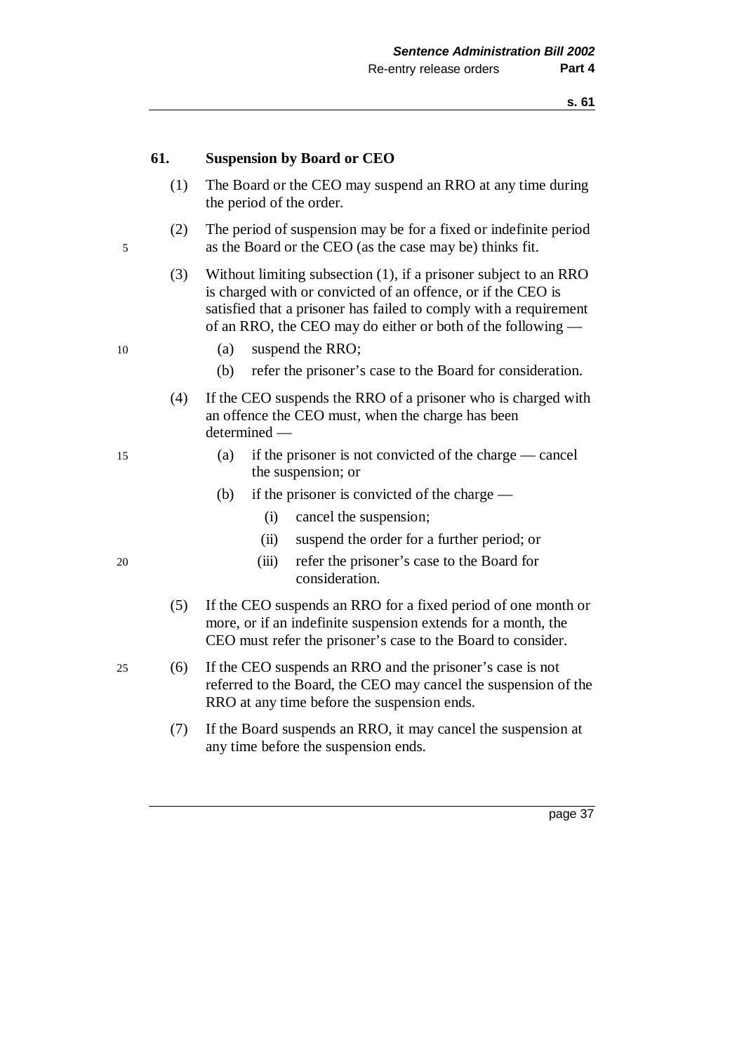### 61. Suspension by Board or CEO

(1) The Board or the CEO may suspend an RRO at any time during the period of the order.

(2) The period of suspension may be for a fixed or indefinite period as the Board or the CEO (as the case may be) thinks fit.

(3) Without limiting subsection (1), if a prisoner subject to an RRO is charged with or convicted of an offence, or if the CEO is satisfied that a prisoner has failed to comply with a requirement of an RRO, the CEO may do either or both of the following —

- (a) suspend the RRO;
- (b) refer the prisoner's case to the Board for consideration.

(4) If the CEO suspends the RRO of a prisoner who is charged with an offence the CEO must, when the charge has been determined —

- (a) if the prisoner is not convicted of the charge — cancel the suspension; or
- (b) if the prisoner is convicted of the charge —
  - (i) cancel the suspension;
  - (ii) suspend the order for a further period; or
  - (iii) refer the prisoner's case to the Board for consideration.

(5) If the CEO suspends an RRO for a fixed period of one month or more, or if an indefinite suspension extends for a month, the CEO must refer the prisoner's case to the Board to consider.

(6) If the CEO suspends an RRO and the prisoner's case is not referred to the Board, the CEO may cancel the suspension of the RRO at any time before the suspension ends.

(7) If the Board suspends an RRO, it may cancel the suspension at any time before the suspension ends.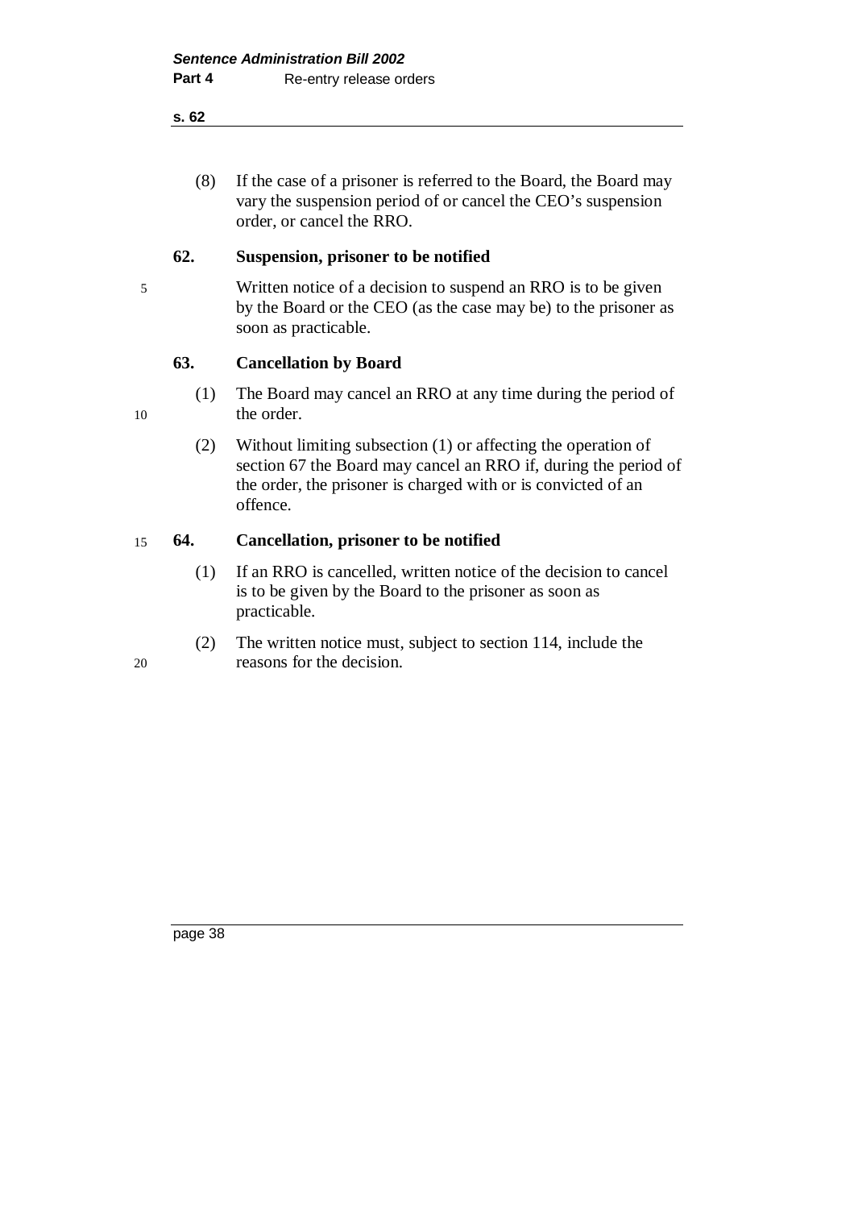(8) If the case of a prisoner is referred to the Board, the Board may vary the suspension period of or cancel the CEO's suspension order, or cancel the RRO.

### 62. Suspension, prisoner to be notified

Written notice of a decision to suspend an RRO is to be given by the Board or the CEO (as the case may be) to the prisoner as soon as practicable.

### 63. Cancellation by Board

(1) The Board may cancel an RRO at any time during the period of the order.

(2) Without limiting subsection (1) or affecting the operation of section 67 the Board may cancel an RRO if, during the period of the order, the prisoner is charged with or is convicted of an offence.

### 64. Cancellation, prisoner to be notified

(1) If an RRO is cancelled, written notice of the decision to cancel is to be given by the Board to the prisoner as soon as practicable.

(2) The written notice must, subject to section 114, include the reasons for the decision.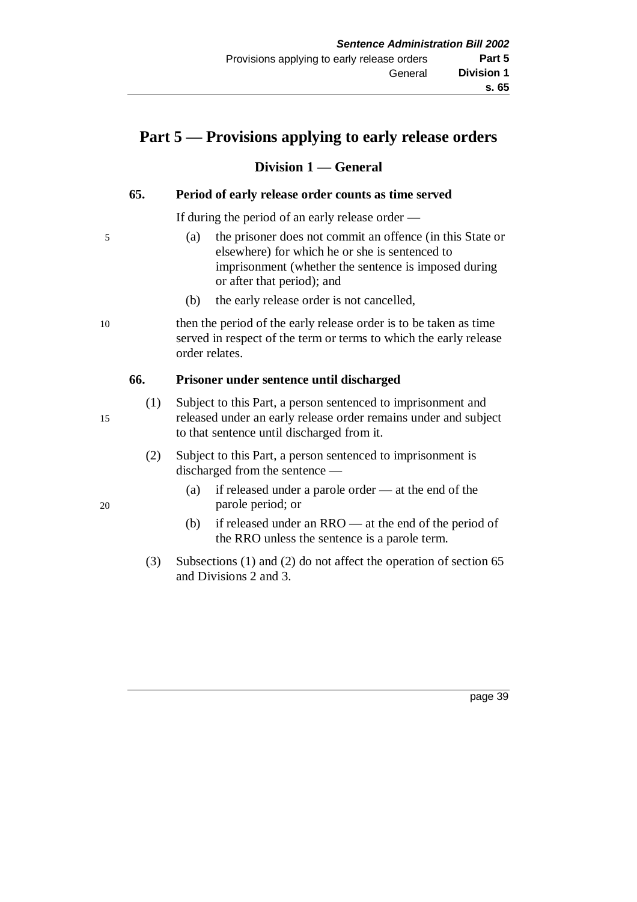# Part 5 — Provisions applying to early release orders

## Division 1 — General

### 65. Period of early release order counts as time served

If during the period of an early release order —

(a) the prisoner does not commit an offence (in this State or elsewhere) for which he or she is sentenced to imprisonment (whether the sentence is imposed during or after that period); and

(b) the early release order is not cancelled,

then the period of the early release order is to be taken as time served in respect of the term or terms to which the early release order relates.

### 66. Prisoner under sentence until discharged

(1) Subject to this Part, a person sentenced to imprisonment and released under an early release order remains under and subject to that sentence until discharged from it.

(2) Subject to this Part, a person sentenced to imprisonment is discharged from the sentence —

(a) if released under a parole order — at the end of the parole period; or

(b) if released under an RRO — at the end of the period of the RRO unless the sentence is a parole term.

(3) Subsections (1) and (2) do not affect the operation of section 65 and Divisions 2 and 3.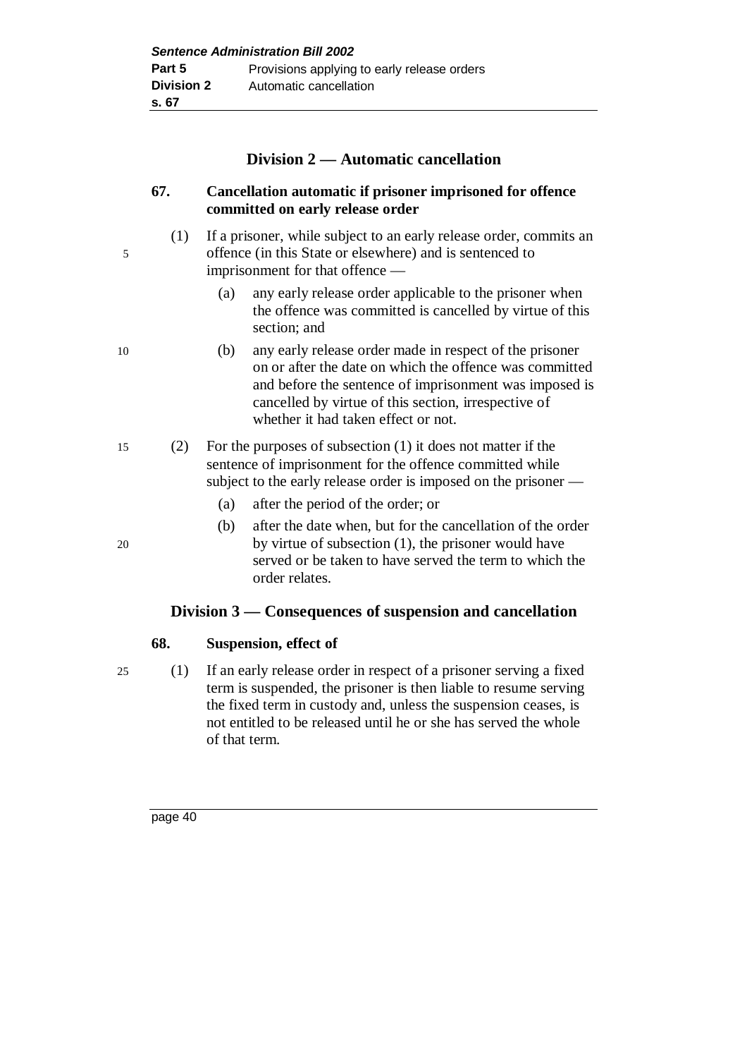## Division 2 — Automatic cancellation

### 67. Cancellation automatic if prisoner imprisoned for offence committed on early release order

(1) If a prisoner, while subject to an early release order, commits an offence (in this State or elsewhere) and is sentenced to imprisonment for that offence —

(a) any early release order applicable to the prisoner when the offence was committed is cancelled by virtue of this section; and

(b) any early release order made in respect of the prisoner on or after the date on which the offence was committed and before the sentence of imprisonment was imposed is cancelled by virtue of this section, irrespective of whether it had taken effect or not.

(2) For the purposes of subsection (1) it does not matter if the sentence of imprisonment for the offence committed while subject to the early release order is imposed on the prisoner —

(a) after the period of the order; or

(b) after the date when, but for the cancellation of the order by virtue of subsection (1), the prisoner would have served or be taken to have served the term to which the order relates.

## Division 3 — Consequences of suspension and cancellation

### 68. Suspension, effect of

(1) If an early release order in respect of a prisoner serving a fixed term is suspended, the prisoner is then liable to resume serving the fixed term in custody and, unless the suspension ceases, is not entitled to be released until he or she has served the whole of that term.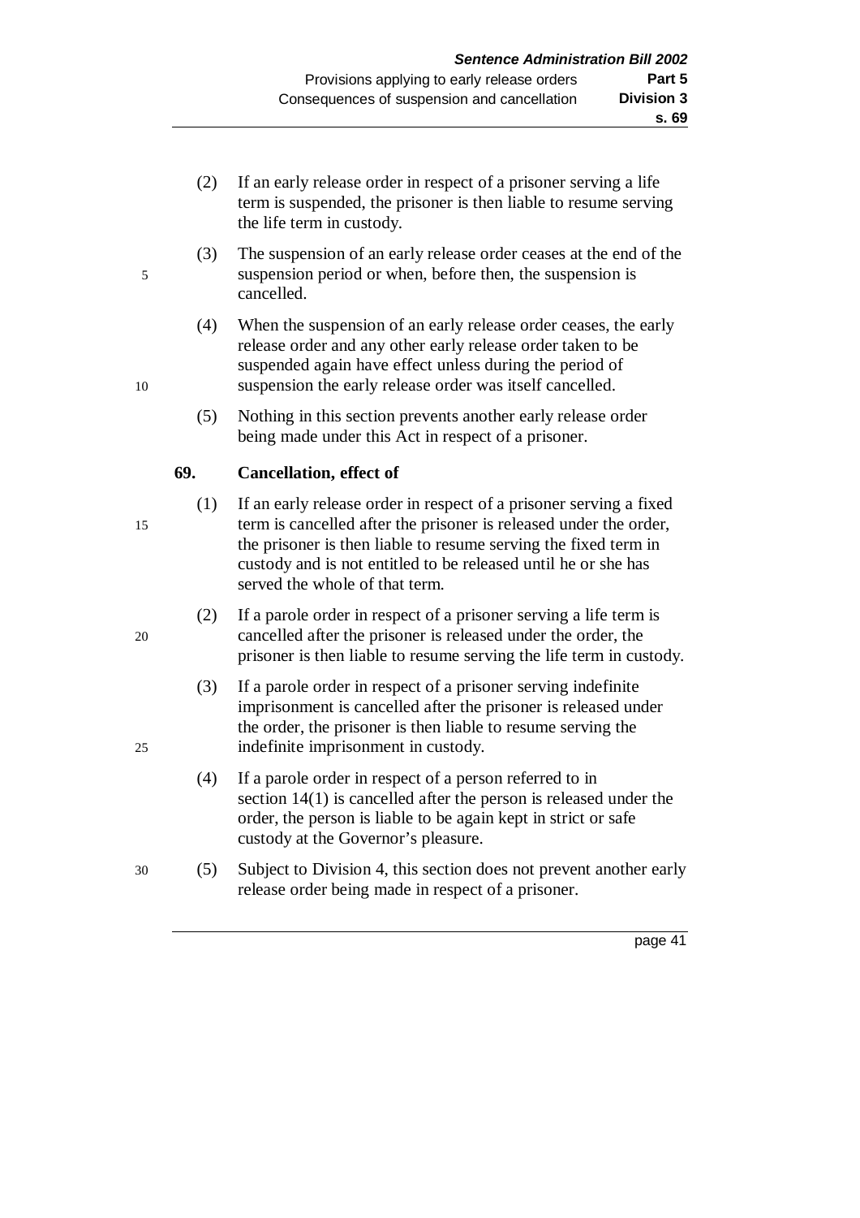(2) If an early release order in respect of a prisoner serving a life term is suspended, the prisoner is then liable to resume serving the life term in custody.

(3) The suspension of an early release order ceases at the end of the suspension period or when, before then, the suspension is cancelled.

(4) When the suspension of an early release order ceases, the early release order and any other early release order taken to be suspended again have effect unless during the period of suspension the early release order was itself cancelled.

(5) Nothing in this section prevents another early release order being made under this Act in respect of a prisoner.

### 69. Cancellation, effect of

(1) If an early release order in respect of a prisoner serving a fixed term is cancelled after the prisoner is released under the order, the prisoner is then liable to resume serving the fixed term in custody and is not entitled to be released until he or she has served the whole of that term.

(2) If a parole order in respect of a prisoner serving a life term is cancelled after the prisoner is released under the order, the prisoner is then liable to resume serving the life term in custody.

(3) If a parole order in respect of a prisoner serving indefinite imprisonment is cancelled after the prisoner is released under the order, the prisoner is then liable to resume serving the indefinite imprisonment in custody.

(4) If a parole order in respect of a person referred to in section 14(1) is cancelled after the person is released under the order, the person is liable to be again kept in strict or safe custody at the Governor's pleasure.

(5) Subject to Division 4, this section does not prevent another early release order being made in respect of a prisoner.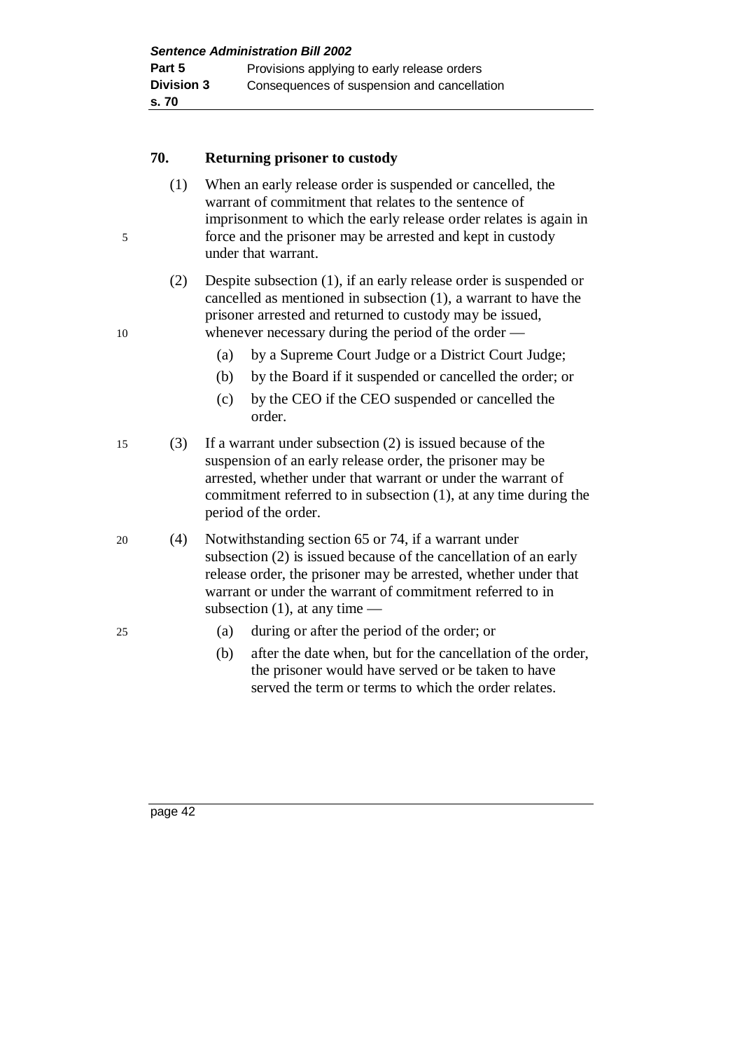### 70. Returning prisoner to custody

(1) When an early release order is suspended or cancelled, the warrant of commitment that relates to the sentence of imprisonment to which the early release order relates is again in force and the prisoner may be arrested and kept in custody under that warrant.

(2) Despite subsection (1), if an early release order is suspended or cancelled as mentioned in subsection (1), a warrant to have the prisoner arrested and returned to custody may be issued, whenever necessary during the period of the order —

- (a) by a Supreme Court Judge or a District Court Judge;
- (b) by the Board if it suspended or cancelled the order; or
- (c) by the CEO if the CEO suspended or cancelled the order.

(3) If a warrant under subsection (2) is issued because of the suspension of an early release order, the prisoner may be arrested, whether under that warrant or under the warrant of commitment referred to in subsection (1), at any time during the period of the order.

(4) Notwithstanding section 65 or 74, if a warrant under subsection (2) is issued because of the cancellation of an early release order, the prisoner may be arrested, whether under that warrant or under the warrant of commitment referred to in subsection (1), at any time —

- (a) during or after the period of the order; or
- (b) after the date when, but for the cancellation of the order, the prisoner would have served or be taken to have served the term or terms to which the order relates.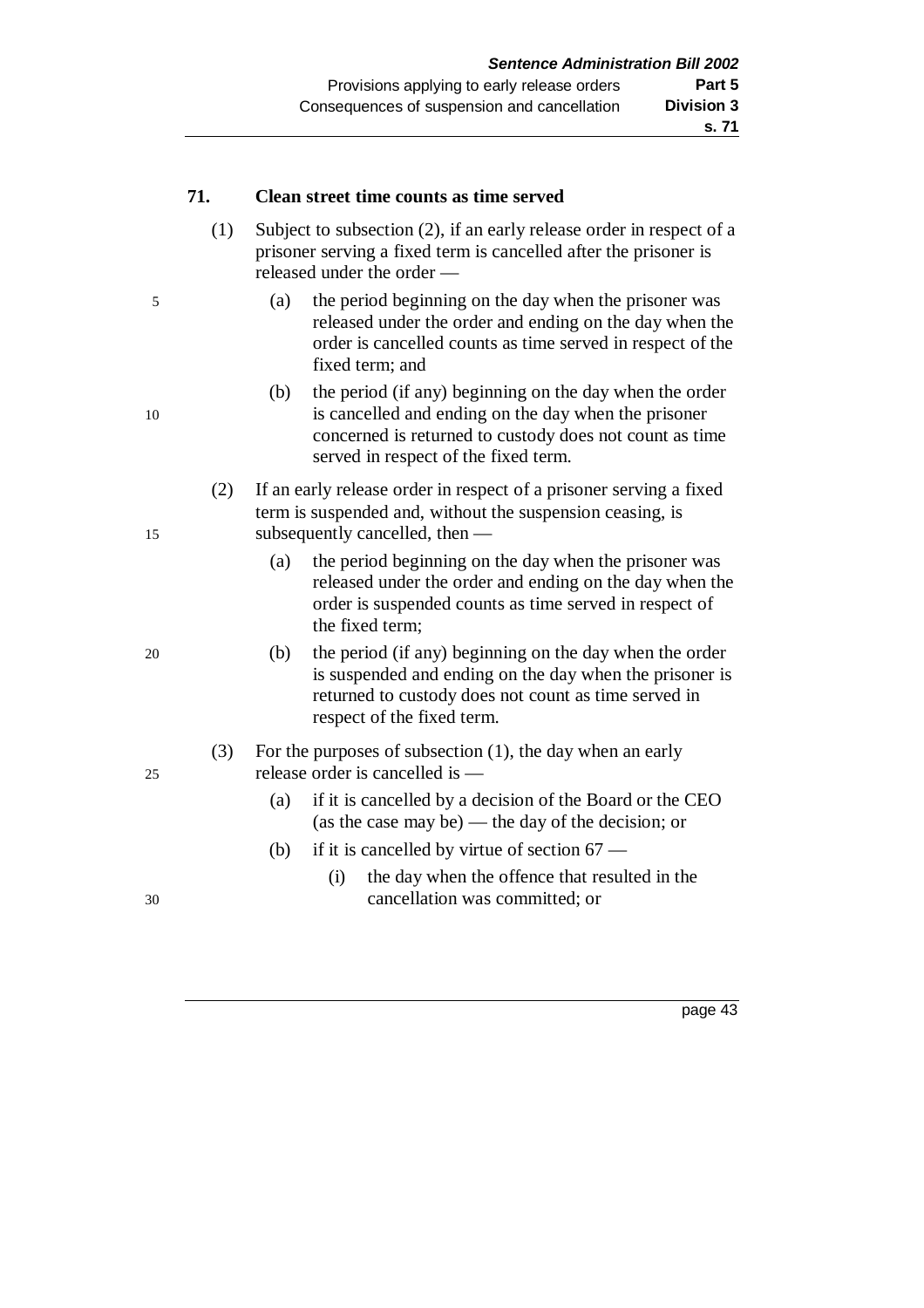**71. Clean street time counts as time served**

(1) Subject to subsection (2), if an early release order in respect of a prisoner serving a fixed term is cancelled after the prisoner is released under the order —

(a) the period beginning on the day when the prisoner was released under the order and ending on the day when the order is cancelled counts as time served in respect of the fixed term; and

(b) the period (if any) beginning on the day when the order is cancelled and ending on the day when the prisoner concerned is returned to custody does not count as time served in respect of the fixed term.

(2) If an early release order in respect of a prisoner serving a fixed term is suspended and, without the suspension ceasing, is subsequently cancelled, then —

(a) the period beginning on the day when the prisoner was released under the order and ending on the day when the order is suspended counts as time served in respect of the fixed term;

(b) the period (if any) beginning on the day when the order is suspended and ending on the day when the prisoner is returned to custody does not count as time served in respect of the fixed term.

(3) For the purposes of subsection (1), the day when an early release order is cancelled is —

(a) if it is cancelled by a decision of the Board or the CEO (as the case may be) — the day of the decision; or

(b) if it is cancelled by virtue of section 67 —

(i) the day when the offence that resulted in the cancellation was committed; or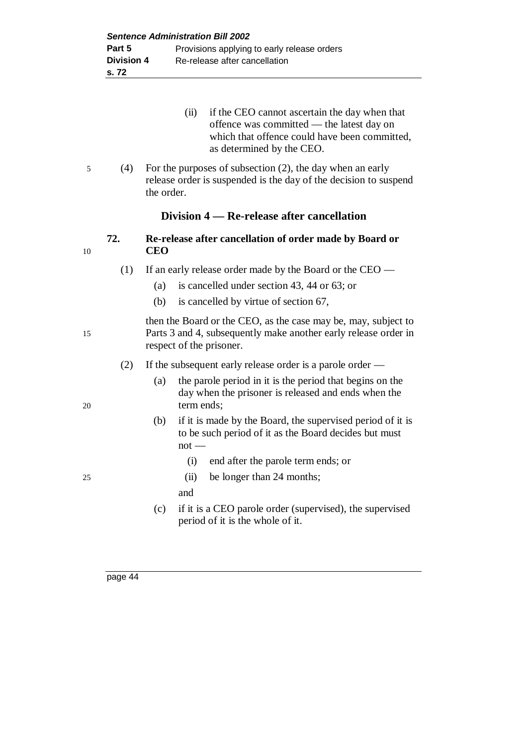(ii) if the CEO cannot ascertain the day when that offence was committed — the latest day on which that offence could have been committed, as determined by the CEO.

(4) For the purposes of subsection (2), the day when an early release order is suspended is the day of the decision to suspend the order.

## Division 4 — Re-release after cancellation

### 72. Re-release after cancellation of order made by Board or CEO

(1) If an early release order made by the Board or the CEO —

(a) is cancelled under section 43, 44 or 63; or

(b) is cancelled by virtue of section 67,

then the Board or the CEO, as the case may be, may, subject to Parts 3 and 4, subsequently make another early release order in respect of the prisoner.

(2) If the subsequent early release order is a parole order —

(a) the parole period in it is the period that begins on the day when the prisoner is released and ends when the term ends;

(b) if it is made by the Board, the supervised period of it is to be such period of it as the Board decides but must not —

(i) end after the parole term ends; or

(ii) be longer than 24 months;

and

(c) if it is a CEO parole order (supervised), the supervised period of it is the whole of it.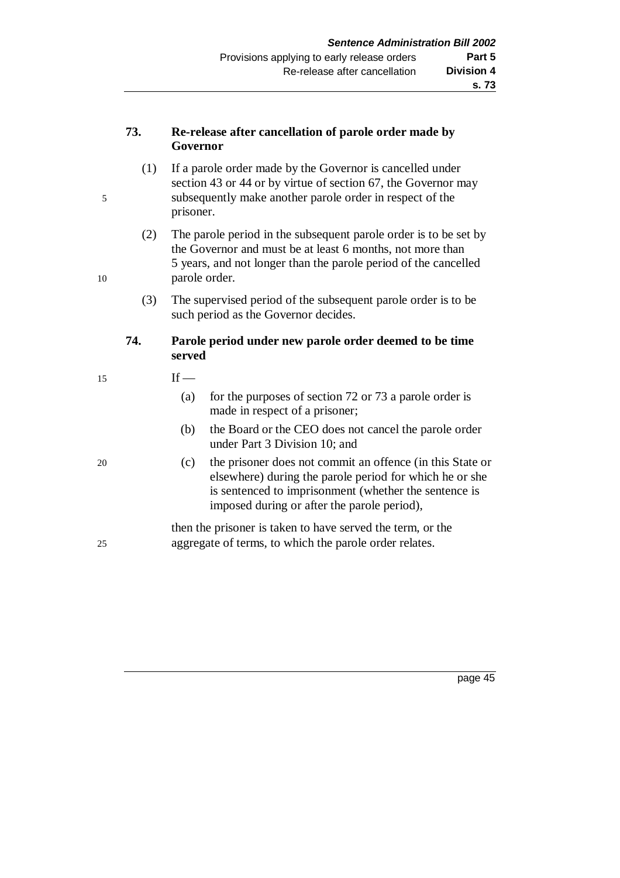### 73. Re-release after cancellation of parole order made by Governor

(1) If a parole order made by the Governor is cancelled under section 43 or 44 or by virtue of section 67, the Governor may subsequently make another parole order in respect of the prisoner.

(2) The parole period in the subsequent parole order is to be set by the Governor and must be at least 6 months, not more than 5 years, and not longer than the parole period of the cancelled parole order.

(3) The supervised period of the subsequent parole order is to be such period as the Governor decides.

### 74. Parole period under new parole order deemed to be time served

If —

(a) for the purposes of section 72 or 73 a parole order is made in respect of a prisoner;

(b) the Board or the CEO does not cancel the parole order under Part 3 Division 10; and

(c) the prisoner does not commit an offence (in this State or elsewhere) during the parole period for which he or she is sentenced to imprisonment (whether the sentence is imposed during or after the parole period),

then the prisoner is taken to have served the term, or the aggregate of terms, to which the parole order relates.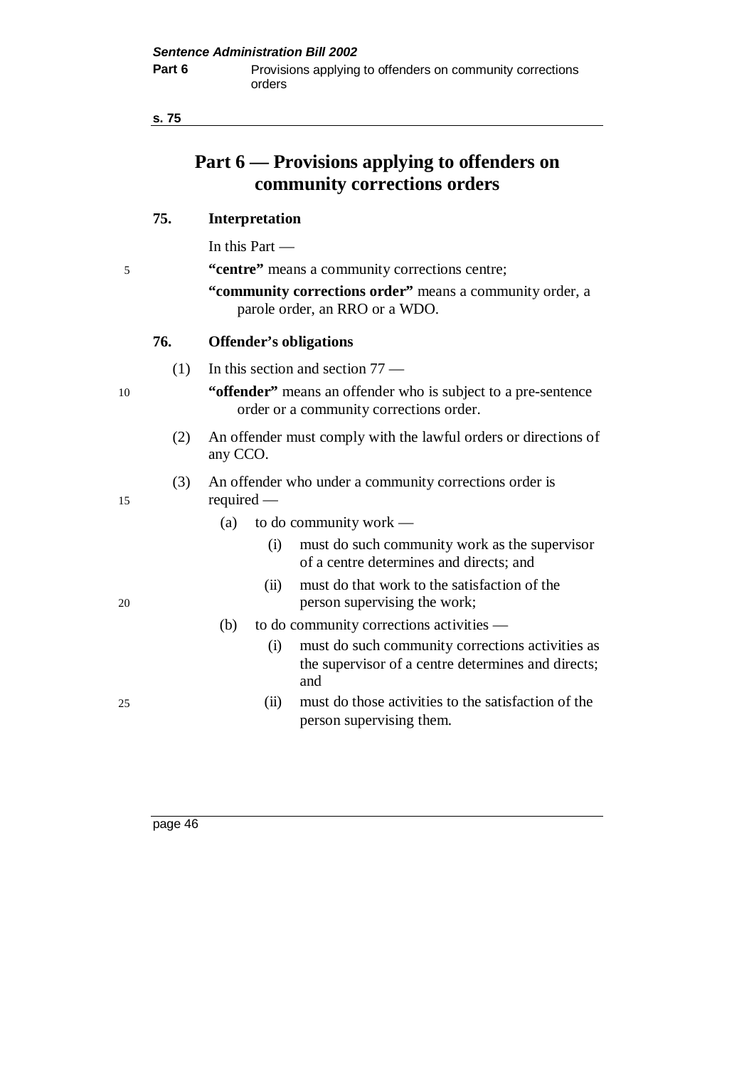# Part 6 — Provisions applying to offenders on community corrections orders

### 75. Interpretation

In this Part —

**"centre"** means a community corrections centre;

**"community corrections order"** means a community order, a parole order, an RRO or a WDO.

### 76. Offender's obligations

(1) In this section and section 77 —

**"offender"** means an offender who is subject to a pre-sentence order or a community corrections order.

(2) An offender must comply with the lawful orders or directions of any CCO.

(3) An offender who under a community corrections order is required —

- (a) to do community work —
  - (i) must do such community work as the supervisor of a centre determines and directs; and
  - (ii) must do that work to the satisfaction of the person supervising the work;
- (b) to do community corrections activities —
  - (i) must do such community corrections activities as the supervisor of a centre determines and directs; and
  - (ii) must do those activities to the satisfaction of the person supervising them.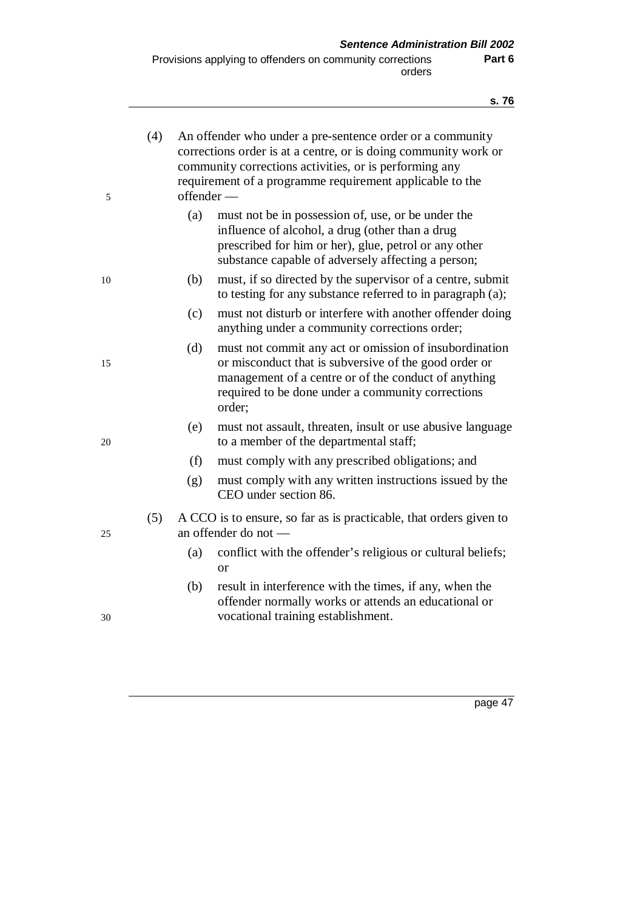(4) An offender who under a pre-sentence order or a community corrections order is at a centre, or is doing community work or community corrections activities, or is performing any requirement of a programme requirement applicable to the offender —

- (a) must not be in possession of, use, or be under the influence of alcohol, a drug (other than a drug prescribed for him or her), glue, petrol or any other substance capable of adversely affecting a person;
- (b) must, if so directed by the supervisor of a centre, submit to testing for any substance referred to in paragraph (a);
- (c) must not disturb or interfere with another offender doing anything under a community corrections order;
- (d) must not commit any act or omission of insubordination or misconduct that is subversive of the good order or management of a centre or of the conduct of anything required to be done under a community corrections order;
- (e) must not assault, threaten, insult or use abusive language to a member of the departmental staff;
- (f) must comply with any prescribed obligations; and
- (g) must comply with any written instructions issued by the CEO under section 86.

(5) A CCO is to ensure, so far as is practicable, that orders given to an offender do not —

- (a) conflict with the offender's religious or cultural beliefs; or
- (b) result in interference with the times, if any, when the offender normally works or attends an educational or vocational training establishment.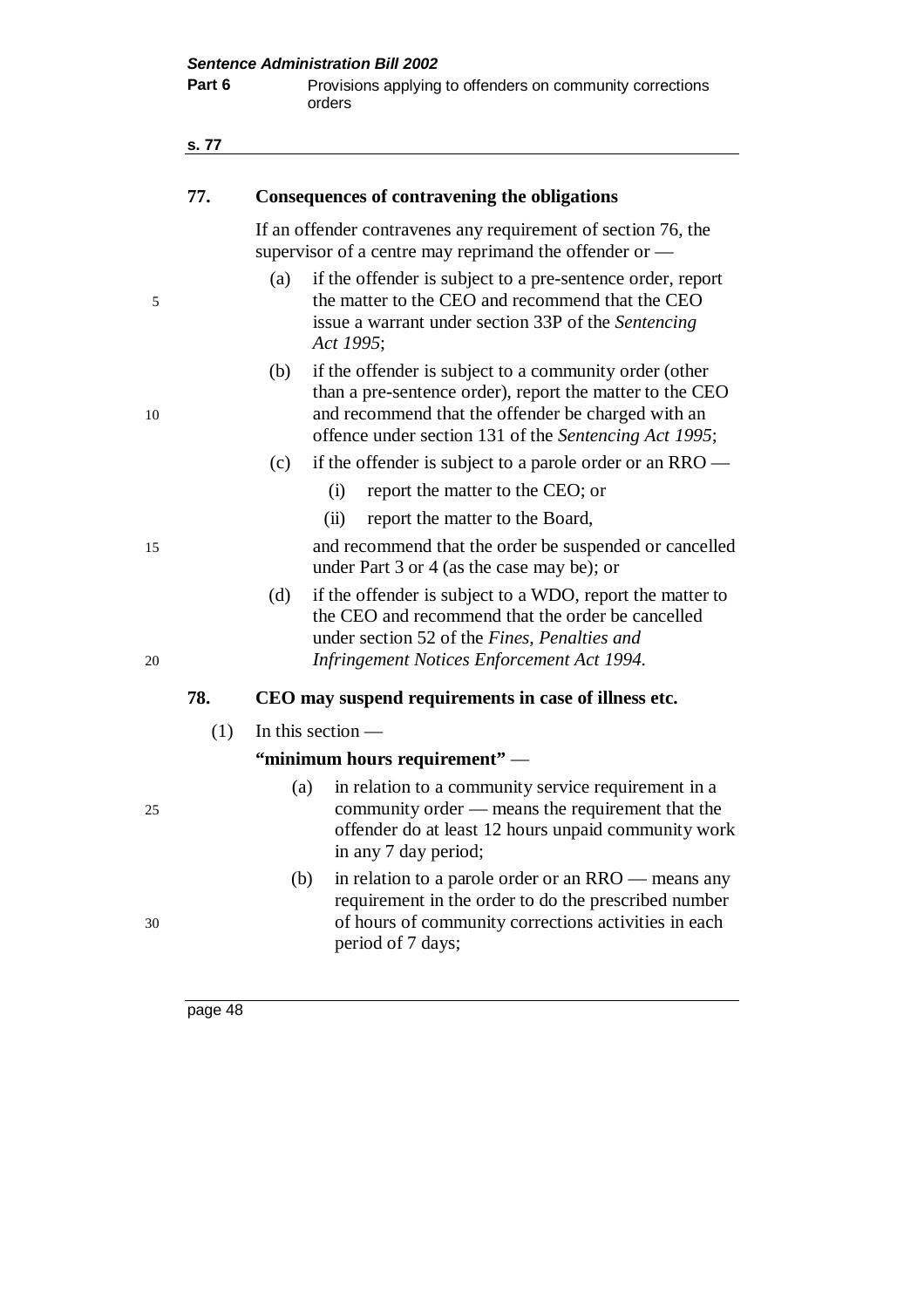### 77. Consequences of contravening the obligations

If an offender contravenes any requirement of section 76, the supervisor of a centre may reprimand the offender or —

(a) if the offender is subject to a pre-sentence order, report the matter to the CEO and recommend that the CEO issue a warrant under section 33P of the *Sentencing Act 1995*;

(b) if the offender is subject to a community order (other than a pre-sentence order), report the matter to the CEO and recommend that the offender be charged with an offence under section 131 of the *Sentencing Act 1995*;

(c) if the offender is subject to a parole order or an RRO —

(i) report the matter to the CEO; or

(ii) report the matter to the Board,

and recommend that the order be suspended or cancelled under Part 3 or 4 (as the case may be); or

(d) if the offender is subject to a WDO, report the matter to the CEO and recommend that the order be cancelled under section 52 of the *Fines, Penalties and Infringement Notices Enforcement Act 1994.*

### 78. CEO may suspend requirements in case of illness etc.

(1) In this section —

**"minimum hours requirement"** —

(a) in relation to a community service requirement in a community order — means the requirement that the offender do at least 12 hours unpaid community work in any 7 day period;

(b) in relation to a parole order or an RRO — means any requirement in the order to do the prescribed number of hours of community corrections activities in each period of 7 days;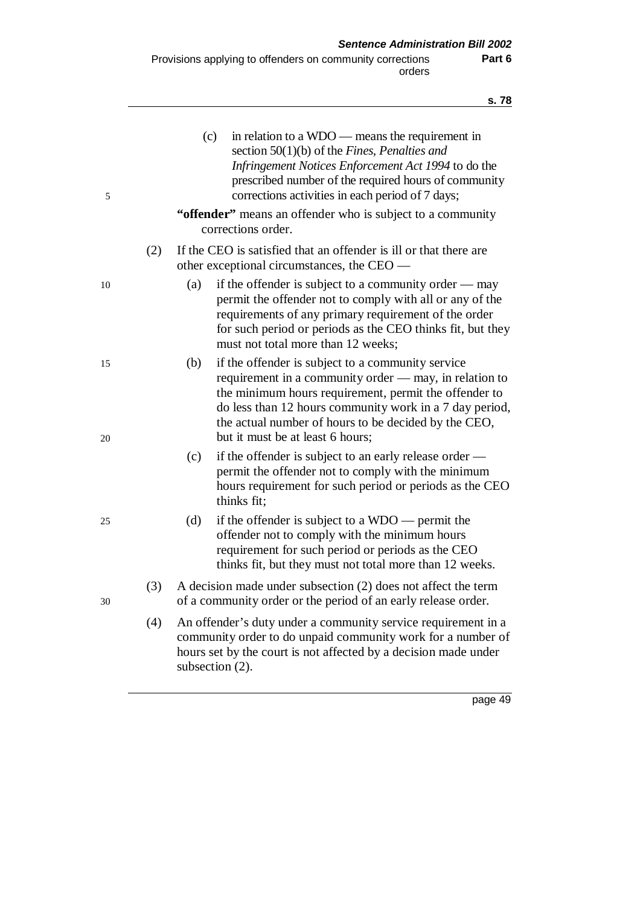(c) in relation to a WDO — means the requirement in section 50(1)(b) of the *Fines, Penalties and Infringement Notices Enforcement Act 1994* to do the prescribed number of the required hours of community corrections activities in each period of 7 days;

**"offender"** means an offender who is subject to a community corrections order.

(2) If the CEO is satisfied that an offender is ill or that there are other exceptional circumstances, the CEO —

(a) if the offender is subject to a community order — may permit the offender not to comply with all or any of the requirements of any primary requirement of the order for such period or periods as the CEO thinks fit, but they must not total more than 12 weeks;

(b) if the offender is subject to a community service requirement in a community order — may, in relation to the minimum hours requirement, permit the offender to do less than 12 hours community work in a 7 day period, the actual number of hours to be decided by the CEO, but it must be at least 6 hours;

(c) if the offender is subject to an early release order — permit the offender not to comply with the minimum hours requirement for such period or periods as the CEO thinks fit;

(d) if the offender is subject to a WDO — permit the offender not to comply with the minimum hours requirement for such period or periods as the CEO thinks fit, but they must not total more than 12 weeks.

(3) A decision made under subsection (2) does not affect the term of a community order or the period of an early release order.

(4) An offender's duty under a community service requirement in a community order to do unpaid community work for a number of hours set by the court is not affected by a decision made under subsection (2).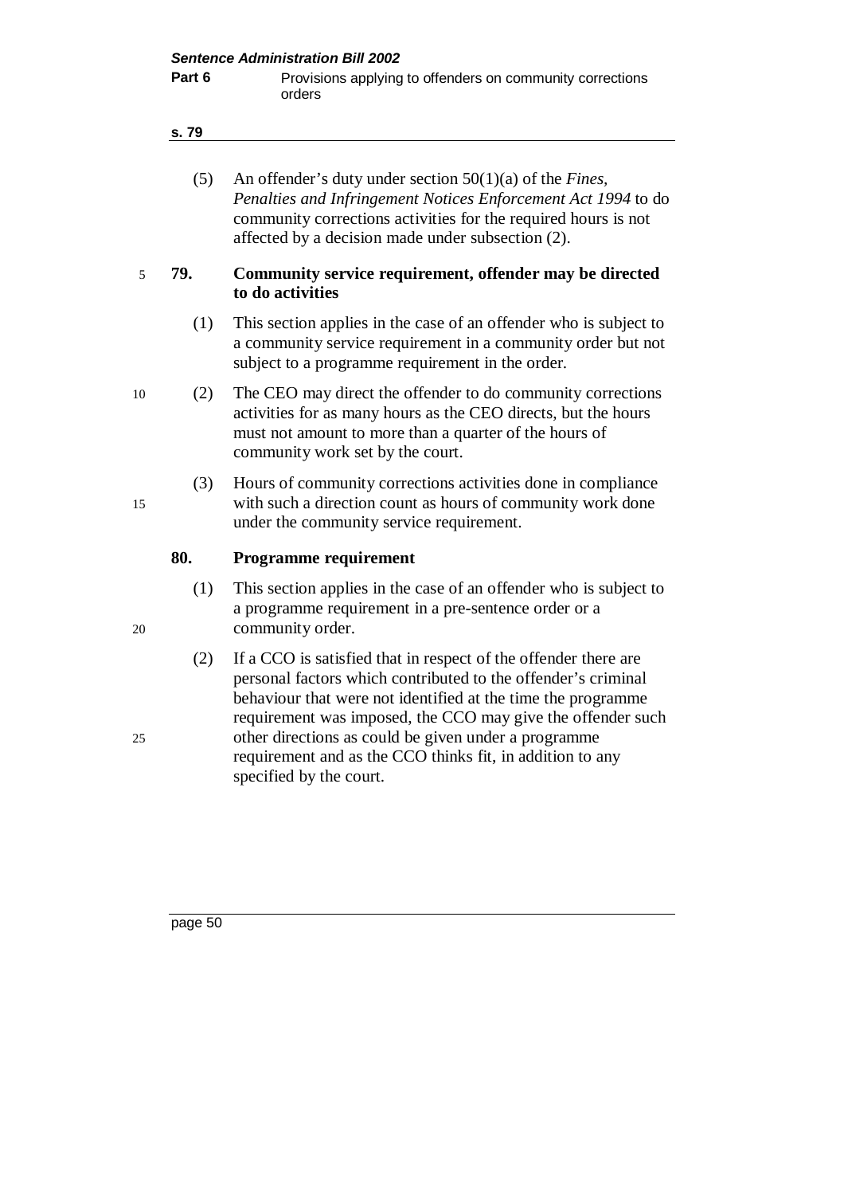(5) An offender's duty under section 50(1)(a) of the *Fines, Penalties and Infringement Notices Enforcement Act 1994* to do community corrections activities for the required hours is not affected by a decision made under subsection (2).

### 79. Community service requirement, offender may be directed to do activities

(1) This section applies in the case of an offender who is subject to a community service requirement in a community order but not subject to a programme requirement in the order.

(2) The CEO may direct the offender to do community corrections activities for as many hours as the CEO directs, but the hours must not amount to more than a quarter of the hours of community work set by the court.

(3) Hours of community corrections activities done in compliance with such a direction count as hours of community work done under the community service requirement.

### 80. Programme requirement

(1) This section applies in the case of an offender who is subject to a programme requirement in a pre-sentence order or a community order.

(2) If a CCO is satisfied that in respect of the offender there are personal factors which contributed to the offender's criminal behaviour that were not identified at the time the programme requirement was imposed, the CCO may give the offender such other directions as could be given under a programme requirement and as the CCO thinks fit, in addition to any specified by the court.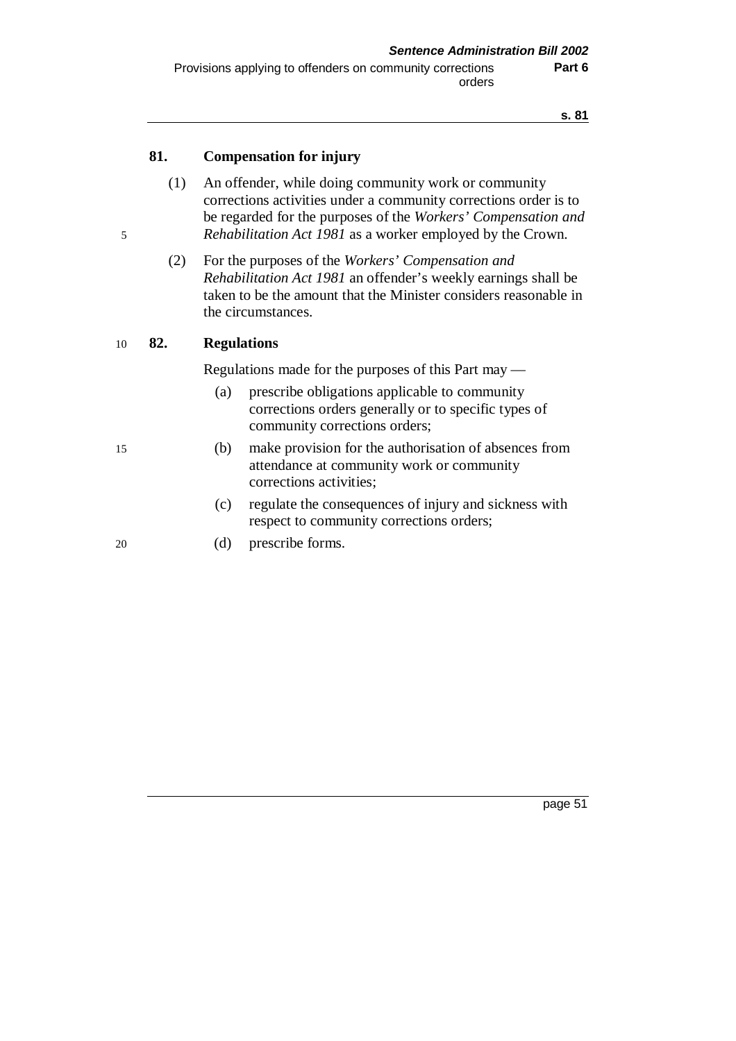### 81. Compensation for injury

(1) An offender, while doing community work or community corrections activities under a community corrections order is to be regarded for the purposes of the *Workers' Compensation and Rehabilitation Act 1981* as a worker employed by the Crown.

(2) For the purposes of the *Workers' Compensation and Rehabilitation Act 1981* an offender's weekly earnings shall be taken to be the amount that the Minister considers reasonable in the circumstances.

### 82. Regulations

Regulations made for the purposes of this Part may —

(a) prescribe obligations applicable to community corrections orders generally or to specific types of community corrections orders;

(b) make provision for the authorisation of absences from attendance at community work or community corrections activities;

(c) regulate the consequences of injury and sickness with respect to community corrections orders;

(d) prescribe forms.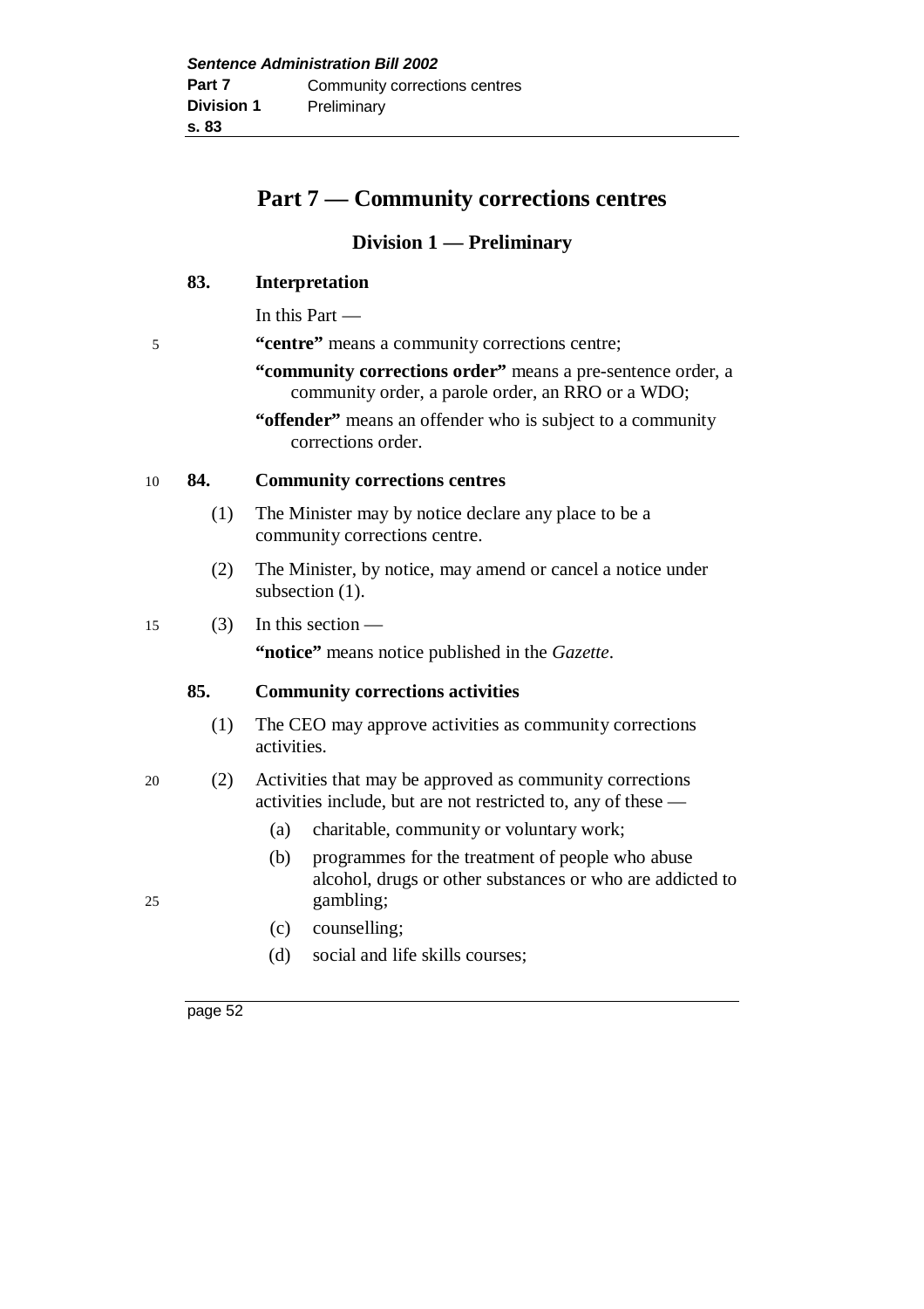# Part 7 — Community corrections centres

## Division 1 — Preliminary

### 83. Interpretation

In this Part —

**"centre"** means a community corrections centre;

**"community corrections order"** means a pre-sentence order, a community order, a parole order, an RRO or a WDO;

**"offender"** means an offender who is subject to a community corrections order.

### 84. Community corrections centres

(1) The Minister may by notice declare any place to be a community corrections centre.

(2) The Minister, by notice, may amend or cancel a notice under subsection (1).

(3) In this section —

**"notice"** means notice published in the *Gazette*.

### 85. Community corrections activities

(1) The CEO may approve activities as community corrections activities.

(2) Activities that may be approved as community corrections activities include, but are not restricted to, any of these —

(a) charitable, community or voluntary work;

(b) programmes for the treatment of people who abuse alcohol, drugs or other substances or who are addicted to gambling;

(c) counselling;

(d) social and life skills courses;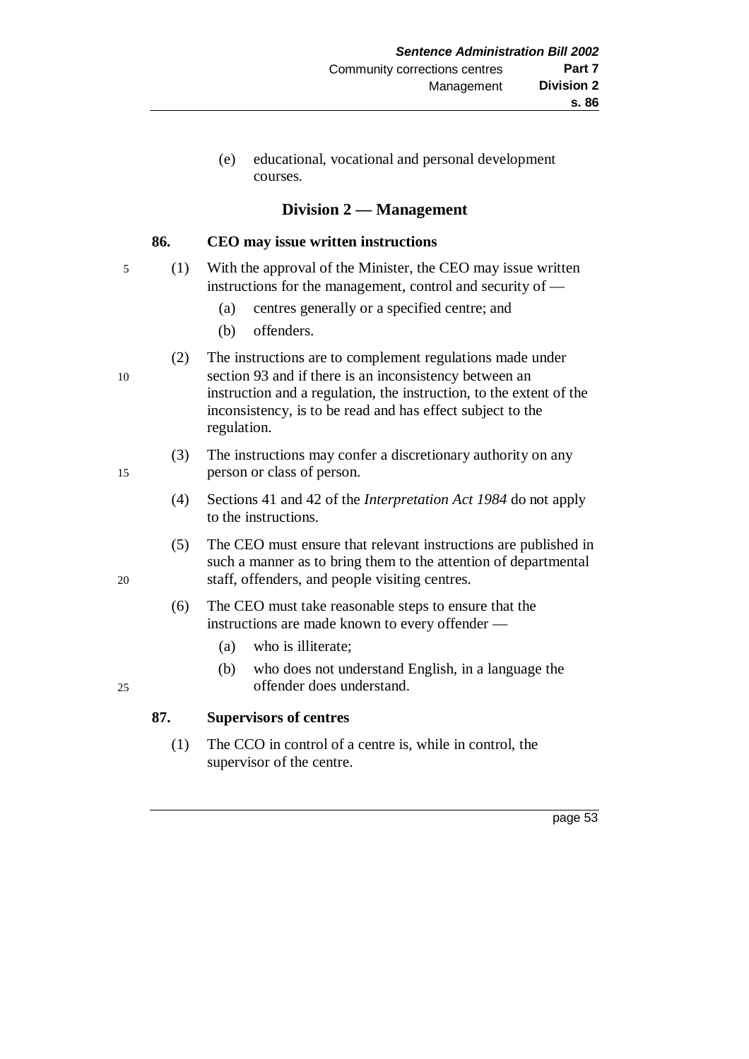(e) educational, vocational and personal development courses.

## Division 2 — Management

### 86. CEO may issue written instructions

(1) With the approval of the Minister, the CEO may issue written instructions for the management, control and security of —

(a) centres generally or a specified centre; and

(b) offenders.

(2) The instructions are to complement regulations made under section 93 and if there is an inconsistency between an instruction and a regulation, the instruction, to the extent of the inconsistency, is to be read and has effect subject to the regulation.

(3) The instructions may confer a discretionary authority on any person or class of person.

(4) Sections 41 and 42 of the *Interpretation Act 1984* do not apply to the instructions.

(5) The CEO must ensure that relevant instructions are published in such a manner as to bring them to the attention of departmental staff, offenders, and people visiting centres.

(6) The CEO must take reasonable steps to ensure that the instructions are made known to every offender —

(a) who is illiterate;

(b) who does not understand English, in a language the offender does understand.

### 87. Supervisors of centres

(1) The CCO in control of a centre is, while in control, the supervisor of the centre.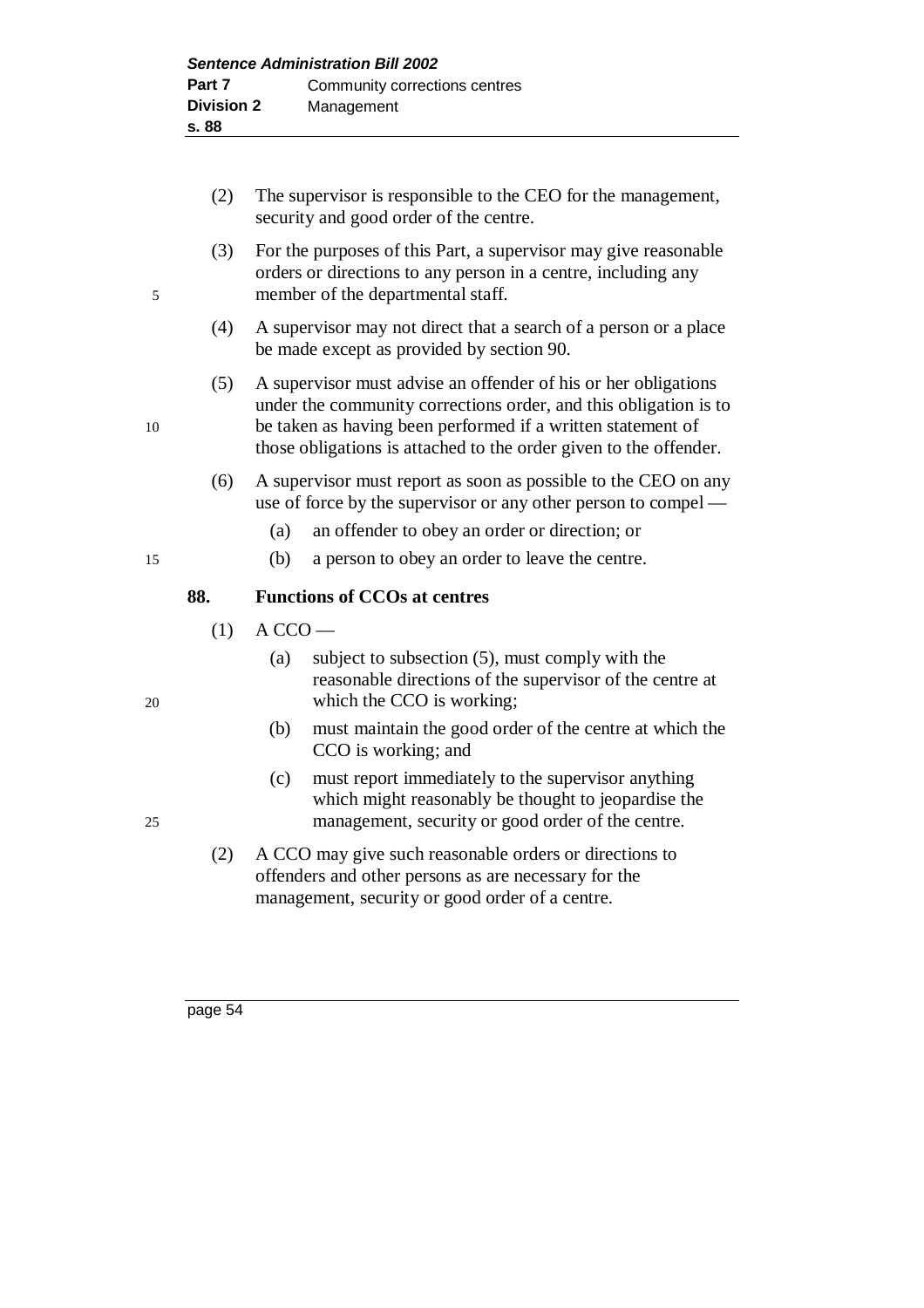(2) The supervisor is responsible to the CEO for the management, security and good order of the centre.

(3) For the purposes of this Part, a supervisor may give reasonable orders or directions to any person in a centre, including any member of the departmental staff.

(4) A supervisor may not direct that a search of a person or a place be made except as provided by section 90.

(5) A supervisor must advise an offender of his or her obligations under the community corrections order, and this obligation is to be taken as having been performed if a written statement of those obligations is attached to the order given to the offender.

(6) A supervisor must report as soon as possible to the CEO on any use of force by the supervisor or any other person to compel —

(a) an offender to obey an order or direction; or

(b) a person to obey an order to leave the centre.

**88. Functions of CCOs at centres**

(1) A CCO —

(a) subject to subsection (5), must comply with the reasonable directions of the supervisor of the centre at which the CCO is working;

(b) must maintain the good order of the centre at which the CCO is working; and

(c) must report immediately to the supervisor anything which might reasonably be thought to jeopardise the management, security or good order of the centre.

(2) A CCO may give such reasonable orders or directions to offenders and other persons as are necessary for the management, security or good order of a centre.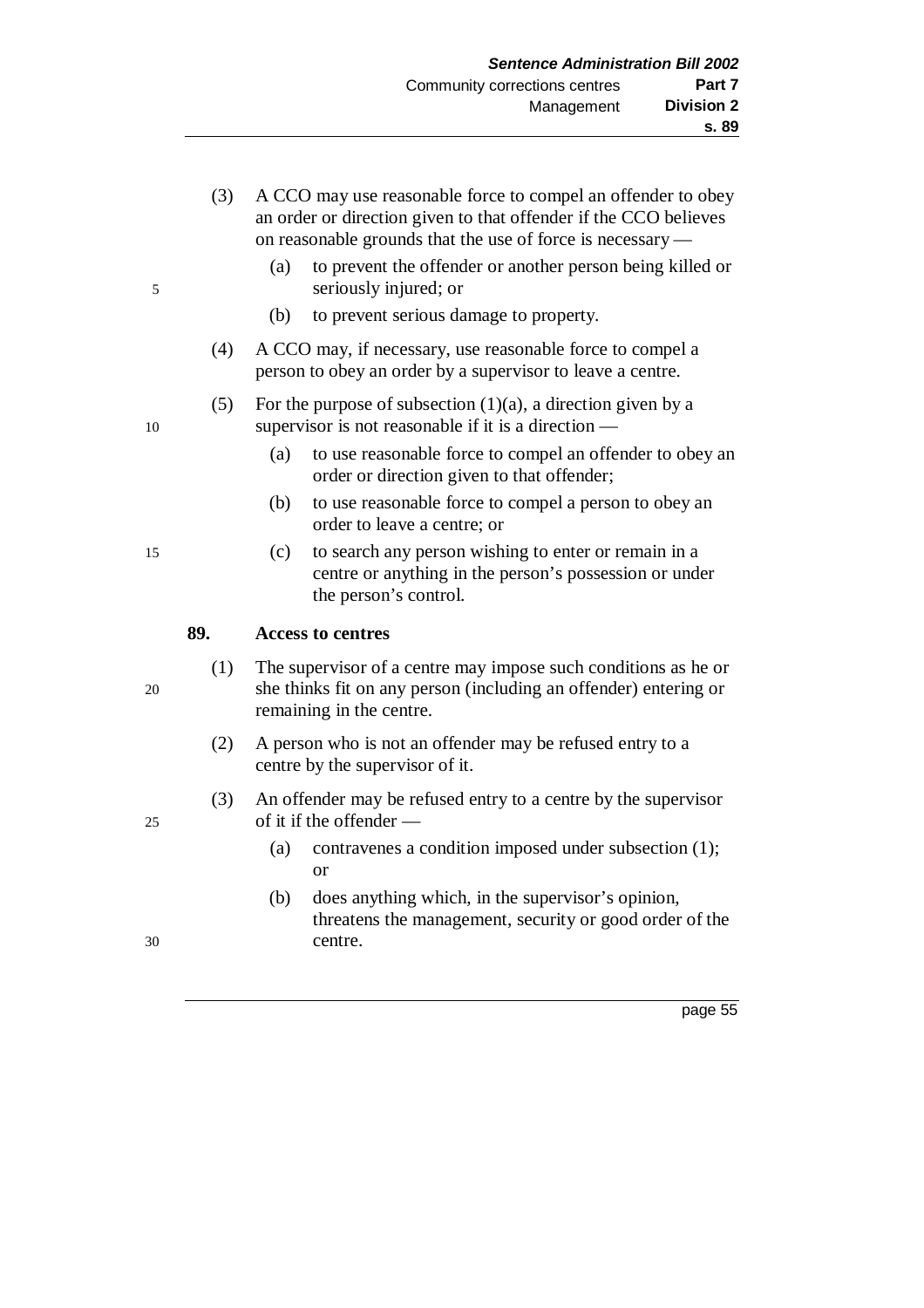(3) A CCO may use reasonable force to compel an offender to obey an order or direction given to that offender if the CCO believes on reasonable grounds that the use of force is necessary —

  (a) to prevent the offender or another person being killed or seriously injured; or

  (b) to prevent serious damage to property.

(4) A CCO may, if necessary, use reasonable force to compel a person to obey an order by a supervisor to leave a centre.

(5) For the purpose of subsection (1)(a), a direction given by a supervisor is not reasonable if it is a direction —

  (a) to use reasonable force to compel an offender to obey an order or direction given to that offender;

  (b) to use reasonable force to compel a person to obey an order to leave a centre; or

  (c) to search any person wishing to enter or remain in a centre or anything in the person's possession or under the person's control.

**89. Access to centres**

(1) The supervisor of a centre may impose such conditions as he or she thinks fit on any person (including an offender) entering or remaining in the centre.

(2) A person who is not an offender may be refused entry to a centre by the supervisor of it.

(3) An offender may be refused entry to a centre by the supervisor of it if the offender —

  (a) contravenes a condition imposed under subsection (1); or

  (b) does anything which, in the supervisor's opinion, threatens the management, security or good order of the centre.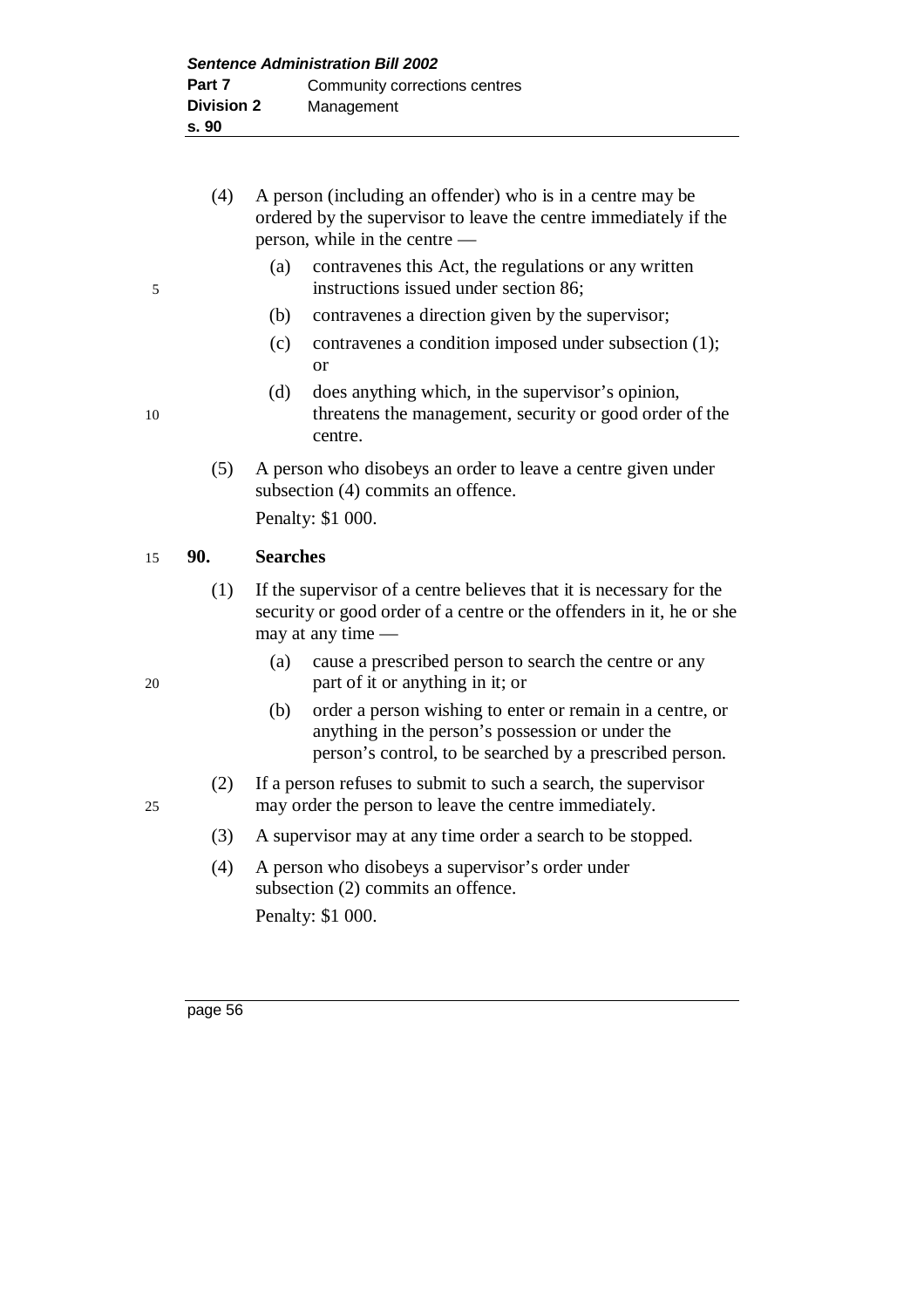(4) A person (including an offender) who is in a centre may be ordered by the supervisor to leave the centre immediately if the person, while in the centre —

(a) contravenes this Act, the regulations or any written instructions issued under section 86;

(b) contravenes a direction given by the supervisor;

(c) contravenes a condition imposed under subsection (1); or

(d) does anything which, in the supervisor's opinion, threatens the management, security or good order of the centre.

(5) A person who disobeys an order to leave a centre given under subsection (4) commits an offence.

Penalty: $1 000.

**90. Searches**

(1) If the supervisor of a centre believes that it is necessary for the security or good order of a centre or the offenders in it, he or she may at any time —

(a) cause a prescribed person to search the centre or any part of it or anything in it; or

(b) order a person wishing to enter or remain in a centre, or anything in the person's possession or under the person's control, to be searched by a prescribed person.

(2) If a person refuses to submit to such a search, the supervisor may order the person to leave the centre immediately.

(3) A supervisor may at any time order a search to be stopped.

(4) A person who disobeys a supervisor's order under subsection (2) commits an offence.

Penalty: $1 000.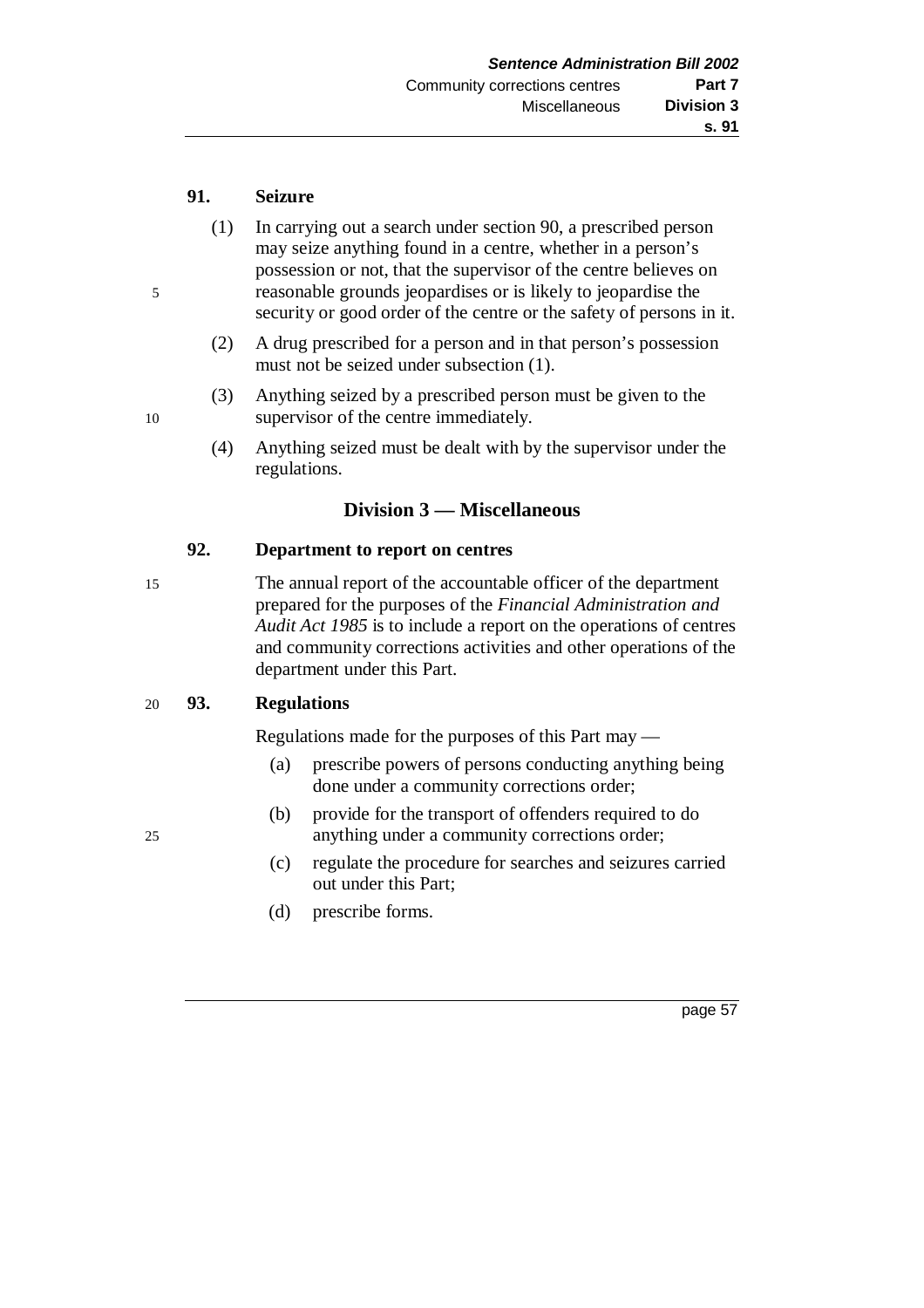### 91. Seizure

(1) In carrying out a search under section 90, a prescribed person may seize anything found in a centre, whether in a person's possession or not, that the supervisor of the centre believes on reasonable grounds jeopardises or is likely to jeopardise the security or good order of the centre or the safety of persons in it.

(2) A drug prescribed for a person and in that person's possession must not be seized under subsection (1).

(3) Anything seized by a prescribed person must be given to the supervisor of the centre immediately.

(4) Anything seized must be dealt with by the supervisor under the regulations.

## Division 3 — Miscellaneous

### 92. Department to report on centres

The annual report of the accountable officer of the department prepared for the purposes of the *Financial Administration and Audit Act 1985* is to include a report on the operations of centres and community corrections activities and other operations of the department under this Part.

### 93. Regulations

Regulations made for the purposes of this Part may —

(a) prescribe powers of persons conducting anything being done under a community corrections order;

(b) provide for the transport of offenders required to do anything under a community corrections order;

(c) regulate the procedure for searches and seizures carried out under this Part;

(d) prescribe forms.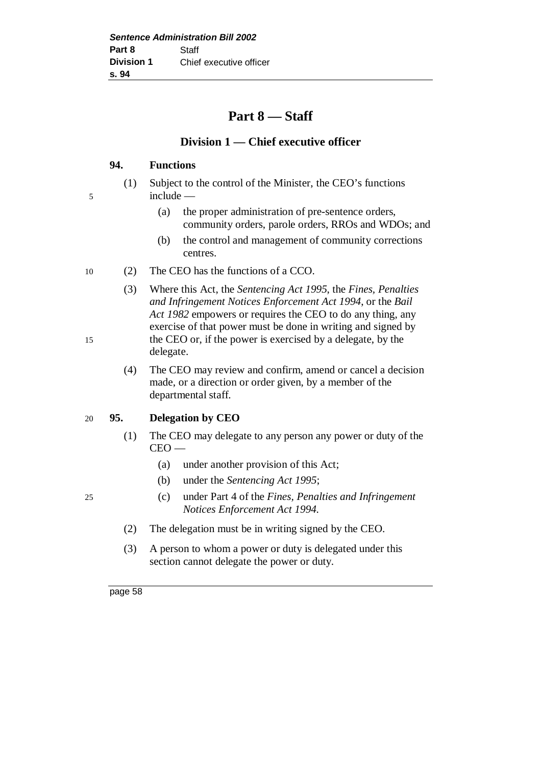# Part 8 — Staff

## Division 1 — Chief executive officer

### 94. Functions

(1) Subject to the control of the Minister, the CEO's functions include —

(a) the proper administration of pre-sentence orders, community orders, parole orders, RROs and WDOs; and

(b) the control and management of community corrections centres.

(2) The CEO has the functions of a CCO.

(3) Where this Act, the *Sentencing Act 1995*, the *Fines, Penalties and Infringement Notices Enforcement Act 1994*, or the *Bail Act 1982* empowers or requires the CEO to do any thing, any exercise of that power must be done in writing and signed by the CEO or, if the power is exercised by a delegate, by the delegate.

(4) The CEO may review and confirm, amend or cancel a decision made, or a direction or order given, by a member of the departmental staff.

### 95. Delegation by CEO

(1) The CEO may delegate to any person any power or duty of the CEO —

(a) under another provision of this Act;

(b) under the *Sentencing Act 1995*;

(c) under Part 4 of the *Fines, Penalties and Infringement Notices Enforcement Act 1994*.

(2) The delegation must be in writing signed by the CEO.

(3) A person to whom a power or duty is delegated under this section cannot delegate the power or duty.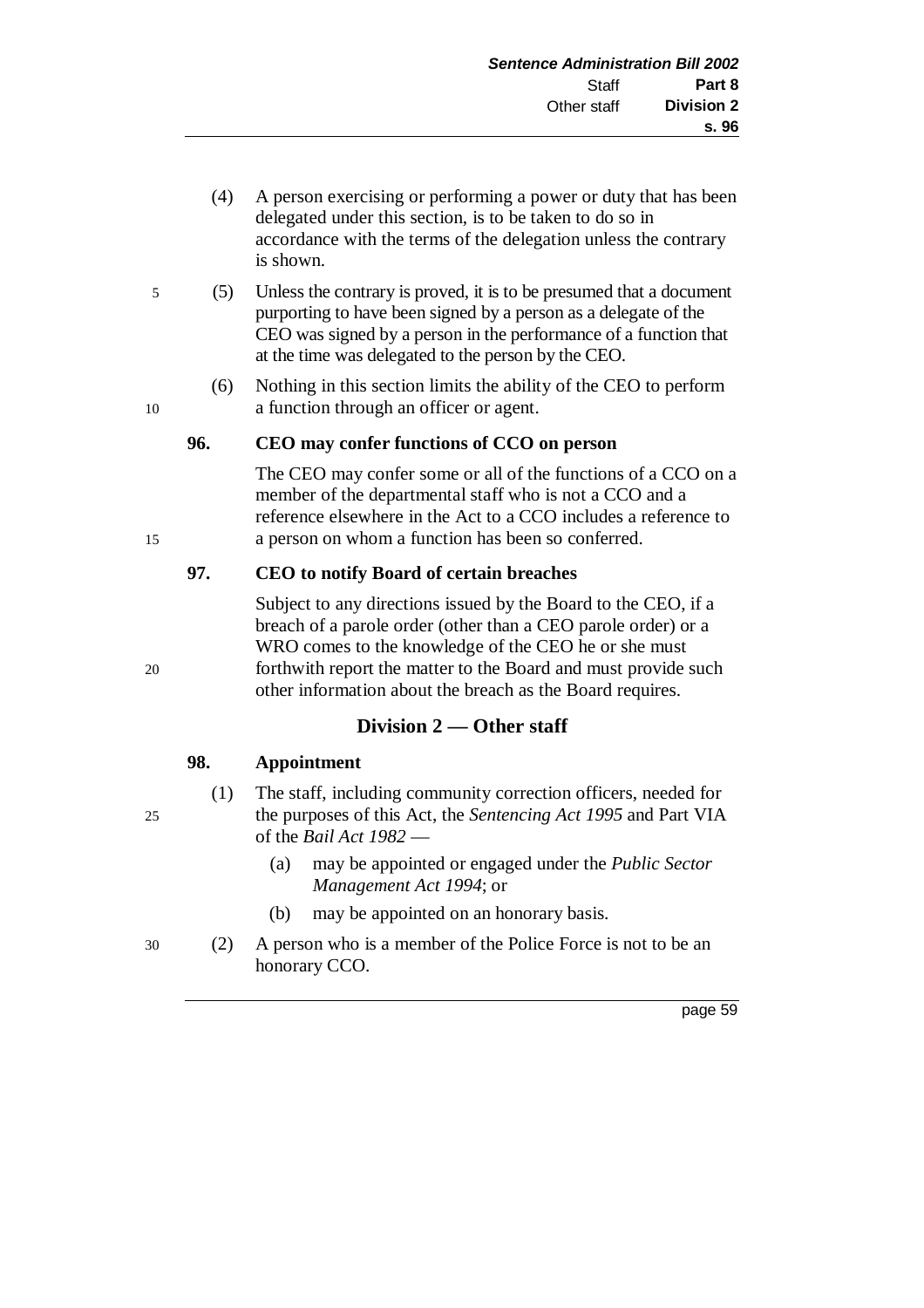(4) A person exercising or performing a power or duty that has been delegated under this section, is to be taken to do so in accordance with the terms of the delegation unless the contrary is shown.

(5) Unless the contrary is proved, it is to be presumed that a document purporting to have been signed by a person as a delegate of the CEO was signed by a person in the performance of a function that at the time was delegated to the person by the CEO.

(6) Nothing in this section limits the ability of the CEO to perform a function through an officer or agent.

**96. CEO may confer functions of CCO on person**

The CEO may confer some or all of the functions of a CCO on a member of the departmental staff who is not a CCO and a reference elsewhere in the Act to a CCO includes a reference to a person on whom a function has been so conferred.

**97. CEO to notify Board of certain breaches**

Subject to any directions issued by the Board to the CEO, if a breach of a parole order (other than a CEO parole order) or a WRO comes to the knowledge of the CEO he or she must forthwith report the matter to the Board and must provide such other information about the breach as the Board requires.

## Division 2 — Other staff

**98. Appointment**

(1) The staff, including community correction officers, needed for the purposes of this Act, the *Sentencing Act 1995* and Part VIA of the *Bail Act 1982* —

(a) may be appointed or engaged under the *Public Sector Management Act 1994*; or

(b) may be appointed on an honorary basis.

(2) A person who is a member of the Police Force is not to be an honorary CCO.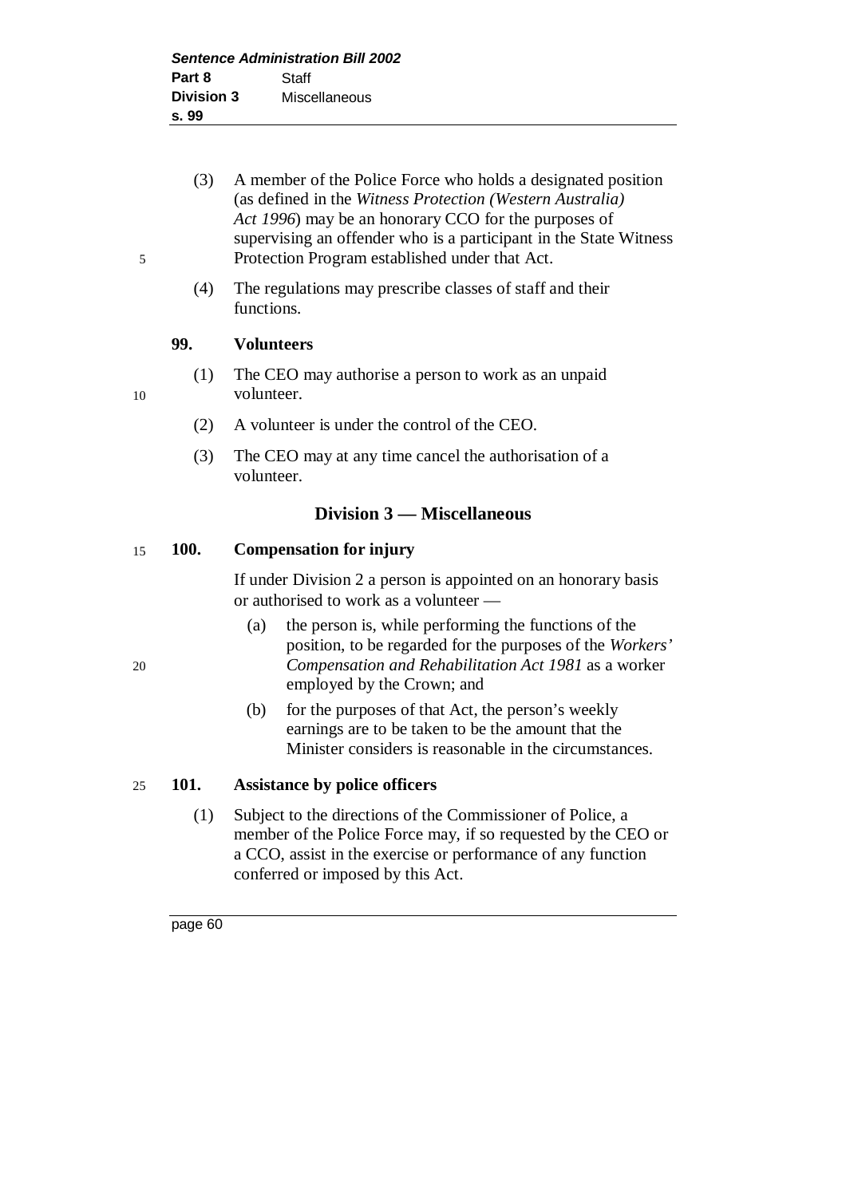(3) A member of the Police Force who holds a designated position (as defined in the *Witness Protection (Western Australia) Act 1996*) may be an honorary CCO for the purposes of supervising an offender who is a participant in the State Witness Protection Program established under that Act.

(4) The regulations may prescribe classes of staff and their functions.

**99. Volunteers**

(1) The CEO may authorise a person to work as an unpaid volunteer.

(2) A volunteer is under the control of the CEO.

(3) The CEO may at any time cancel the authorisation of a volunteer.

## Division 3 — Miscellaneous

**100. Compensation for injury**

If under Division 2 a person is appointed on an honorary basis or authorised to work as a volunteer —

(a) the person is, while performing the functions of the position, to be regarded for the purposes of the *Workers' Compensation and Rehabilitation Act 1981* as a worker employed by the Crown; and

(b) for the purposes of that Act, the person's weekly earnings are to be taken to be the amount that the Minister considers is reasonable in the circumstances.

**101. Assistance by police officers**

(1) Subject to the directions of the Commissioner of Police, a member of the Police Force may, if so requested by the CEO or a CCO, assist in the exercise or performance of any function conferred or imposed by this Act.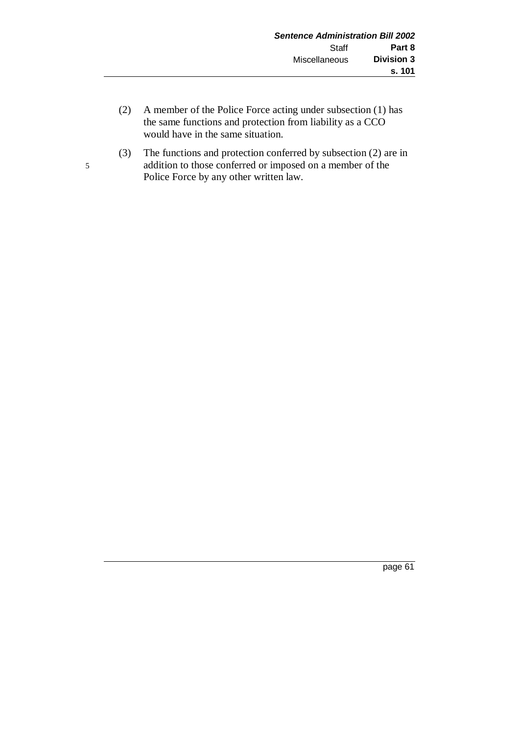(2) A member of the Police Force acting under subsection (1) has the same functions and protection from liability as a CCO would have in the same situation.

(3) The functions and protection conferred by subsection (2) are in addition to those conferred or imposed on a member of the Police Force by any other written law.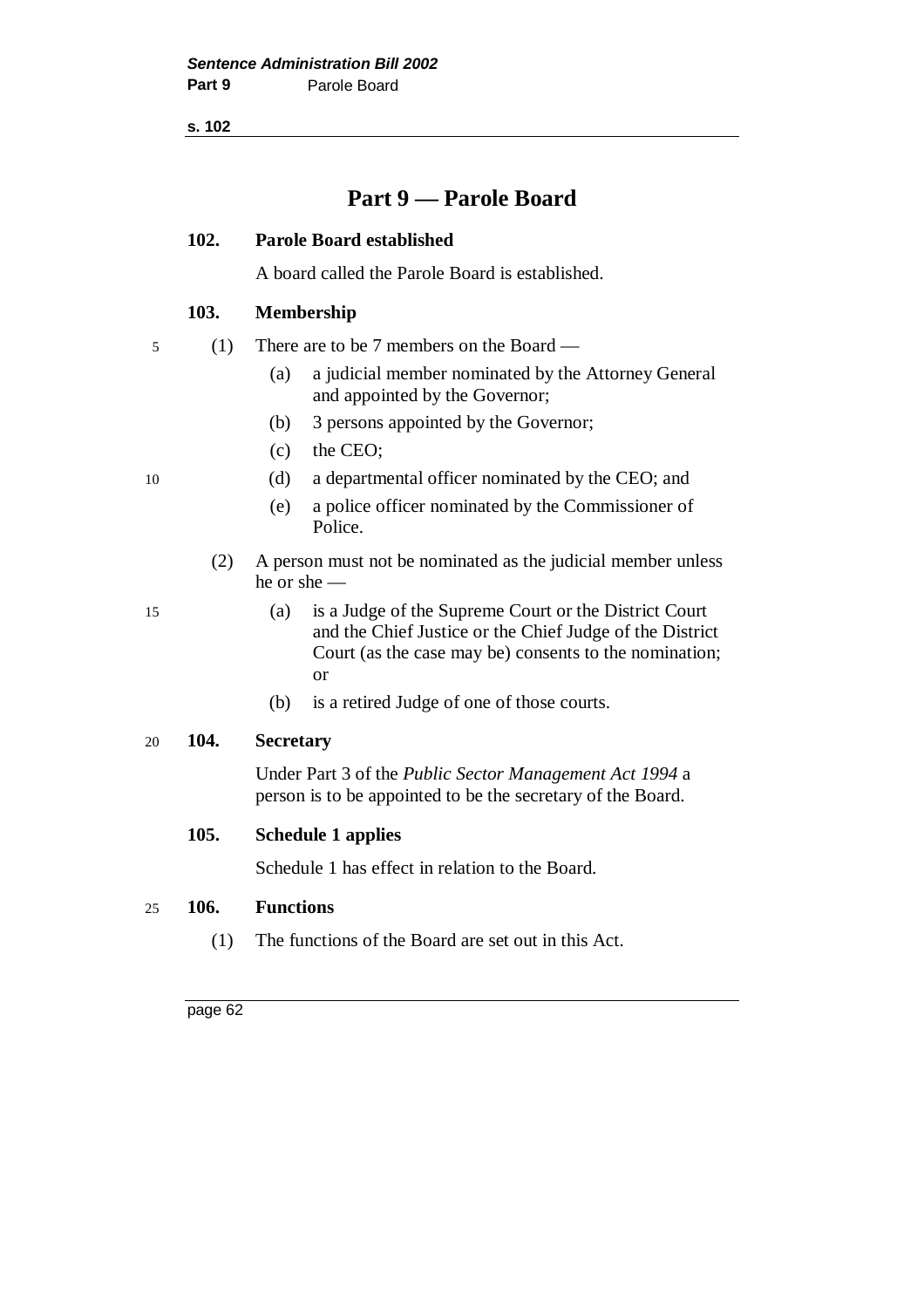# Part 9 — Parole Board

**102. Parole Board established**

A board called the Parole Board is established.

**103. Membership**

(1) There are to be 7 members on the Board —

(a) a judicial member nominated by the Attorney General and appointed by the Governor;

(b) 3 persons appointed by the Governor;

(c) the CEO;

(d) a departmental officer nominated by the CEO; and

(e) a police officer nominated by the Commissioner of Police.

(2) A person must not be nominated as the judicial member unless he or she —

(a) is a Judge of the Supreme Court or the District Court and the Chief Justice or the Chief Judge of the District Court (as the case may be) consents to the nomination; or

(b) is a retired Judge of one of those courts.

**104. Secretary**

Under Part 3 of the *Public Sector Management Act 1994* a person is to be appointed to be the secretary of the Board.

**105. Schedule 1 applies**

Schedule 1 has effect in relation to the Board.

**106. Functions**

(1) The functions of the Board are set out in this Act.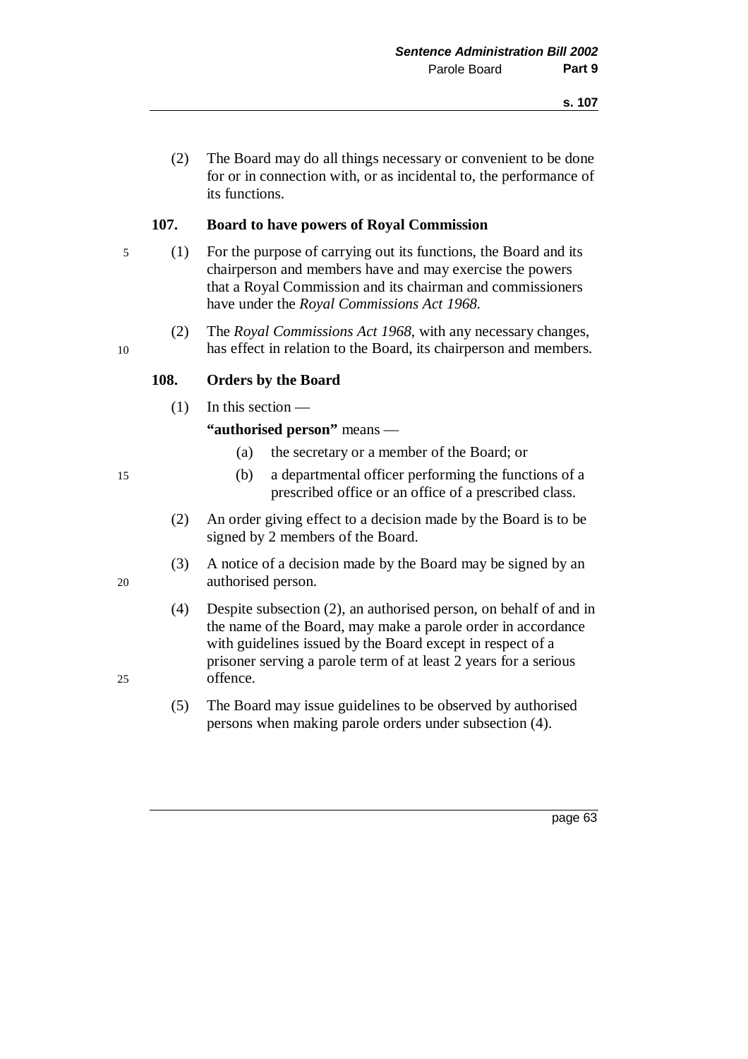(2) The Board may do all things necessary or convenient to be done for or in connection with, or as incidental to, the performance of its functions.

### 107. Board to have powers of Royal Commission

(1) For the purpose of carrying out its functions, the Board and its chairperson and members have and may exercise the powers that a Royal Commission and its chairman and commissioners have under the *Royal Commissions Act 1968*.

(2) The *Royal Commissions Act 1968*, with any necessary changes, has effect in relation to the Board, its chairperson and members.

### 108. Orders by the Board

(1) In this section —

**"authorised person"** means —

- (a) the secretary or a member of the Board; or
- (b) a departmental officer performing the functions of a prescribed office or an office of a prescribed class.

(2) An order giving effect to a decision made by the Board is to be signed by 2 members of the Board.

(3) A notice of a decision made by the Board may be signed by an authorised person.

(4) Despite subsection (2), an authorised person, on behalf of and in the name of the Board, may make a parole order in accordance with guidelines issued by the Board except in respect of a prisoner serving a parole term of at least 2 years for a serious offence.

(5) The Board may issue guidelines to be observed by authorised persons when making parole orders under subsection (4).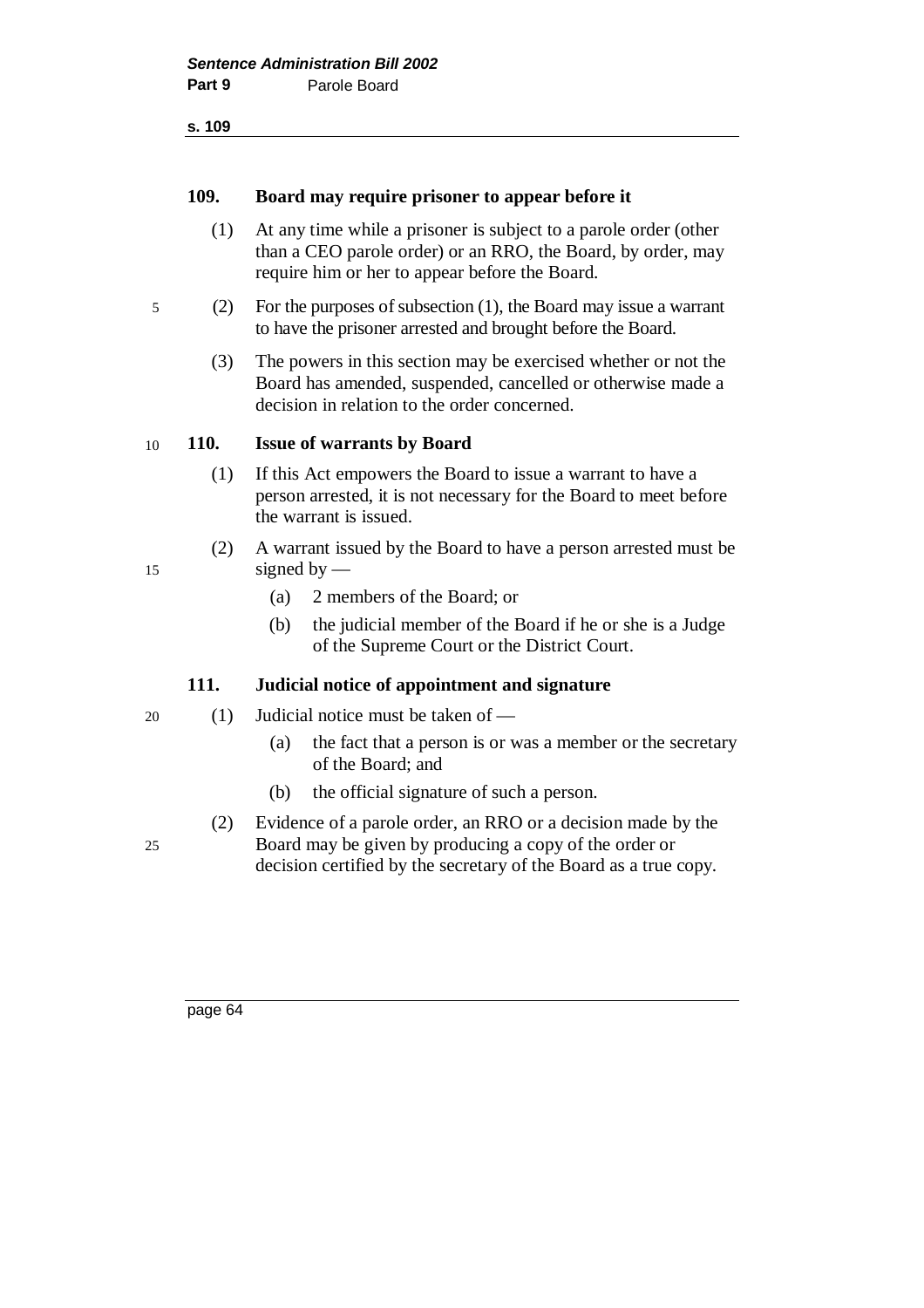### 109. Board may require prisoner to appear before it

(1) At any time while a prisoner is subject to a parole order (other than a CEO parole order) or an RRO, the Board, by order, may require him or her to appear before the Board.

(2) For the purposes of subsection (1), the Board may issue a warrant to have the prisoner arrested and brought before the Board.

(3) The powers in this section may be exercised whether or not the Board has amended, suspended, cancelled or otherwise made a decision in relation to the order concerned.

### 110. Issue of warrants by Board

(1) If this Act empowers the Board to issue a warrant to have a person arrested, it is not necessary for the Board to meet before the warrant is issued.

(2) A warrant issued by the Board to have a person arrested must be signed by —

- (a) 2 members of the Board; or
- (b) the judicial member of the Board if he or she is a Judge of the Supreme Court or the District Court.

### 111. Judicial notice of appointment and signature

(1) Judicial notice must be taken of —

- (a) the fact that a person is or was a member or the secretary of the Board; and
- (b) the official signature of such a person.

(2) Evidence of a parole order, an RRO or a decision made by the Board may be given by producing a copy of the order or decision certified by the secretary of the Board as a true copy.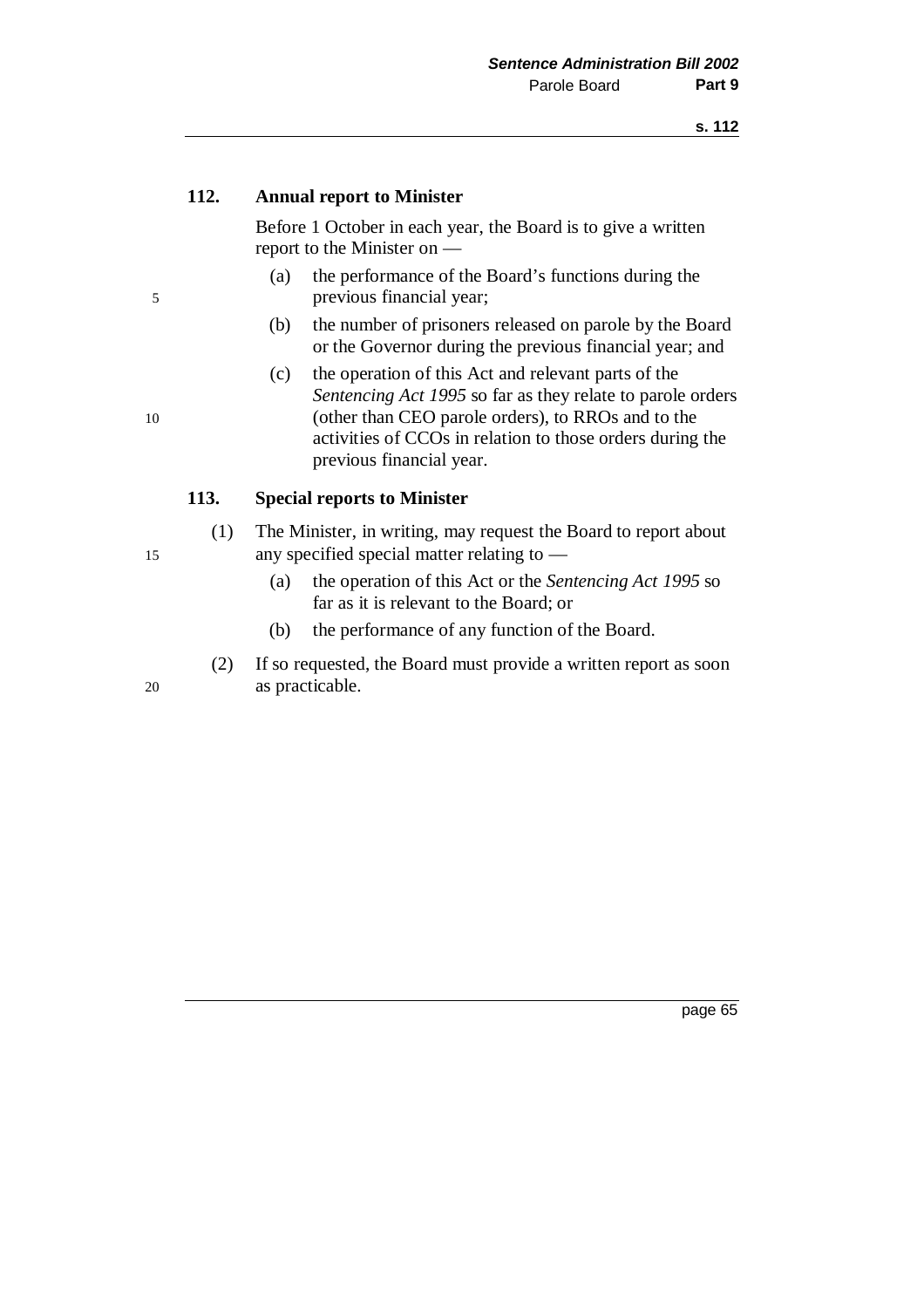### 112. Annual report to Minister

Before 1 October in each year, the Board is to give a written report to the Minister on —

(a) the performance of the Board's functions during the previous financial year;

(b) the number of prisoners released on parole by the Board or the Governor during the previous financial year; and

(c) the operation of this Act and relevant parts of the *Sentencing Act 1995* so far as they relate to parole orders (other than CEO parole orders), to RROs and to the activities of CCOs in relation to those orders during the previous financial year.

### 113. Special reports to Minister

(1) The Minister, in writing, may request the Board to report about any specified special matter relating to —

(a) the operation of this Act or the *Sentencing Act 1995* so far as it is relevant to the Board; or

(b) the performance of any function of the Board.

(2) If so requested, the Board must provide a written report as soon as practicable.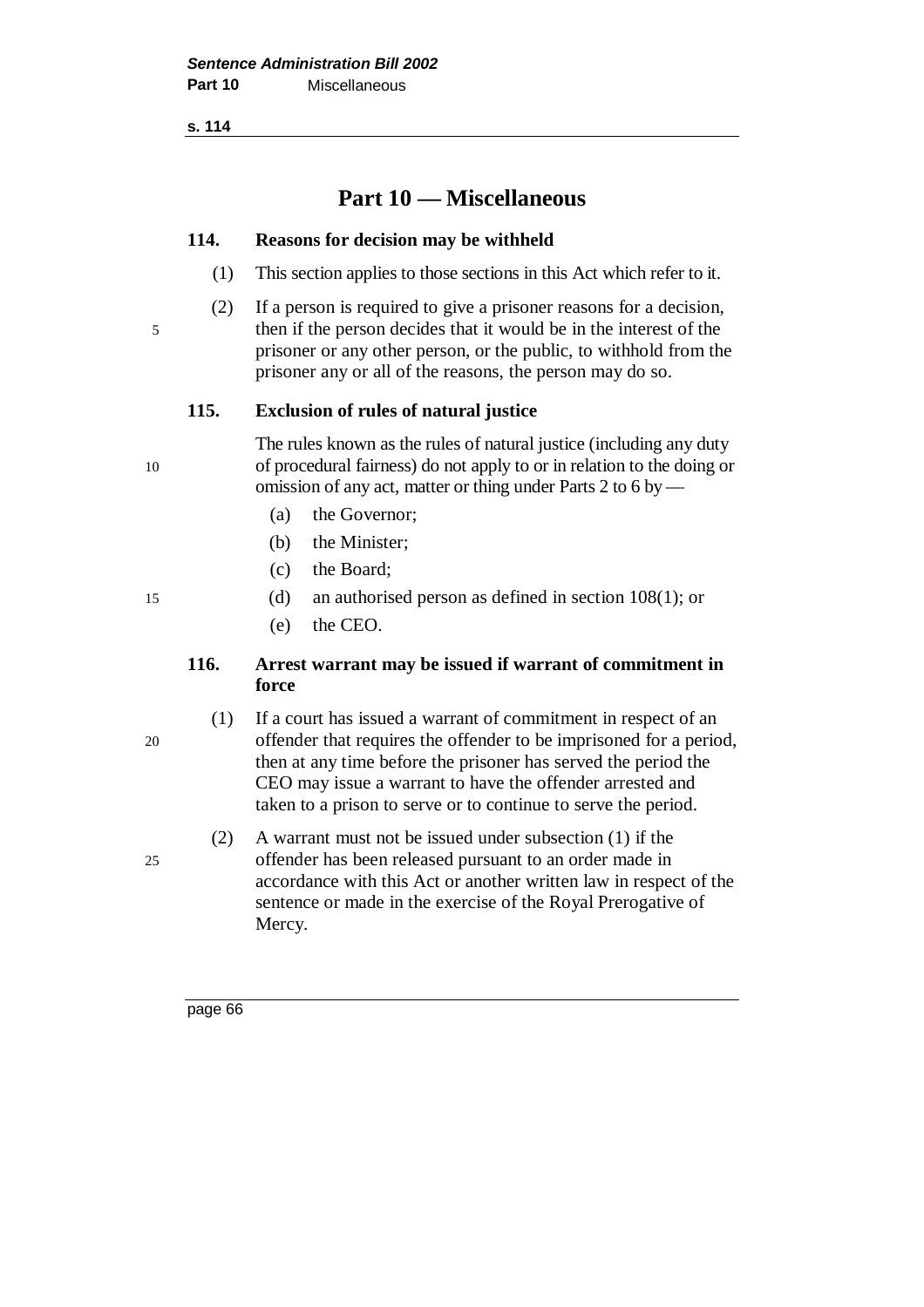# Part 10 — Miscellaneous

### 114. Reasons for decision may be withheld

(1) This section applies to those sections in this Act which refer to it.

(2) If a person is required to give a prisoner reasons for a decision, then if the person decides that it would be in the interest of the prisoner or any other person, or the public, to withhold from the prisoner any or all of the reasons, the person may do so.

### 115. Exclusion of rules of natural justice

The rules known as the rules of natural justice (including any duty of procedural fairness) do not apply to or in relation to the doing or omission of any act, matter or thing under Parts 2 to 6 by —

(a) the Governor;

(b) the Minister;

(c) the Board;

(d) an authorised person as defined in section 108(1); or

(e) the CEO.

### 116. Arrest warrant may be issued if warrant of commitment in force

(1) If a court has issued a warrant of commitment in respect of an offender that requires the offender to be imprisoned for a period, then at any time before the prisoner has served the period the CEO may issue a warrant to have the offender arrested and taken to a prison to serve or to continue to serve the period.

(2) A warrant must not be issued under subsection (1) if the offender has been released pursuant to an order made in accordance with this Act or another written law in respect of the sentence or made in the exercise of the Royal Prerogative of Mercy.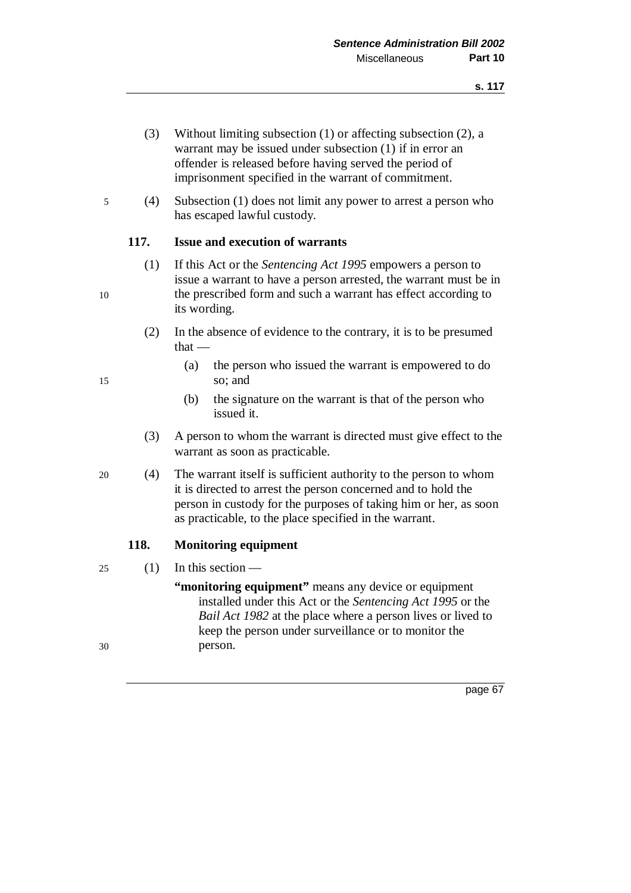(3) Without limiting subsection (1) or affecting subsection (2), a warrant may be issued under subsection (1) if in error an offender is released before having served the period of imprisonment specified in the warrant of commitment.

(4) Subsection (1) does not limit any power to arrest a person who has escaped lawful custody.

### 117. Issue and execution of warrants

(1) If this Act or the *Sentencing Act 1995* empowers a person to issue a warrant to have a person arrested, the warrant must be in the prescribed form and such a warrant has effect according to its wording.

(2) In the absence of evidence to the contrary, it is to be presumed that —

- (a) the person who issued the warrant is empowered to do so; and
- (b) the signature on the warrant is that of the person who issued it.

(3) A person to whom the warrant is directed must give effect to the warrant as soon as practicable.

(4) The warrant itself is sufficient authority to the person to whom it is directed to arrest the person concerned and to hold the person in custody for the purposes of taking him or her, as soon as practicable, to the place specified in the warrant.

### 118. Monitoring equipment

(1) In this section —

**"monitoring equipment"** means any device or equipment installed under this Act or the *Sentencing Act 1995* or the *Bail Act 1982* at the place where a person lives or lived to keep the person under surveillance or to monitor the person.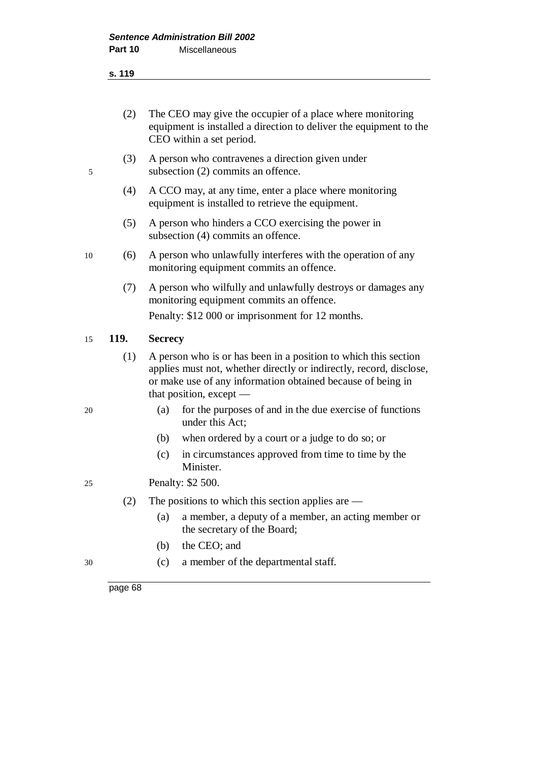(2) The CEO may give the occupier of a place where monitoring equipment is installed a direction to deliver the equipment to the CEO within a set period.

(3) A person who contravenes a direction given under subsection (2) commits an offence.

(4) A CCO may, at any time, enter a place where monitoring equipment is installed to retrieve the equipment.

(5) A person who hinders a CCO exercising the power in subsection (4) commits an offence.

(6) A person who unlawfully interferes with the operation of any monitoring equipment commits an offence.

(7) A person who wilfully and unlawfully destroys or damages any monitoring equipment commits an offence.

Penalty: $12 000 or imprisonment for 12 months.

## 119. Secrecy

(1) A person who is or has been in a position to which this section applies must not, whether directly or indirectly, record, disclose, or make use of any information obtained because of being in that position, except —

- (a) for the purposes of and in the due exercise of functions under this Act;
- (b) when ordered by a court or a judge to do so; or
- (c) in circumstances approved from time to time by the Minister.

Penalty: $2 500.

(2) The positions to which this section applies are —

- (a) a member, a deputy of a member, an acting member or the secretary of the Board;
- (b) the CEO; and
- (c) a member of the departmental staff.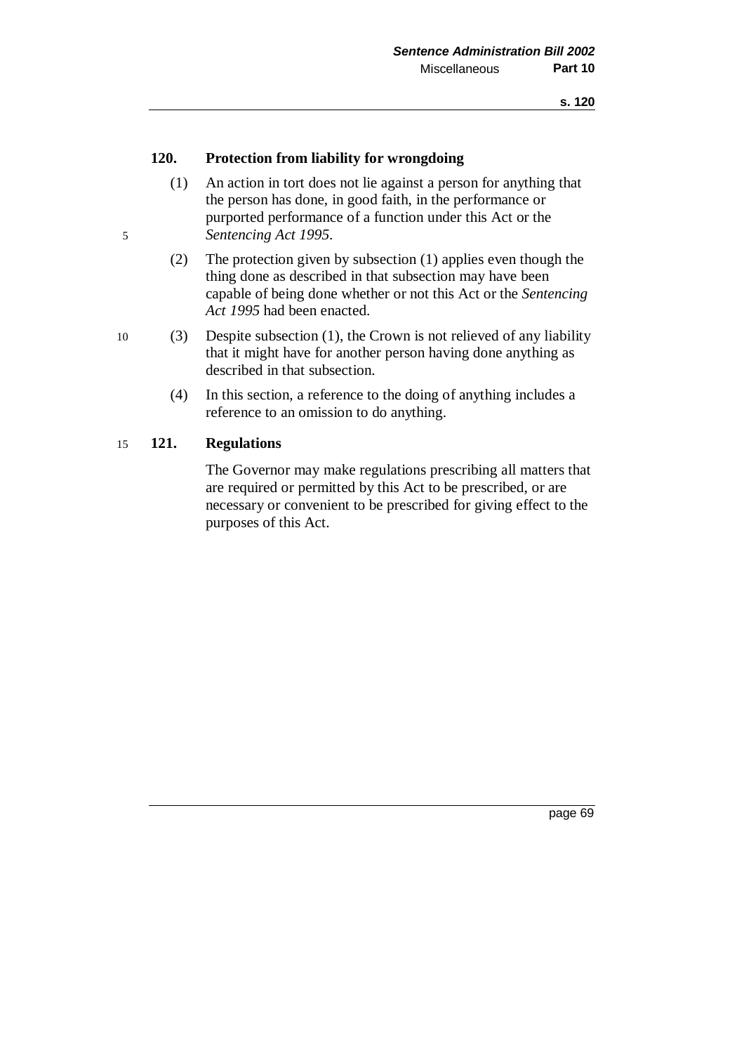### 120. Protection from liability for wrongdoing

(1) An action in tort does not lie against a person for anything that the person has done, in good faith, in the performance or purported performance of a function under this Act or the *Sentencing Act 1995*.

(2) The protection given by subsection (1) applies even though the thing done as described in that subsection may have been capable of being done whether or not this Act or the *Sentencing Act 1995* had been enacted.

(3) Despite subsection (1), the Crown is not relieved of any liability that it might have for another person having done anything as described in that subsection.

(4) In this section, a reference to the doing of anything includes a reference to an omission to do anything.

### 121. Regulations

The Governor may make regulations prescribing all matters that are required or permitted by this Act to be prescribed, or are necessary or convenient to be prescribed for giving effect to the purposes of this Act.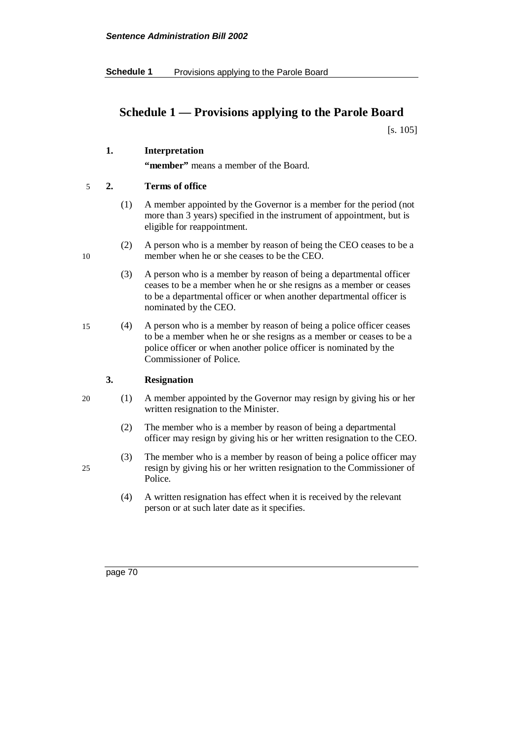# Schedule 1 — Provisions applying to the Parole Board

[s. 105]

**1. Interpretation**

**"member"** means a member of the Board.

**2. Terms of office**

(1) A member appointed by the Governor is a member for the period (not more than 3 years) specified in the instrument of appointment, but is eligible for reappointment.

(2) A person who is a member by reason of being the CEO ceases to be a member when he or she ceases to be the CEO.

(3) A person who is a member by reason of being a departmental officer ceases to be a member when he or she resigns as a member or ceases to be a departmental officer or when another departmental officer is nominated by the CEO.

(4) A person who is a member by reason of being a police officer ceases to be a member when he or she resigns as a member or ceases to be a police officer or when another police officer is nominated by the Commissioner of Police.

**3. Resignation**

(1) A member appointed by the Governor may resign by giving his or her written resignation to the Minister.

(2) The member who is a member by reason of being a departmental officer may resign by giving his or her written resignation to the CEO.

(3) The member who is a member by reason of being a police officer may resign by giving his or her written resignation to the Commissioner of Police.

(4) A written resignation has effect when it is received by the relevant person or at such later date as it specifies.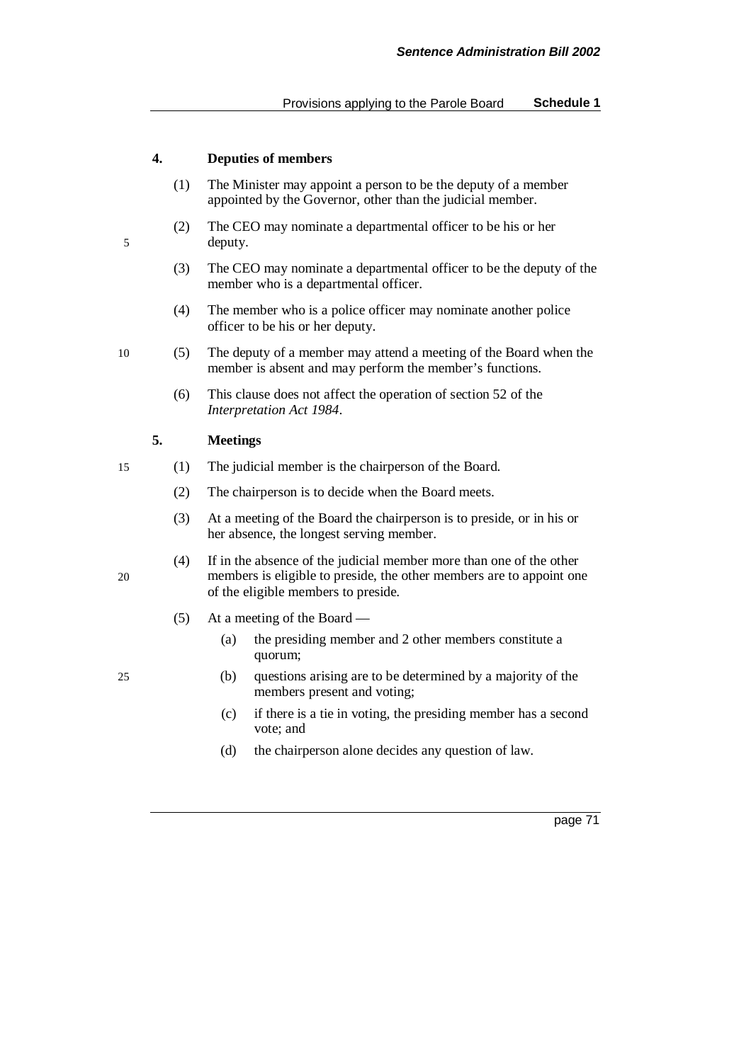## 4. Deputies of members

(1) The Minister may appoint a person to be the deputy of a member appointed by the Governor, other than the judicial member.

(2) The CEO may nominate a departmental officer to be his or her deputy.

(3) The CEO may nominate a departmental officer to be the deputy of the member who is a departmental officer.

(4) The member who is a police officer may nominate another police officer to be his or her deputy.

(5) The deputy of a member may attend a meeting of the Board when the member is absent and may perform the member's functions.

(6) This clause does not affect the operation of section 52 of the *Interpretation Act 1984*.

## 5. Meetings

(1) The judicial member is the chairperson of the Board.

(2) The chairperson is to decide when the Board meets.

(3) At a meeting of the Board the chairperson is to preside, or in his or her absence, the longest serving member.

(4) If in the absence of the judicial member more than one of the other members is eligible to preside, the other members are to appoint one of the eligible members to preside.

(5) At a meeting of the Board —

- (a) the presiding member and 2 other members constitute a quorum;
- (b) questions arising are to be determined by a majority of the members present and voting;
- (c) if there is a tie in voting, the presiding member has a second vote; and
- (d) the chairperson alone decides any question of law.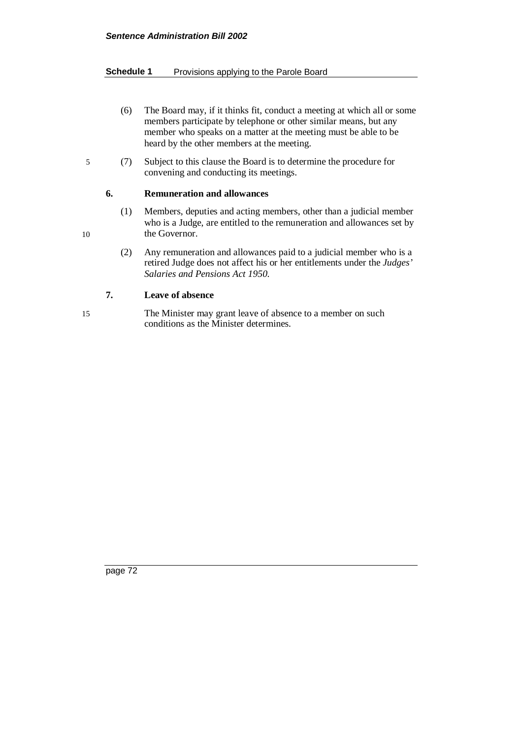(6) The Board may, if it thinks fit, conduct a meeting at which all or some members participate by telephone or other similar means, but any member who speaks on a matter at the meeting must be able to be heard by the other members at the meeting.

(7) Subject to this clause the Board is to determine the procedure for convening and conducting its meetings.

**6. Remuneration and allowances**

(1) Members, deputies and acting members, other than a judicial member who is a Judge, are entitled to the remuneration and allowances set by the Governor.

(2) Any remuneration and allowances paid to a judicial member who is a retired Judge does not affect his or her entitlements under the *Judges' Salaries and Pensions Act 1950*.

**7. Leave of absence**

The Minister may grant leave of absence to a member on such conditions as the Minister determines.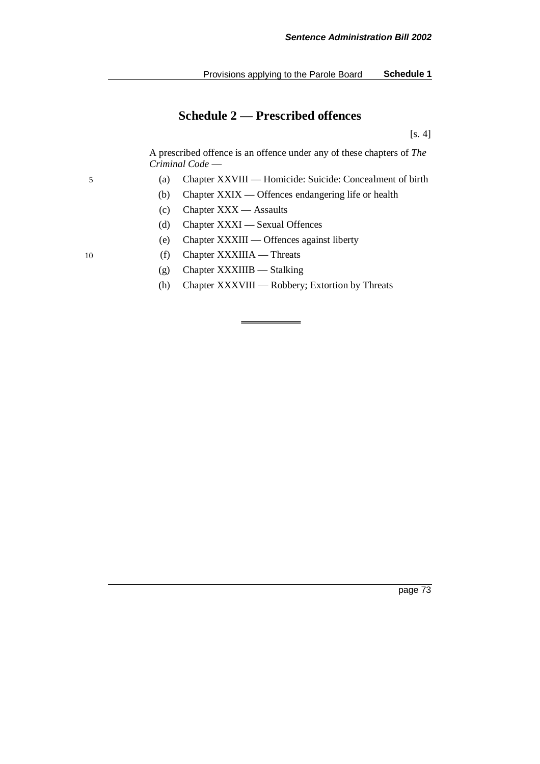# Schedule 2 — Prescribed offences

[s. 4]

A prescribed offence is an offence under any of these chapters of *The Criminal Code* —

(a) Chapter XXVIII — Homicide: Suicide: Concealment of birth

(b) Chapter XXIX — Offences endangering life or health

(c) Chapter XXX — Assaults

(d) Chapter XXXI — Sexual Offences

(e) Chapter XXXIII — Offences against liberty

(f) Chapter XXXIIIA — Threats

(g) Chapter XXXIIIB — Stalking

(h) Chapter XXXVIII — Robbery; Extortion by Threats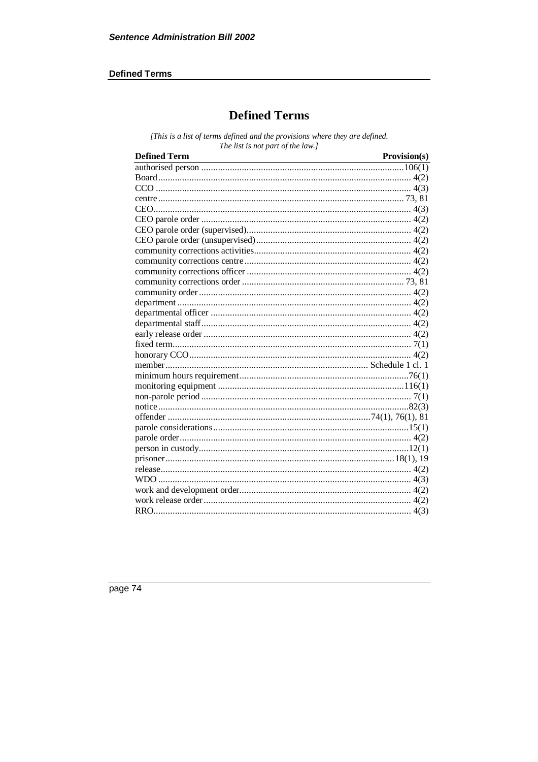# Defined Terms

*[This is a list of terms defined and the provisions where they are defined. The list is not part of the law.]*

| Defined Term | Provision(s) |
|---|---|
| authorised person | 106(1) |
| Board | 4(2) |
| CCO | 4(3) |
| centre | 73, 81 |
| CEO | 4(3) |
| CEO parole order | 4(2) |
| CEO parole order (supervised) | 4(2) |
| CEO parole order (unsupervised) | 4(2) |
| community corrections activities | 4(2) |
| community corrections centre | 4(2) |
| community corrections officer | 4(2) |
| community corrections order | 73, 81 |
| community order | 4(2) |
| department | 4(2) |
| departmental officer | 4(2) |
| departmental staff | 4(2) |
| early release order | 4(2) |
| fixed term | 7(1) |
| honorary CCO | 4(2) |
| member | Schedule 1 cl. 1 |
| minimum hours requirement | 76(1) |
| monitoring equipment | 116(1) |
| non-parole period | 7(1) |
| notice | 82(3) |
| offender | 74(1), 76(1), 81 |
| parole considerations | 15(1) |
| parole order | 4(2) |
| person in custody | 12(1) |
| prisoner | 18(1), 19 |
| release | 4(2) |
| WDO | 4(3) |
| work and development order | 4(2) |
| work release order | 4(2) |
| RRO | 4(3) |